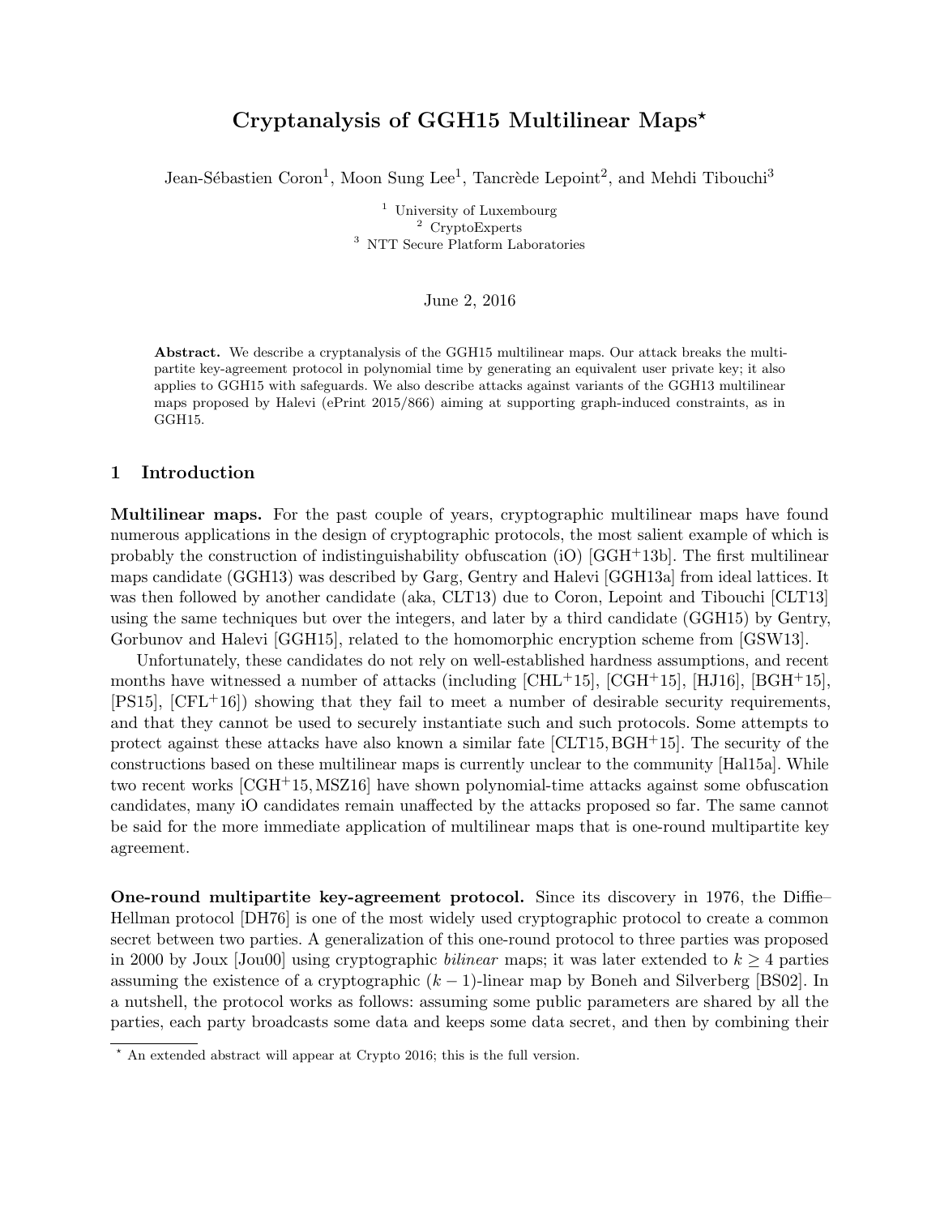# Cryptanalysis of GGH15 Multilinear Maps*

Jean-Sébastien Coron[1], Moon Sung Lee[1], Tancrède Lepoint[2], and Mehdi Tibouchi[3]

[1] University of Luxembourg
[2] CryptoExperts
[3] NTT Secure Platform Laboratories

June 2, 2016

**Abstract.** We describe a cryptanalysis of the GGH15 multilinear maps. Our attack breaks the multipartite key-agreement protocol in polynomial time by generating an equivalent user private key; it also applies to GGH15 with safeguards. We also describe attacks against variants of the GGH13 multilinear maps proposed by Halevi (ePrint 2015/866) aiming at supporting graph-induced constraints, as in GGH15.

## 1 Introduction

**Multilinear maps.** For the past couple of years, cryptographic multilinear maps have found numerous applications in the design of cryptographic protocols, the most salient example of which is probably the construction of indistinguishability obfuscation (iO) [GGH+13b]. The first multilinear maps candidate (GGH13) was described by Garg, Gentry and Halevi [GGH13a] from ideal lattices. It was then followed by another candidate (aka, CLT13) due to Coron, Lepoint and Tibouchi [CLT13] using the same techniques but over the integers, and later by a third candidate (GGH15) by Gentry, Gorbunov and Halevi [GGH15], related to the homomorphic encryption scheme from [GSW13].

Unfortunately, these candidates do not rely on well-established hardness assumptions, and recent months have witnessed a number of attacks (including [CHL+15], [CGH+15], [HJ16], [BGH+15], [PS15], [CFL+16]) showing that they fail to meet a number of desirable security requirements, and that they cannot be used to securely instantiate such and such protocols. Some attempts to protect against these attacks have also known a similar fate [CLT15, BGH+15]. The security of the constructions based on these multilinear maps is currently unclear to the community [Hal15a]. While two recent works [CGH+15, MSZ16] have shown polynomial-time attacks against some obfuscation candidates, many iO candidates remain unaffected by the attacks proposed so far. The same cannot be said for the more immediate application of multilinear maps that is one-round multipartite key agreement.

**One-round multipartite key-agreement protocol.** Since its discovery in 1976, the Diffie–Hellman protocol [DH76] is one of the most widely used cryptographic protocol to create a common secret between two parties. A generalization of this one-round protocol to three parties was proposed in 2000 by Joux [Jou00] using cryptographic *bilinear* maps; it was later extended to $k \geq 4$ parties assuming the existence of a cryptographic $(k-1)$-linear map by Boneh and Silverberg [BS02]. In a nutshell, the protocol works as follows: assuming some public parameters are shared by all the parties, each party broadcasts some data and keeps some data secret, and then by combining their

* An extended abstract will appear at Crypto 2016; this is the full version.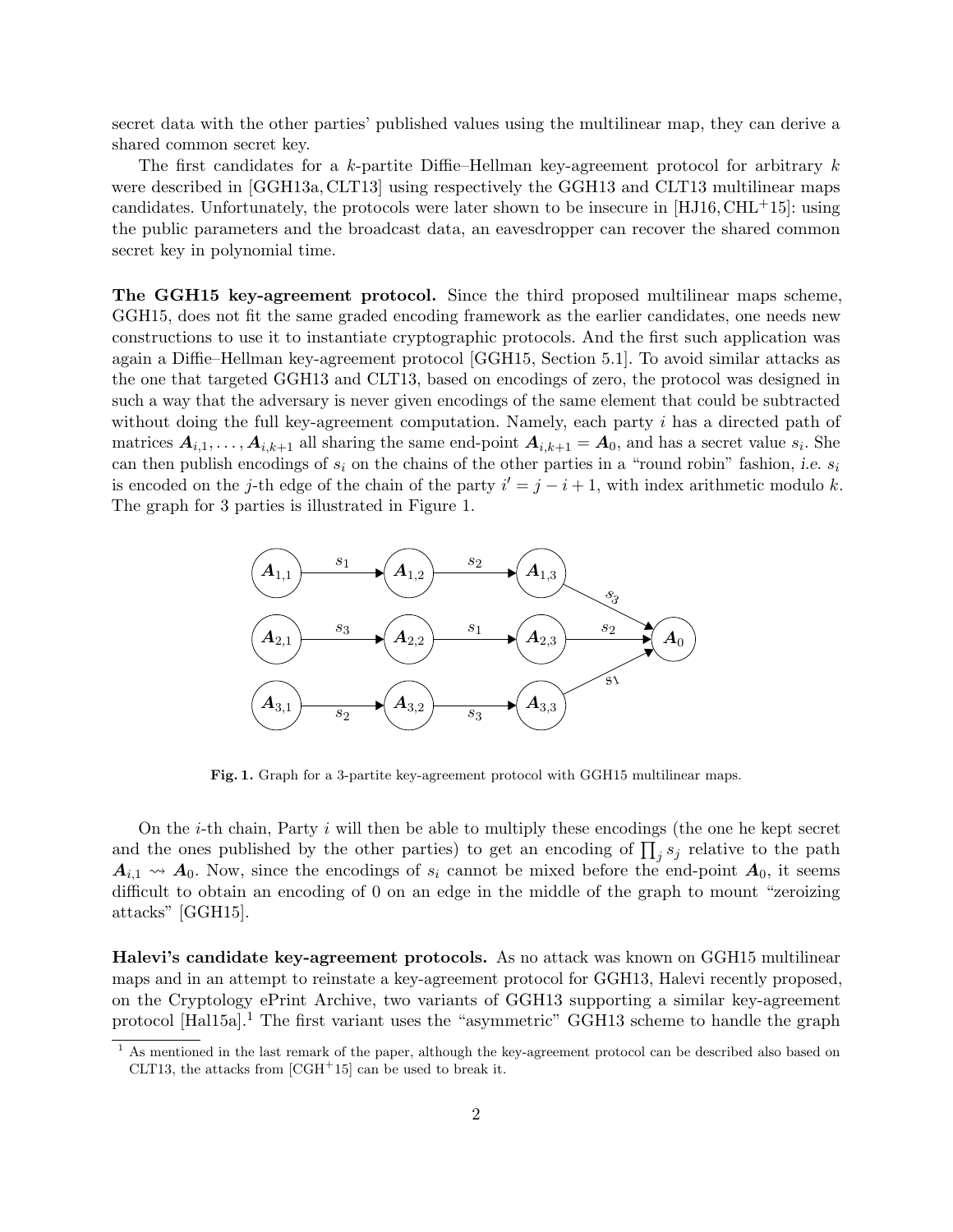secret data with the other parties' published values using the multilinear map, they can derive a shared common secret key.

The first candidates for a $k$-partite Diffie–Hellman key-agreement protocol for arbitrary $k$ were described in [GGH13a, CLT13] using respectively the GGH13 and CLT13 multilinear maps candidates. Unfortunately, the protocols were later shown to be insecure in [HJ16, CHL+15]: using the public parameters and the broadcast data, an eavesdropper can recover the shared common secret key in polynomial time.

**The GGH15 key-agreement protocol.** Since the third proposed multilinear maps scheme, GGH15, does not fit the same graded encoding framework as the earlier candidates, one needs new constructions to use it to instantiate cryptographic protocols. And the first such application was again a Diffie–Hellman key-agreement protocol [GGH15, Section 5.1]. To avoid similar attacks as the one that targeted GGH13 and CLT13, based on encodings of zero, the protocol was designed in such a way that the adversary is never given encodings of the same element that could be subtracted without doing the full key-agreement computation. Namely, each party $i$ has a directed path of matrices $\boldsymbol{A}_{i,1}, \ldots, \boldsymbol{A}_{i,k+1}$ all sharing the same end-point $\boldsymbol{A}_{i,k+1} = \boldsymbol{A}_0$, and has a secret value $s_i$. She can then publish encodings of $s_i$ on the chains of the other parties in a "round robin" fashion, *i.e.* $s_i$ is encoded on the $j$-th edge of the chain of the party $i' = j - i + 1$, with index arithmetic modulo $k$. The graph for 3 parties is illustrated in Figure 1.

**Fig. 1.** Graph for a 3-partite key-agreement protocol with GGH15 multilinear maps.

On the $i$-th chain, Party $i$ will then be able to multiply these encodings (the one he kept secret and the ones published by the other parties) to get an encoding of $\prod_j s_j$ relative to the path $\boldsymbol{A}_{i,1} \rightsquigarrow \boldsymbol{A}_0$. Now, since the encodings of $s_i$ cannot be mixed before the end-point $\boldsymbol{A}_0$, it seems difficult to obtain an encoding of 0 on an edge in the middle of the graph to mount "zeroizing attacks" [GGH15].

**Halevi's candidate key-agreement protocols.** As no attack was known on GGH15 multilinear maps and in an attempt to reinstate a key-agreement protocol for GGH13, Halevi recently proposed, on the Cryptology ePrint Archive, two variants of GGH13 supporting a similar key-agreement protocol [Hal15a].[1] The first variant uses the "asymmetric" GGH13 scheme to handle the graph

[1] As mentioned in the last remark of the paper, although the key-agreement protocol can be described also based on CLT13, the attacks from [CGH+15] can be used to break it.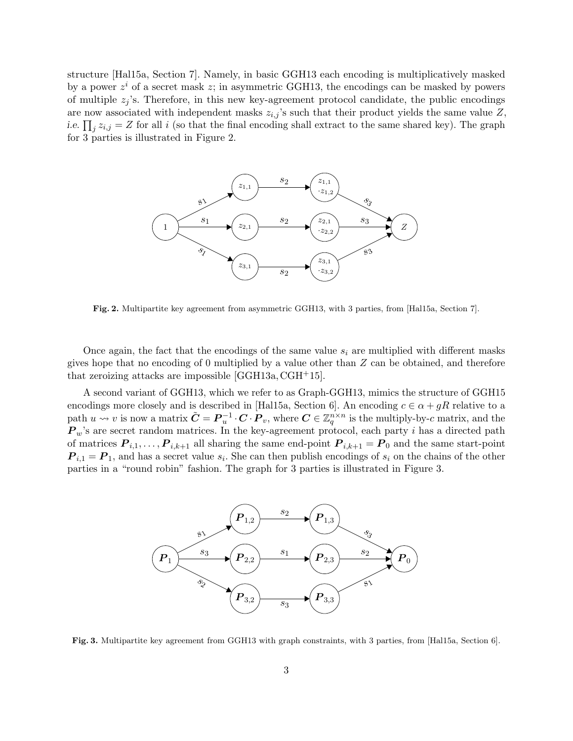structure [Hal15a, Section 7]. Namely, in basic GGH13 each encoding is multiplicatively masked by a power $z^i$ of a secret mask $z$; in asymmetric GGH13, the encodings can be masked by powers of multiple $z_j$'s. Therefore, in this new key-agreement protocol candidate, the public encodings are now associated with independent masks $z_{i,j}$'s such that their product yields the same value $Z$, *i.e.* $\prod_j z_{i,j} = Z$ for all $i$ (so that the final encoding shall extract to the same shared key). The graph for 3 parties is illustrated in Figure 2.

**Fig. 2.** Multipartite key agreement from asymmetric GGH13, with 3 parties, from [Hal15a, Section 7].

Once again, the fact that the encodings of the same value $s_i$ are multiplied with different masks gives hope that no encoding of 0 multiplied by a value other than $Z$ can be obtained, and therefore that zeroizing attacks are impossible [GGH13a, CGH+15].

A second variant of GGH13, which we refer to as Graph-GGH13, mimics the structure of GGH15 encodings more closely and is described in [Hal15a, Section 6]. An encoding $c \in \alpha + gR$ relative to a path $u \rightsquigarrow v$ is now a matrix $\tilde{\boldsymbol{C}} = \boldsymbol{P}_u^{-1} \cdot \boldsymbol{C} \cdot \boldsymbol{P}_v$, where $\boldsymbol{C} \in \mathbb{Z}_q^{n \times n}$ is the multiply-by-$c$ matrix, and the $\boldsymbol{P}_w$'s are secret random matrices. In the key-agreement protocol, each party $i$ has a directed path of matrices $\boldsymbol{P}_{i,1}, \ldots, \boldsymbol{P}_{i,k+1}$ all sharing the same end-point $\boldsymbol{P}_{i,k+1} = \boldsymbol{P}_0$ and the same start-point $\boldsymbol{P}_{i,1} = \boldsymbol{P}_1$, and has a secret value $s_i$. She can then publish encodings of $s_i$ on the chains of the other parties in a "round robin" fashion. The graph for 3 parties is illustrated in Figure 3.

**Fig. 3.** Multipartite key agreement from GGH13 with graph constraints, with 3 parties, from [Hal15a, Section 6].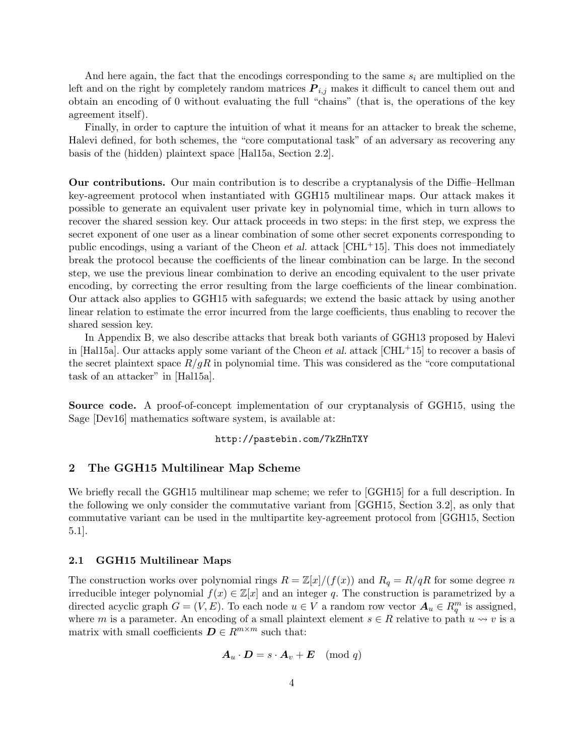And here again, the fact that the encodings corresponding to the same $s_i$ are multiplied on the left and on the right by completely random matrices $\boldsymbol{P}_{i,j}$ makes it difficult to cancel them out and obtain an encoding of 0 without evaluating the full "chains" (that is, the operations of the key agreement itself).

Finally, in order to capture the intuition of what it means for an attacker to break the scheme, Halevi defined, for both schemes, the "core computational task" of an adversary as recovering any basis of the (hidden) plaintext space [Hal15a, Section 2.2].

**Our contributions.** Our main contribution is to describe a cryptanalysis of the Diffie–Hellman key-agreement protocol when instantiated with GGH15 multilinear maps. Our attack makes it possible to generate an equivalent user private key in polynomial time, which in turn allows to recover the shared session key. Our attack proceeds in two steps: in the first step, we express the secret exponent of one user as a linear combination of some other secret exponents corresponding to public encodings, using a variant of the Cheon *et al.* attack [CHL+15]. This does not immediately break the protocol because the coefficients of the linear combination can be large. In the second step, we use the previous linear combination to derive an encoding equivalent to the user private encoding, by correcting the error resulting from the large coefficients of the linear combination. Our attack also applies to GGH15 with safeguards; we extend the basic attack by using another linear relation to estimate the error incurred from the large coefficients, thus enabling to recover the shared session key.

In Appendix B, we also describe attacks that break both variants of GGH13 proposed by Halevi in [Hal15a]. Our attacks apply some variant of the Cheon *et al.* attack [CHL+15] to recover a basis of the secret plaintext space $R/gR$ in polynomial time. This was considered as the "core computational task of an attacker" in [Hal15a].

**Source code.** A proof-of-concept implementation of our cryptanalysis of GGH15, using the Sage [Dev16] mathematics software system, is available at:

http://pastebin.com/7kZHnTXY

## 2 The GGH15 Multilinear Map Scheme

We briefly recall the GGH15 multilinear map scheme; we refer to [GGH15] for a full description. In the following we only consider the commutative variant from [GGH15, Section 3.2], as only that commutative variant can be used in the multipartite key-agreement protocol from [GGH15, Section 5.1].

### 2.1 GGH15 Multilinear Maps

The construction works over polynomial rings $R = \mathbb{Z}[x]/(f(x))$ and $R_q = R/qR$ for some degree $n$ irreducible integer polynomial $f(x) \in \mathbb{Z}[x]$ and an integer $q$. The construction is parametrized by a directed acyclic graph $G = (V, E)$. To each node $u \in V$ a random row vector $\boldsymbol{A}_u \in R_q^m$ is assigned, where $m$ is a parameter. An encoding of a small plaintext element $s \in R$ relative to path $u \rightsquigarrow v$ is a matrix with small coefficients $\boldsymbol{D} \in R^{m \times m}$ such that:

$$\boldsymbol{A}_u \cdot \boldsymbol{D} = s \cdot \boldsymbol{A}_v + \boldsymbol{E} \pmod q$$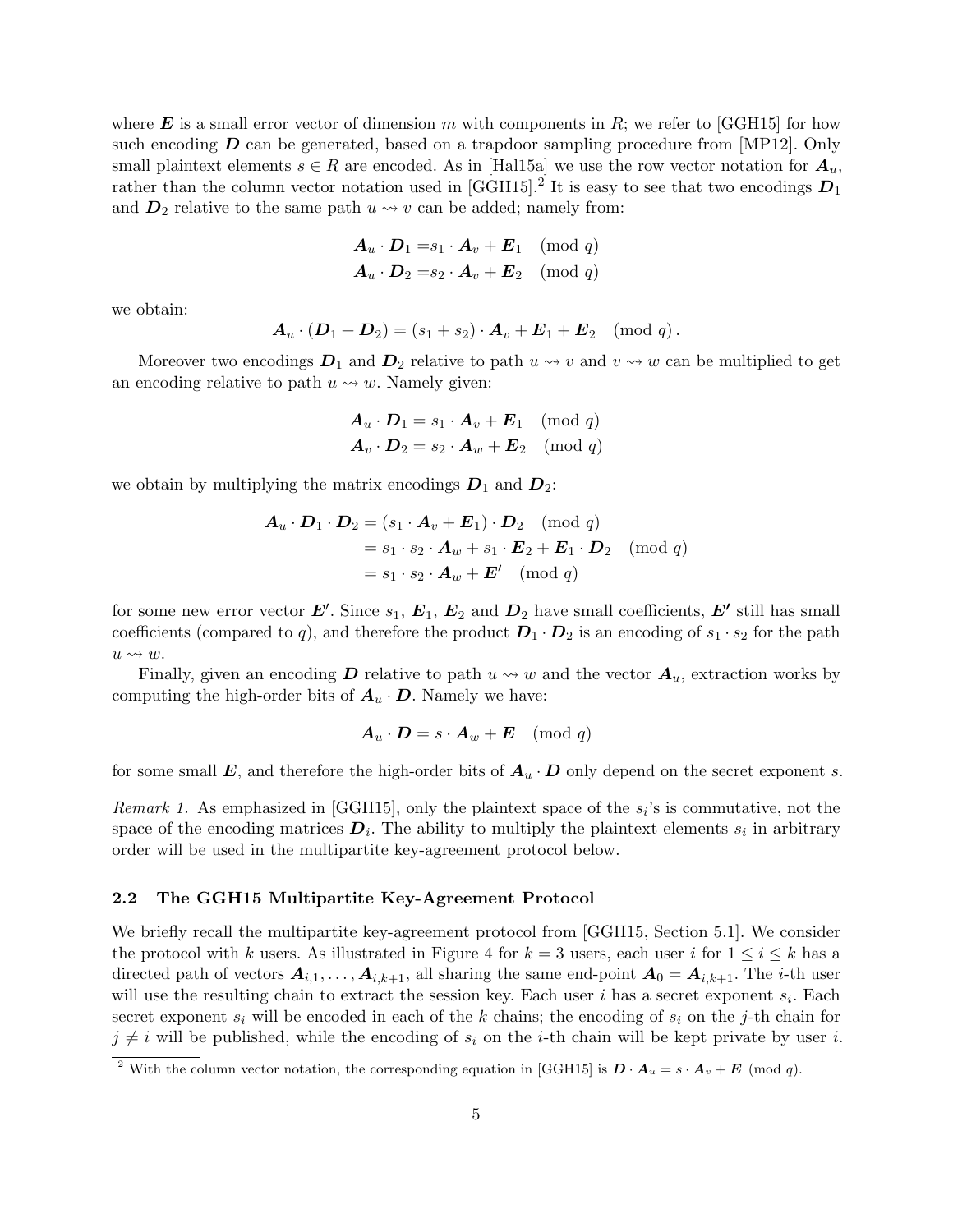where $\boldsymbol{E}$ is a small error vector of dimension $m$ with components in $R$; we refer to [GGH15] for how such encoding $\boldsymbol{D}$ can be generated, based on a trapdoor sampling procedure from [MP12]. Only small plaintext elements $s \in R$ are encoded. As in [Hal15a] we use the row vector notation for $\boldsymbol{A}_u$, rather than the column vector notation used in [GGH15].[2] It is easy to see that two encodings $\boldsymbol{D}_1$ and $\boldsymbol{D}_2$ relative to the same path $u \rightsquigarrow v$ can be added; namely from:

$$\begin{aligned}
\boldsymbol{A}_u \cdot \boldsymbol{D}_1 &= s_1 \cdot \boldsymbol{A}_v + \boldsymbol{E}_1 \pmod q \\
\boldsymbol{A}_u \cdot \boldsymbol{D}_2 &= s_2 \cdot \boldsymbol{A}_v + \boldsymbol{E}_2 \pmod q
\end{aligned}$$

we obtain:

$$\boldsymbol{A}_u \cdot (\boldsymbol{D}_1 + \boldsymbol{D}_2) = (s_1 + s_2) \cdot \boldsymbol{A}_v + \boldsymbol{E}_1 + \boldsymbol{E}_2 \pmod q.$$

Moreover two encodings $\boldsymbol{D}_1$ and $\boldsymbol{D}_2$ relative to path $u \rightsquigarrow v$ and $v \rightsquigarrow w$ can be multiplied to get an encoding relative to path $u \rightsquigarrow w$. Namely given:

$$\begin{aligned}
\boldsymbol{A}_u \cdot \boldsymbol{D}_1 &= s_1 \cdot \boldsymbol{A}_v + \boldsymbol{E}_1 \pmod q \\
\boldsymbol{A}_v \cdot \boldsymbol{D}_2 &= s_2 \cdot \boldsymbol{A}_w + \boldsymbol{E}_2 \pmod q
\end{aligned}$$

we obtain by multiplying the matrix encodings $\boldsymbol{D}_1$ and $\boldsymbol{D}_2$:

$$\begin{aligned}
\boldsymbol{A}_u \cdot \boldsymbol{D}_1 \cdot \boldsymbol{D}_2 &= (s_1 \cdot \boldsymbol{A}_v + \boldsymbol{E}_1) \cdot \boldsymbol{D}_2 \pmod q \\
&= s_1 \cdot s_2 \cdot \boldsymbol{A}_w + s_1 \cdot \boldsymbol{E}_2 + \boldsymbol{E}_1 \cdot \boldsymbol{D}_2 \pmod q \\
&= s_1 \cdot s_2 \cdot \boldsymbol{A}_w + \boldsymbol{E}' \pmod q
\end{aligned}$$

for some new error vector $\boldsymbol{E}'$. Since $s_1$, $\boldsymbol{E}_1$, $\boldsymbol{E}_2$ and $\boldsymbol{D}_2$ have small coefficients, $\boldsymbol{E}'$ still has small coefficients (compared to $q$), and therefore the product $\boldsymbol{D}_1 \cdot \boldsymbol{D}_2$ is an encoding of $s_1 \cdot s_2$ for the path $u \rightsquigarrow w$.

Finally, given an encoding $\boldsymbol{D}$ relative to path $u \rightsquigarrow w$ and the vector $\boldsymbol{A}_u$, extraction works by computing the high-order bits of $\boldsymbol{A}_u \cdot \boldsymbol{D}$. Namely we have:

$$\boldsymbol{A}_u \cdot \boldsymbol{D} = s \cdot \boldsymbol{A}_w + \boldsymbol{E} \pmod q$$

for some small $\boldsymbol{E}$, and therefore the high-order bits of $\boldsymbol{A}_u \cdot \boldsymbol{D}$ only depend on the secret exponent $s$.

*Remark 1.* As emphasized in [GGH15], only the plaintext space of the $s_i$'s is commutative, not the space of the encoding matrices $\boldsymbol{D}_i$. The ability to multiply the plaintext elements $s_i$ in arbitrary order will be used in the multipartite key-agreement protocol below.

### 2.2 The GGH15 Multipartite Key-Agreement Protocol

We briefly recall the multipartite key-agreement protocol from [GGH15, Section 5.1]. We consider the protocol with $k$ users. As illustrated in Figure 4 for $k = 3$ users, each user $i$ for $1 \leq i \leq k$ has a directed path of vectors $\boldsymbol{A}_{i,1}, \ldots, \boldsymbol{A}_{i,k+1}$, all sharing the same end-point $\boldsymbol{A}_0 = \boldsymbol{A}_{i,k+1}$. The $i$-th user will use the resulting chain to extract the session key. Each user $i$ has a secret exponent $s_i$. Each secret exponent $s_i$ will be encoded in each of the $k$ chains; the encoding of $s_i$ on the $j$-th chain for $j \neq i$ will be published, while the encoding of $s_i$ on the $i$-th chain will be kept private by user $i$.

[2] With the column vector notation, the corresponding equation in [GGH15] is $\boldsymbol{D} \cdot \boldsymbol{A}_u = s \cdot \boldsymbol{A}_v + \boldsymbol{E} \pmod q$.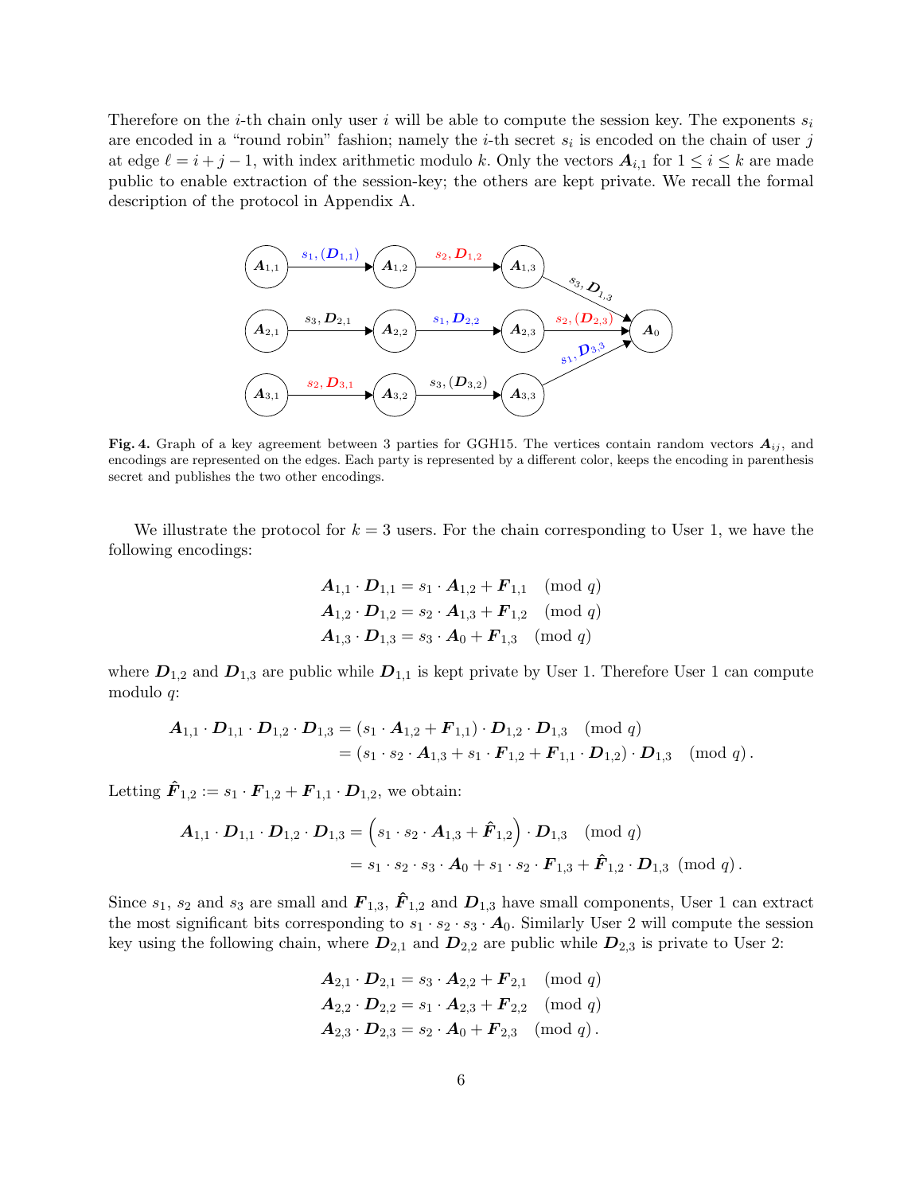Therefore on the $i$-th chain only user $i$ will be able to compute the session key. The exponents $s_i$ are encoded in a "round robin" fashion; namely the $i$-th secret $s_i$ is encoded on the chain of user $j$ at edge $\ell = i + j - 1$, with index arithmetic modulo $k$. Only the vectors $\boldsymbol{A}_{i,1}$ for $1 \leq i \leq k$ are made public to enable extraction of the session-key; the others are kept private. We recall the formal description of the protocol in Appendix A.

**Fig. 4.** Graph of a key agreement between 3 parties for GGH15. The vertices contain random vectors $\boldsymbol{A}_{ij}$, and encodings are represented on the edges. Each party is represented by a different color, keeps the encoding in parenthesis secret and publishes the two other encodings.

We illustrate the protocol for $k = 3$ users. For the chain corresponding to User 1, we have the following encodings:

$$\begin{aligned}
\boldsymbol{A}_{1,1} \cdot \boldsymbol{D}_{1,1} &= s_1 \cdot \boldsymbol{A}_{1,2} + \boldsymbol{F}_{1,1} \pmod q \\
\boldsymbol{A}_{1,2} \cdot \boldsymbol{D}_{1,2} &= s_2 \cdot \boldsymbol{A}_{1,3} + \boldsymbol{F}_{1,2} \pmod q \\
\boldsymbol{A}_{1,3} \cdot \boldsymbol{D}_{1,3} &= s_3 \cdot \boldsymbol{A}_{0} + \boldsymbol{F}_{1,3} \pmod q
\end{aligned}$$

where $\boldsymbol{D}_{1,2}$ and $\boldsymbol{D}_{1,3}$ are public while $\boldsymbol{D}_{1,1}$ is kept private by User 1. Therefore User 1 can compute modulo $q$:

$$\begin{aligned}
\boldsymbol{A}_{1,1} \cdot \boldsymbol{D}_{1,1} \cdot \boldsymbol{D}_{1,2} \cdot \boldsymbol{D}_{1,3} &= (s_1 \cdot \boldsymbol{A}_{1,2} + \boldsymbol{F}_{1,1}) \cdot \boldsymbol{D}_{1,2} \cdot \boldsymbol{D}_{1,3} \pmod q \\
&= (s_1 \cdot s_2 \cdot \boldsymbol{A}_{1,3} + s_1 \cdot \boldsymbol{F}_{1,2} + \boldsymbol{F}_{1,1} \cdot \boldsymbol{D}_{1,2}) \cdot \boldsymbol{D}_{1,3} \pmod q \,.
\end{aligned}$$

Letting $\hat{\boldsymbol{F}}_{1,2} := s_1 \cdot \boldsymbol{F}_{1,2} + \boldsymbol{F}_{1,1} \cdot \boldsymbol{D}_{1,2}$, we obtain:

$$\begin{aligned}
\boldsymbol{A}_{1,1} \cdot \boldsymbol{D}_{1,1} \cdot \boldsymbol{D}_{1,2} \cdot \boldsymbol{D}_{1,3} &= \left(s_1 \cdot s_2 \cdot \boldsymbol{A}_{1,3} + \hat{\boldsymbol{F}}_{1,2}\right) \cdot \boldsymbol{D}_{1,3} \pmod q \\
&= s_1 \cdot s_2 \cdot s_3 \cdot \boldsymbol{A}_0 + s_1 \cdot s_2 \cdot \boldsymbol{F}_{1,3} + \hat{\boldsymbol{F}}_{1,2} \cdot \boldsymbol{D}_{1,3} \pmod q \,.
\end{aligned}$$

Since $s_1$, $s_2$ and $s_3$ are small and $\boldsymbol{F}_{1,3}$, $\hat{\boldsymbol{F}}_{1,2}$ and $\boldsymbol{D}_{1,3}$ have small components, User 1 can extract the most significant bits corresponding to $s_1 \cdot s_2 \cdot s_3 \cdot \boldsymbol{A}_0$. Similarly User 2 will compute the session key using the following chain, where $\boldsymbol{D}_{2,1}$ and $\boldsymbol{D}_{2,2}$ are public while $\boldsymbol{D}_{2,3}$ is private to User 2:

$$\begin{aligned}
\boldsymbol{A}_{2,1} \cdot \boldsymbol{D}_{2,1} &= s_3 \cdot \boldsymbol{A}_{2,2} + \boldsymbol{F}_{2,1} \pmod q \\
\boldsymbol{A}_{2,2} \cdot \boldsymbol{D}_{2,2} &= s_1 \cdot \boldsymbol{A}_{2,3} + \boldsymbol{F}_{2,2} \pmod q \\
\boldsymbol{A}_{2,3} \cdot \boldsymbol{D}_{2,3} &= s_2 \cdot \boldsymbol{A}_{0} + \boldsymbol{F}_{2,3} \pmod q \,.
\end{aligned}$$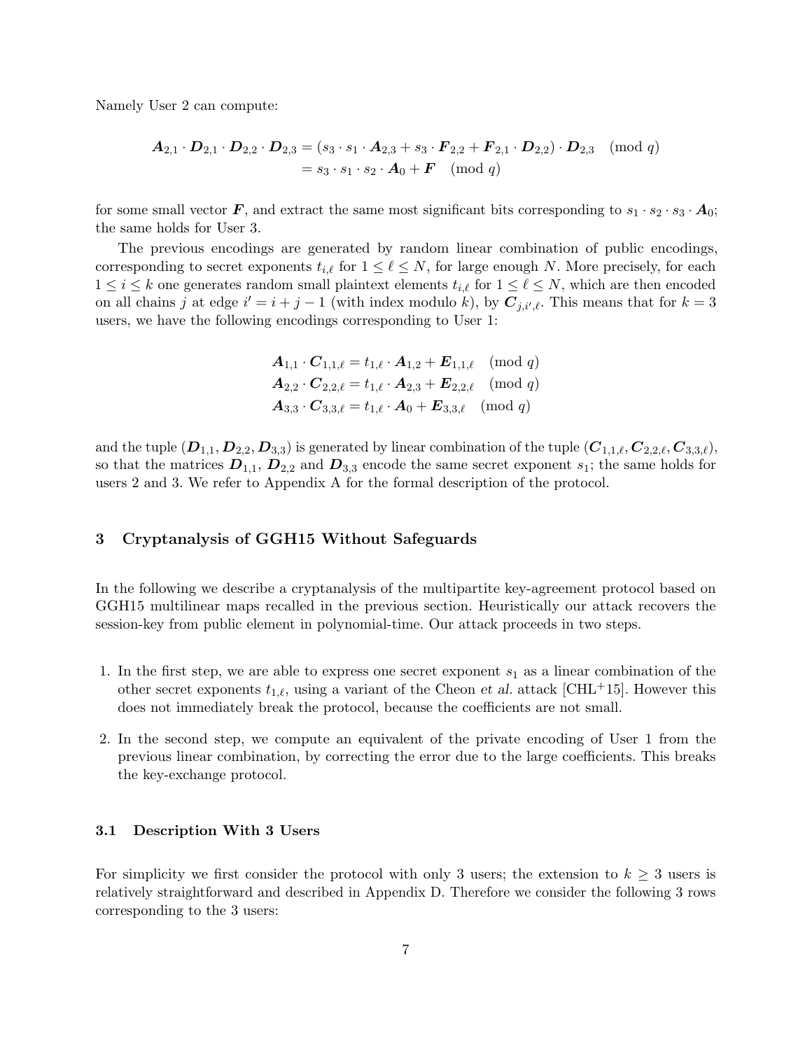Namely User 2 can compute:

$$\begin{aligned} \boldsymbol{A}_{2,1} \cdot \boldsymbol{D}_{2,1} \cdot \boldsymbol{D}_{2,2} \cdot \boldsymbol{D}_{2,3} &= (s_3 \cdot s_1 \cdot \boldsymbol{A}_{2,3} + s_3 \cdot \boldsymbol{F}_{2,2} + \boldsymbol{F}_{2,1} \cdot \boldsymbol{D}_{2,2}) \cdot \boldsymbol{D}_{2,3} \pmod q \\ &= s_3 \cdot s_1 \cdot s_2 \cdot \boldsymbol{A}_0 + \boldsymbol{F} \pmod q \end{aligned}$$

for some small vector $\boldsymbol{F}$, and extract the same most significant bits corresponding to $s_1 \cdot s_2 \cdot s_3 \cdot \boldsymbol{A}_0$; the same holds for User 3.

The previous encodings are generated by random linear combination of public encodings, corresponding to secret exponents $t_{i,\ell}$ for $1 \leq \ell \leq N$, for large enough $N$. More precisely, for each $1 \leq i \leq k$ one generates random small plaintext elements $t_{i,\ell}$ for $1 \leq \ell \leq N$, which are then encoded on all chains $j$ at edge $i' = i + j - 1$ (with index modulo $k$), by $\boldsymbol{C}_{j,i',\ell}$. This means that for $k = 3$ users, we have the following encodings corresponding to User 1:

$$\begin{aligned} \boldsymbol{A}_{1,1} \cdot \boldsymbol{C}_{1,1,\ell} &= t_{1,\ell} \cdot \boldsymbol{A}_{1,2} + \boldsymbol{E}_{1,1,\ell} \pmod q \\ \boldsymbol{A}_{2,2} \cdot \boldsymbol{C}_{2,2,\ell} &= t_{1,\ell} \cdot \boldsymbol{A}_{2,3} + \boldsymbol{E}_{2,2,\ell} \pmod q \\ \boldsymbol{A}_{3,3} \cdot \boldsymbol{C}_{3,3,\ell} &= t_{1,\ell} \cdot \boldsymbol{A}_{0} + \boldsymbol{E}_{3,3,\ell} \pmod q \end{aligned}$$

and the tuple $(\boldsymbol{D}_{1,1}, \boldsymbol{D}_{2,2}, \boldsymbol{D}_{3,3})$ is generated by linear combination of the tuple $(\boldsymbol{C}_{1,1,\ell}, \boldsymbol{C}_{2,2,\ell}, \boldsymbol{C}_{3,3,\ell})$, so that the matrices $\boldsymbol{D}_{1,1}$, $\boldsymbol{D}_{2,2}$ and $\boldsymbol{D}_{3,3}$ encode the same secret exponent $s_1$; the same holds for users 2 and 3. We refer to Appendix A for the formal description of the protocol.

## 3 Cryptanalysis of GGH15 Without Safeguards

In the following we describe a cryptanalysis of the multipartite key-agreement protocol based on GGH15 multilinear maps recalled in the previous section. Heuristically our attack recovers the session-key from public element in polynomial-time. Our attack proceeds in two steps.

1. In the first step, we are able to express one secret exponent $s_1$ as a linear combination of the other secret exponents $t_{1,\ell}$, using a variant of the Cheon *et al.* attack [CHL+15]. However this does not immediately break the protocol, because the coefficients are not small.

2. In the second step, we compute an equivalent of the private encoding of User 1 from the previous linear combination, by correcting the error due to the large coefficients. This breaks the key-exchange protocol.

### 3.1 Description With 3 Users

For simplicity we first consider the protocol with only 3 users; the extension to $k \geq 3$ users is relatively straightforward and described in Appendix D. Therefore we consider the following 3 rows corresponding to the 3 users: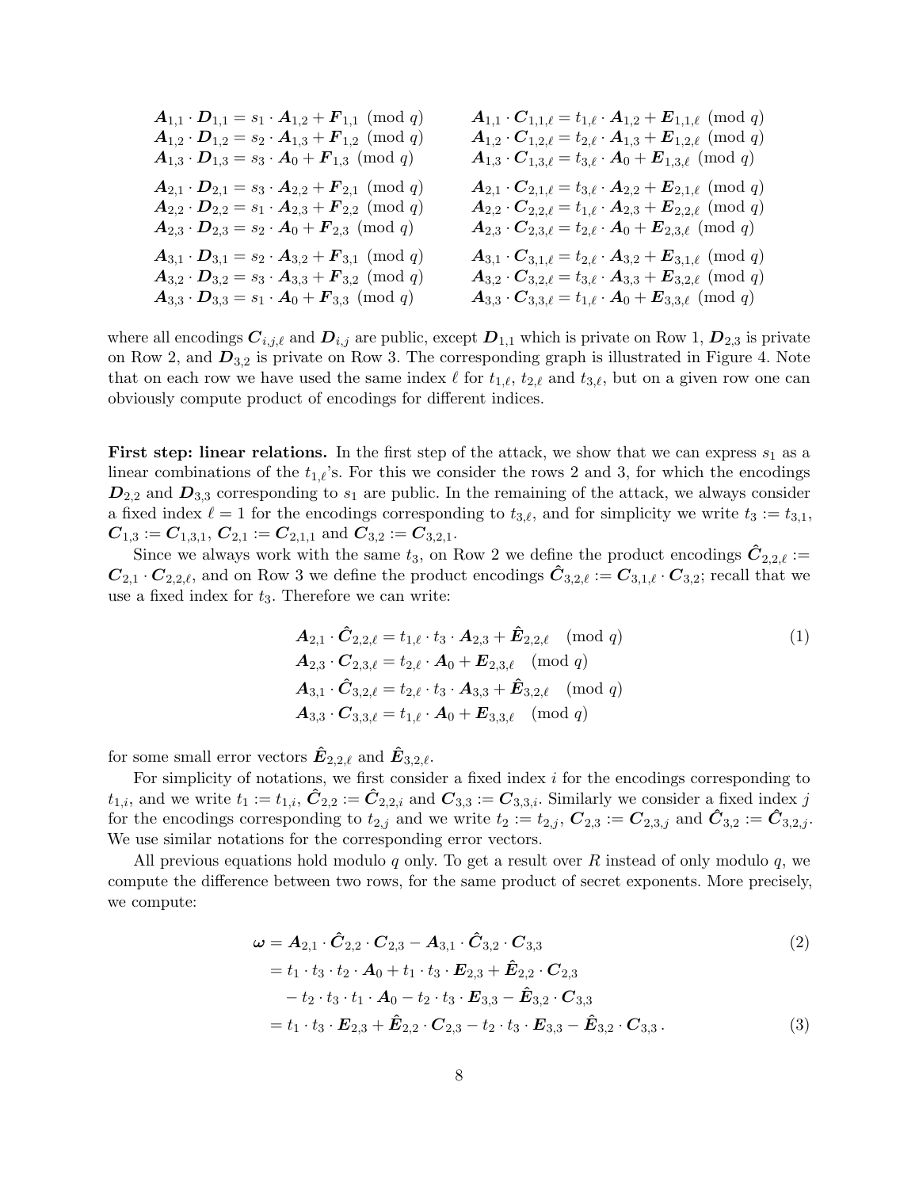$$
\begin{aligned}
&\boldsymbol{A}_{1,1} \cdot \boldsymbol{D}_{1,1} = s_1 \cdot \boldsymbol{A}_{1,2} + \boldsymbol{F}_{1,1} \pmod q && \boldsymbol{A}_{1,1} \cdot \boldsymbol{C}_{1,1,\ell} = t_{1,\ell} \cdot \boldsymbol{A}_{1,2} + \boldsymbol{E}_{1,1,\ell} \pmod q \\
&\boldsymbol{A}_{1,2} \cdot \boldsymbol{D}_{1,2} = s_2 \cdot \boldsymbol{A}_{1,3} + \boldsymbol{F}_{1,2} \pmod q && \boldsymbol{A}_{1,2} \cdot \boldsymbol{C}_{1,2,\ell} = t_{2,\ell} \cdot \boldsymbol{A}_{1,3} + \boldsymbol{E}_{1,2,\ell} \pmod q \\
&\boldsymbol{A}_{1,3} \cdot \boldsymbol{D}_{1,3} = s_3 \cdot \boldsymbol{A}_{0} + \boldsymbol{F}_{1,3} \pmod q && \boldsymbol{A}_{1,3} \cdot \boldsymbol{C}_{1,3,\ell} = t_{3,\ell} \cdot \boldsymbol{A}_{0} + \boldsymbol{E}_{1,3,\ell} \pmod q \\
&\boldsymbol{A}_{2,1} \cdot \boldsymbol{D}_{2,1} = s_3 \cdot \boldsymbol{A}_{2,2} + \boldsymbol{F}_{2,1} \pmod q && \boldsymbol{A}_{2,1} \cdot \boldsymbol{C}_{2,1,\ell} = t_{3,\ell} \cdot \boldsymbol{A}_{2,2} + \boldsymbol{E}_{2,1,\ell} \pmod q \\
&\boldsymbol{A}_{2,2} \cdot \boldsymbol{D}_{2,2} = s_1 \cdot \boldsymbol{A}_{2,3} + \boldsymbol{F}_{2,2} \pmod q && \boldsymbol{A}_{2,2} \cdot \boldsymbol{C}_{2,2,\ell} = t_{1,\ell} \cdot \boldsymbol{A}_{2,3} + \boldsymbol{E}_{2,2,\ell} \pmod q \\
&\boldsymbol{A}_{2,3} \cdot \boldsymbol{D}_{2,3} = s_2 \cdot \boldsymbol{A}_{0} + \boldsymbol{F}_{2,3} \pmod q && \boldsymbol{A}_{2,3} \cdot \boldsymbol{C}_{2,3,\ell} = t_{2,\ell} \cdot \boldsymbol{A}_{0} + \boldsymbol{E}_{2,3,\ell} \pmod q \\
&\boldsymbol{A}_{3,1} \cdot \boldsymbol{D}_{3,1} = s_2 \cdot \boldsymbol{A}_{3,2} + \boldsymbol{F}_{3,1} \pmod q && \boldsymbol{A}_{3,1} \cdot \boldsymbol{C}_{3,1,\ell} = t_{2,\ell} \cdot \boldsymbol{A}_{3,2} + \boldsymbol{E}_{3,1,\ell} \pmod q \\
&\boldsymbol{A}_{3,2} \cdot \boldsymbol{D}_{3,2} = s_3 \cdot \boldsymbol{A}_{3,3} + \boldsymbol{F}_{3,2} \pmod q && \boldsymbol{A}_{3,2} \cdot \boldsymbol{C}_{3,2,\ell} = t_{3,\ell} \cdot \boldsymbol{A}_{3,3} + \boldsymbol{E}_{3,2,\ell} \pmod q \\
&\boldsymbol{A}_{3,3} \cdot \boldsymbol{D}_{3,3} = s_1 \cdot \boldsymbol{A}_{0} + \boldsymbol{F}_{3,3} \pmod q && \boldsymbol{A}_{3,3} \cdot \boldsymbol{C}_{3,3,\ell} = t_{1,\ell} \cdot \boldsymbol{A}_{0} + \boldsymbol{E}_{3,3,\ell} \pmod q
\end{aligned}
$$

where all encodings $\boldsymbol{C}_{i,j,\ell}$ and $\boldsymbol{D}_{i,j}$ are public, except $\boldsymbol{D}_{1,1}$ which is private on Row 1, $\boldsymbol{D}_{2,3}$ is private on Row 2, and $\boldsymbol{D}_{3,2}$ is private on Row 3. The corresponding graph is illustrated in Figure 4. Note that on each row we have used the same index $\ell$ for $t_{1,\ell}$, $t_{2,\ell}$ and $t_{3,\ell}$, but on a given row one can obviously compute product of encodings for different indices.

**First step: linear relations.** In the first step of the attack, we show that we can express $s_1$ as a linear combinations of the $t_{1,\ell}$'s. For this we consider the rows 2 and 3, for which the encodings $\boldsymbol{D}_{2,2}$ and $\boldsymbol{D}_{3,3}$ corresponding to $s_1$ are public. In the remaining of the attack, we always consider a fixed index $\ell = 1$ for the encodings corresponding to $t_{3,\ell}$, and for simplicity we write $t_3 := t_{3,1}$, $\boldsymbol{C}_{1,3} := \boldsymbol{C}_{1,3,1}$, $\boldsymbol{C}_{2,1} := \boldsymbol{C}_{2,1,1}$ and $\boldsymbol{C}_{3,2} := \boldsymbol{C}_{3,2,1}$.

Since we always work with the same $t_3$, on Row 2 we define the product encodings $\hat{\boldsymbol{C}}_{2,2,\ell} := \boldsymbol{C}_{2,1} \cdot \boldsymbol{C}_{2,2,\ell}$, and on Row 3 we define the product encodings $\hat{\boldsymbol{C}}_{3,2,\ell} := \boldsymbol{C}_{3,1,\ell} \cdot \boldsymbol{C}_{3,2}$; recall that we use a fixed index for $t_3$. Therefore we can write:

$$
\begin{aligned}
\boldsymbol{A}_{2,1} \cdot \hat{\boldsymbol{C}}_{2,2,\ell} &= t_{1,\ell} \cdot t_3 \cdot \boldsymbol{A}_{2,3} + \hat{\boldsymbol{E}}_{2,2,\ell} \pmod q \\
\boldsymbol{A}_{2,3} \cdot \boldsymbol{C}_{2,3,\ell} &= t_{2,\ell} \cdot \boldsymbol{A}_{0} + \boldsymbol{E}_{2,3,\ell} \pmod q \\
\boldsymbol{A}_{3,1} \cdot \hat{\boldsymbol{C}}_{3,2,\ell} &= t_{2,\ell} \cdot t_3 \cdot \boldsymbol{A}_{3,3} + \hat{\boldsymbol{E}}_{3,2,\ell} \pmod q \\
\boldsymbol{A}_{3,3} \cdot \boldsymbol{C}_{3,3,\ell} &= t_{1,\ell} \cdot \boldsymbol{A}_{0} + \boldsymbol{E}_{3,3,\ell} \pmod q
\end{aligned} \tag{1}
$$

for some small error vectors $\hat{\boldsymbol{E}}_{2,2,\ell}$ and $\hat{\boldsymbol{E}}_{3,2,\ell}$.

For simplicity of notations, we first consider a fixed index $i$ for the encodings corresponding to $t_{1,i}$, and we write $t_1 := t_{1,i}$, $\hat{\boldsymbol{C}}_{2,2} := \hat{\boldsymbol{C}}_{2,2,i}$ and $\boldsymbol{C}_{3,3} := \boldsymbol{C}_{3,3,i}$. Similarly we consider a fixed index $j$ for the encodings corresponding to $t_{2,j}$ and we write $t_2 := t_{2,j}$, $\boldsymbol{C}_{2,3} := \boldsymbol{C}_{2,3,j}$ and $\hat{\boldsymbol{C}}_{3,2} := \hat{\boldsymbol{C}}_{3,2,j}$. We use similar notations for the corresponding error vectors.

All previous equations hold modulo $q$ only. To get a result over $R$ instead of only modulo $q$, we compute the difference between two rows, for the same product of secret exponents. More precisely, we compute:

$$
\begin{aligned}
\boldsymbol{\omega} &= \boldsymbol{A}_{2,1} \cdot \hat{\boldsymbol{C}}_{2,2} \cdot \boldsymbol{C}_{2,3} - \boldsymbol{A}_{3,1} \cdot \hat{\boldsymbol{C}}_{3,2} \cdot \boldsymbol{C}_{3,3} && (2) \\
&= t_1 \cdot t_3 \cdot t_2 \cdot \boldsymbol{A}_0 + t_1 \cdot t_3 \cdot \boldsymbol{E}_{2,3} + \hat{\boldsymbol{E}}_{2,2} \cdot \boldsymbol{C}_{2,3} \\
&\quad - t_2 \cdot t_3 \cdot t_1 \cdot \boldsymbol{A}_0 - t_2 \cdot t_3 \cdot \boldsymbol{E}_{3,3} - \hat{\boldsymbol{E}}_{3,2} \cdot \boldsymbol{C}_{3,3} \\
&= t_1 \cdot t_3 \cdot \boldsymbol{E}_{2,3} + \hat{\boldsymbol{E}}_{2,2} \cdot \boldsymbol{C}_{2,3} - t_2 \cdot t_3 \cdot \boldsymbol{E}_{3,3} - \hat{\boldsymbol{E}}_{3,2} \cdot \boldsymbol{C}_{3,3} \,. && (3)
\end{aligned}
$$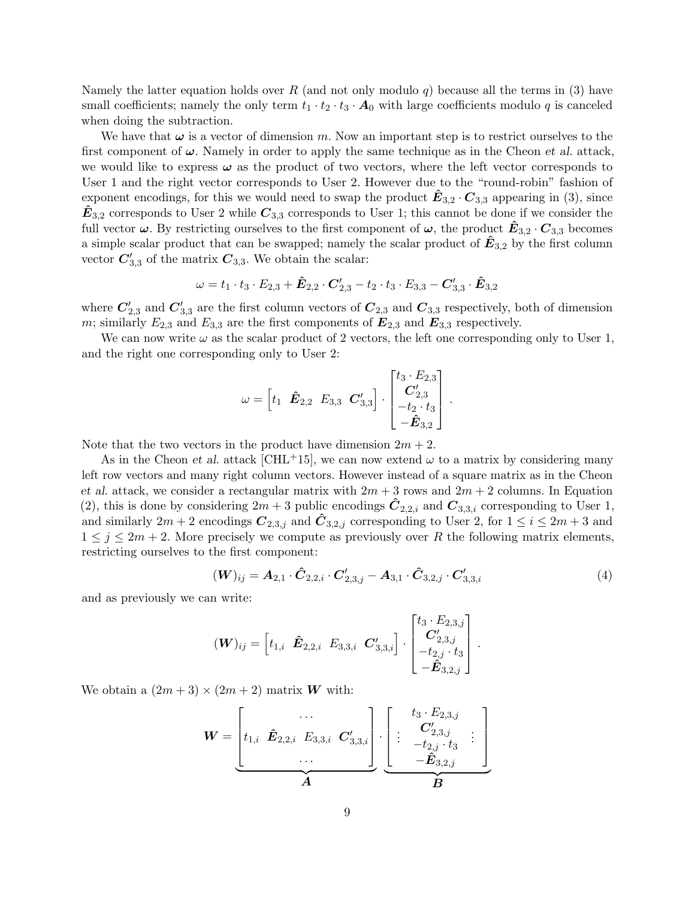Namely the latter equation holds over $R$ (and not only modulo $q$) because all the terms in (3) have small coefficients; namely the only term $t_1 \cdot t_2 \cdot t_3 \cdot \boldsymbol{A}_0$ with large coefficients modulo $q$ is canceled when doing the subtraction.

We have that $\boldsymbol{\omega}$ is a vector of dimension $m$. Now an important step is to restrict ourselves to the first component of $\boldsymbol{\omega}$. Namely in order to apply the same technique as in the Cheon *et al.* attack, we would like to express $\boldsymbol{\omega}$ as the product of two vectors, where the left vector corresponds to User 1 and the right vector corresponds to User 2. However due to the "round-robin" fashion of exponent encodings, for this we would need to swap the product $\hat{\boldsymbol{E}}_{3,2} \cdot \boldsymbol{C}_{3,3}$ appearing in (3), since $\hat{\boldsymbol{E}}_{3,2}$ corresponds to User 2 while $\boldsymbol{C}_{3,3}$ corresponds to User 1; this cannot be done if we consider the full vector $\boldsymbol{\omega}$. By restricting ourselves to the first component of $\boldsymbol{\omega}$, the product $\hat{\boldsymbol{E}}_{3,2} \cdot \boldsymbol{C}_{3,3}$ becomes a simple scalar product that can be swapped; namely the scalar product of $\hat{\boldsymbol{E}}_{3,2}$ by the first column vector $\boldsymbol{C}'_{3,3}$ of the matrix $\boldsymbol{C}_{3,3}$. We obtain the scalar:

$$\omega = t_1 \cdot t_3 \cdot E_{2,3} + \hat{\boldsymbol{E}}_{2,2} \cdot \boldsymbol{C}'_{2,3} - t_2 \cdot t_3 \cdot E_{3,3} - \boldsymbol{C}'_{3,3} \cdot \hat{\boldsymbol{E}}_{3,2}$$

where $\boldsymbol{C}'_{2,3}$ and $\boldsymbol{C}'_{3,3}$ are the first column vectors of $\boldsymbol{C}_{2,3}$ and $\boldsymbol{C}_{3,3}$ respectively, both of dimension $m$; similarly $E_{2,3}$ and $E_{3,3}$ are the first components of $\boldsymbol{E}_{2,3}$ and $\boldsymbol{E}_{3,3}$ respectively.

We can now write $\omega$ as the scalar product of 2 vectors, the left one corresponding only to User 1, and the right one corresponding only to User 2:

$$\omega = \begin{bmatrix} t_1 & \hat{\boldsymbol{E}}_{2,2} & E_{3,3} & \boldsymbol{C}'_{3,3} \end{bmatrix} \cdot \begin{bmatrix} t_3 \cdot E_{2,3} \\ \boldsymbol{C}'_{2,3} \\ -t_2 \cdot t_3 \\ -\hat{\boldsymbol{E}}_{3,2} \end{bmatrix} .$$

Note that the two vectors in the product have dimension $2m + 2$.

As in the Cheon *et al.* attack [CHL+15], we can now extend $\omega$ to a matrix by considering many left row vectors and many right column vectors. However instead of a square matrix as in the Cheon *et al.* attack, we consider a rectangular matrix with $2m + 3$ rows and $2m + 2$ columns. In Equation (2), this is done by considering $2m + 3$ public encodings $\hat{\boldsymbol{C}}_{2,2,i}$ and $\boldsymbol{C}_{3,3,i}$ corresponding to User 1, and similarly $2m + 2$ encodings $\boldsymbol{C}_{2,3,j}$ and $\hat{\boldsymbol{C}}_{3,2,j}$ corresponding to User 2, for $1 \leq i \leq 2m + 3$ and $1 \leq j \leq 2m + 2$. More precisely we compute as previously over $R$ the following matrix elements, restricting ourselves to the first component:

$$(\boldsymbol{W})_{ij} = \boldsymbol{A}_{2,1} \cdot \hat{\boldsymbol{C}}_{2,2,i} \cdot \boldsymbol{C}'_{2,3,j} - \boldsymbol{A}_{3,1} \cdot \hat{\boldsymbol{C}}_{3,2,j} \cdot \boldsymbol{C}'_{3,3,i} \tag{4}$$

and as previously we can write:

$$(\boldsymbol{W})_{ij} = \begin{bmatrix} t_{1,i} & \hat{\boldsymbol{E}}_{2,2,i} & E_{3,3,i} & \boldsymbol{C}'_{3,3,i} \end{bmatrix} \cdot \begin{bmatrix} t_3 \cdot E_{2,3,j} \\ \boldsymbol{C}'_{2,3,j} \\ -t_{2,j} \cdot t_3 \\ -\hat{\boldsymbol{E}}_{3,2,j} \end{bmatrix} .$$

We obtain a $(2m + 3) \times (2m + 2)$ matrix $\boldsymbol{W}$ with:

$$\boldsymbol{W} = \underbrace{\begin{bmatrix} & \cdots & \\ t_{1,i} & \hat{\boldsymbol{E}}_{2,2,i} \;\; E_{3,3,i} & \boldsymbol{C}'_{3,3,i} \\ & \cdots & \end{bmatrix}}_{\boldsymbol{A}} \cdot \underbrace{\begin{bmatrix} & t_3 \cdot E_{2,3,j} & \\ \vdots & \boldsymbol{C}'_{2,3,j} & \vdots \\ & -t_{2,j} \cdot t_3 & \\ & -\hat{\boldsymbol{E}}_{3,2,j} & \end{bmatrix}}_{\boldsymbol{B}}$$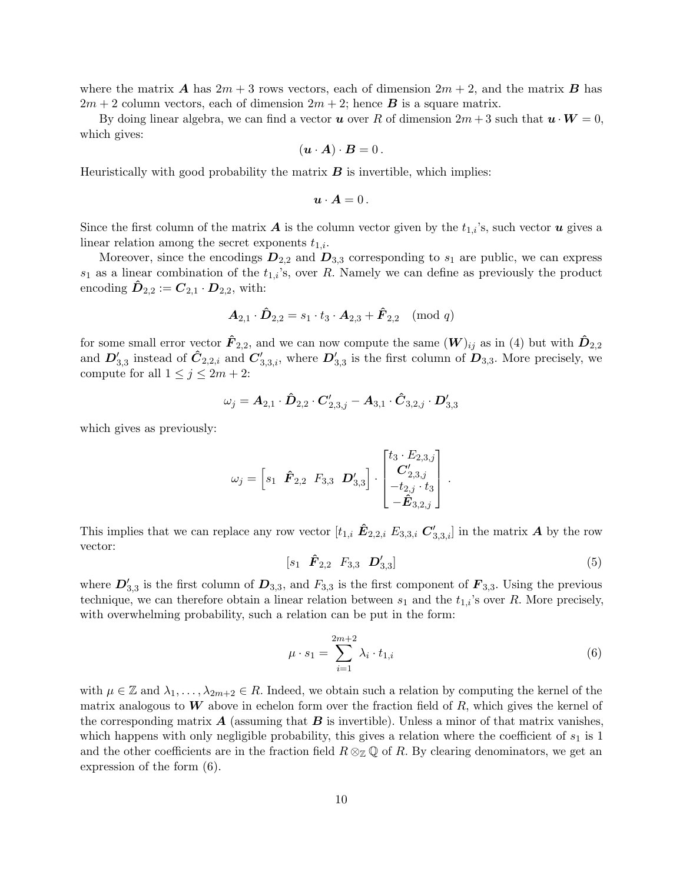where the matrix $\boldsymbol{A}$ has $2m+3$ rows vectors, each of dimension $2m+2$, and the matrix $\boldsymbol{B}$ has $2m+2$ column vectors, each of dimension $2m+2$; hence $\boldsymbol{B}$ is a square matrix.

By doing linear algebra, we can find a vector $\boldsymbol{u}$ over $R$ of dimension $2m+3$ such that $\boldsymbol{u} \cdot \boldsymbol{W} = 0$, which gives:

$$(\boldsymbol{u} \cdot \boldsymbol{A}) \cdot \boldsymbol{B} = 0\,.$$

Heuristically with good probability the matrix $\boldsymbol{B}$ is invertible, which implies:

$$\boldsymbol{u} \cdot \boldsymbol{A} = 0\,.$$

Since the first column of the matrix $\boldsymbol{A}$ is the column vector given by the $t_{1,i}$'s, such vector $\boldsymbol{u}$ gives a linear relation among the secret exponents $t_{1,i}$.

Moreover, since the encodings $\boldsymbol{D}_{2,2}$ and $\boldsymbol{D}_{3,3}$ corresponding to $s_1$ are public, we can express $s_1$ as a linear combination of the $t_{1,i}$'s, over $R$. Namely we can define as previously the product encoding $\hat{\boldsymbol{D}}_{2,2} := \boldsymbol{C}_{2,1} \cdot \boldsymbol{D}_{2,2}$, with:

$$\boldsymbol{A}_{2,1} \cdot \hat{\boldsymbol{D}}_{2,2} = s_1 \cdot t_3 \cdot \boldsymbol{A}_{2,3} + \hat{\boldsymbol{F}}_{2,2} \pmod q$$

for some small error vector $\hat{\boldsymbol{F}}_{2,2}$, and we can now compute the same $(\boldsymbol{W})_{ij}$ as in (4) but with $\hat{\boldsymbol{D}}_{2,2}$ and $\boldsymbol{D}'_{3,3}$ instead of $\hat{\boldsymbol{C}}_{2,2,i}$ and $\boldsymbol{C}'_{3,3,i}$, where $\boldsymbol{D}'_{3,3}$ is the first column of $\boldsymbol{D}_{3,3}$. More precisely, we compute for all $1 \leq j \leq 2m+2$:

$$\omega_j = \boldsymbol{A}_{2,1} \cdot \hat{\boldsymbol{D}}_{2,2} \cdot \boldsymbol{C}'_{2,3,j} - \boldsymbol{A}_{3,1} \cdot \hat{\boldsymbol{C}}_{3,2,j} \cdot \boldsymbol{D}'_{3,3}$$

which gives as previously:

$$\omega_j = \begin{bmatrix} s_1 & \hat{\boldsymbol{F}}_{2,2} & F_{3,3} & \boldsymbol{D}'_{3,3} \end{bmatrix} \cdot \begin{bmatrix} t_3 \cdot E_{2,3,j} \\ \boldsymbol{C}'_{2,3,j} \\ -t_{2,j} \cdot t_3 \\ -\hat{\boldsymbol{E}}_{3,2,j} \end{bmatrix}\,.$$

This implies that we can replace any row vector $[t_{1,i}\ \hat{\boldsymbol{E}}_{2,2,i}\ E_{3,3,i}\ \boldsymbol{C}'_{3,3,i}]$ in the matrix $\boldsymbol{A}$ by the row vector:

$$[s_1 \quad \hat{\boldsymbol{F}}_{2,2} \quad F_{3,3} \quad \boldsymbol{D}'_{3,3}] \tag{5}$$

where $\boldsymbol{D}'_{3,3}$ is the first column of $\boldsymbol{D}_{3,3}$, and $F_{3,3}$ is the first component of $\boldsymbol{F}_{3,3}$. Using the previous technique, we can therefore obtain a linear relation between $s_1$ and the $t_{1,i}$'s over $R$. More precisely, with overwhelming probability, such a relation can be put in the form:

$$\mu \cdot s_1 = \sum_{i=1}^{2m+2} \lambda_i \cdot t_{1,i} \tag{6}$$

with $\mu \in \mathbb{Z}$ and $\lambda_1, \ldots, \lambda_{2m+2} \in R$. Indeed, we obtain such a relation by computing the kernel of the matrix analogous to $\boldsymbol{W}$ above in echelon form over the fraction field of $R$, which gives the kernel of the corresponding matrix $\boldsymbol{A}$ (assuming that $\boldsymbol{B}$ is invertible). Unless a minor of that matrix vanishes, which happens with only negligible probability, this gives a relation where the coefficient of $s_1$ is 1 and the other coefficients are in the fraction field $R \otimes_{\mathbb{Z}} \mathbb{Q}$ of $R$. By clearing denominators, we get an expression of the form (6).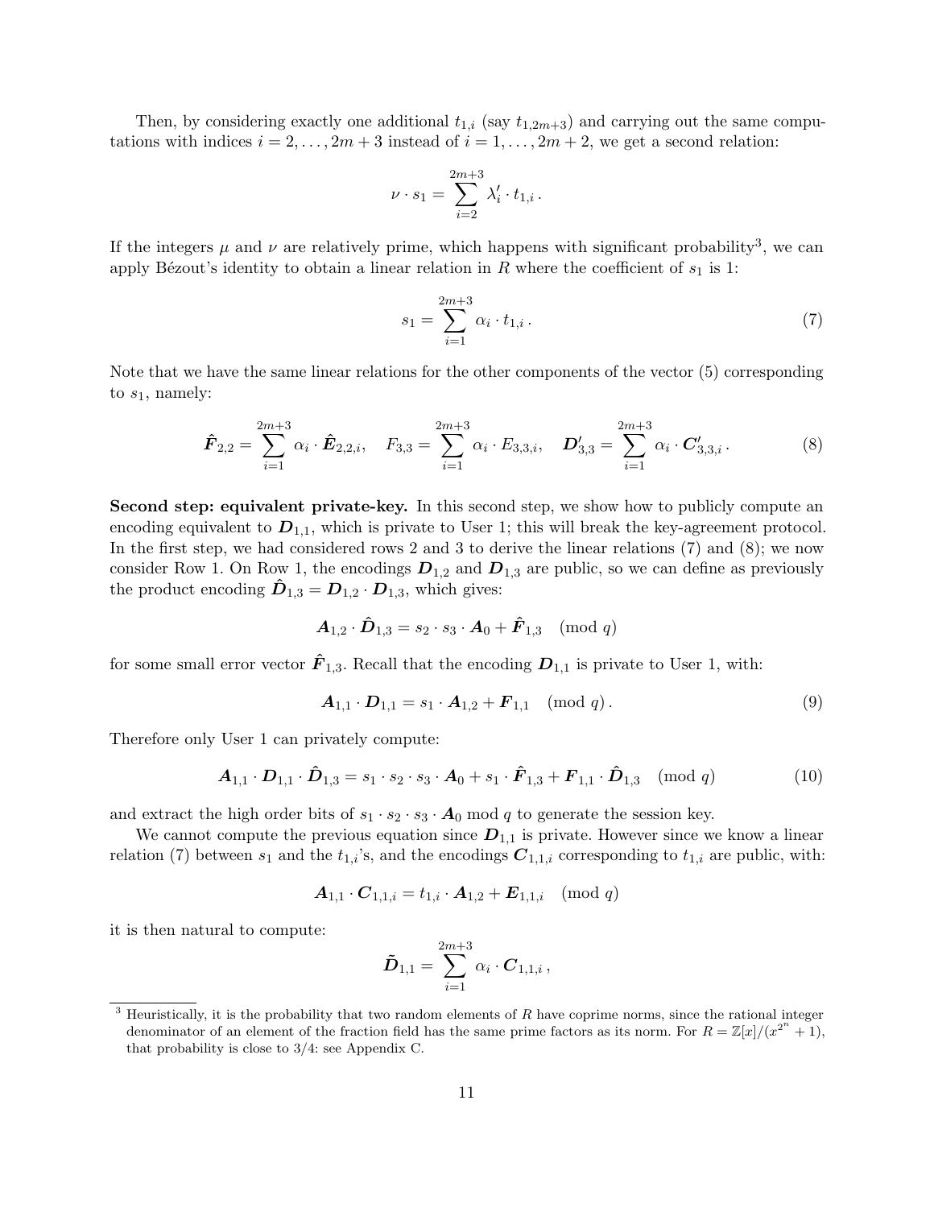Then, by considering exactly one additional $t_{1,i}$ (say $t_{1,2m+3}$) and carrying out the same computations with indices $i = 2, \ldots, 2m+3$ instead of $i = 1, \ldots, 2m+2$, we get a second relation:

$$\nu \cdot s_1 = \sum_{i=2}^{2m+3} \lambda'_i \cdot t_{1,i}\,.$$

If the integers $\mu$ and $\nu$ are relatively prime, which happens with significant probability[3], we can apply Bézout's identity to obtain a linear relation in $R$ where the coefficient of $s_1$ is 1:

$$s_1 = \sum_{i=1}^{2m+3} \alpha_i \cdot t_{1,i}\,. \tag{7}$$

Note that we have the same linear relations for the other components of the vector (5) corresponding to $s_1$, namely:

$$\hat{\boldsymbol{F}}_{2,2} = \sum_{i=1}^{2m+3} \alpha_i \cdot \hat{\boldsymbol{E}}_{2,2,i}, \quad F_{3,3} = \sum_{i=1}^{2m+3} \alpha_i \cdot E_{3,3,i}, \quad \boldsymbol{D}'_{3,3} = \sum_{i=1}^{2m+3} \alpha_i \cdot \boldsymbol{C}'_{3,3,i}\,. \tag{8}$$

**Second step: equivalent private-key.** In this second step, we show how to publicly compute an encoding equivalent to $\boldsymbol{D}_{1,1}$, which is private to User 1; this will break the key-agreement protocol. In the first step, we had considered rows 2 and 3 to derive the linear relations (7) and (8); we now consider Row 1. On Row 1, the encodings $\boldsymbol{D}_{1,2}$ and $\boldsymbol{D}_{1,3}$ are public, so we can define as previously the product encoding $\hat{\boldsymbol{D}}_{1,3} = \boldsymbol{D}_{1,2} \cdot \boldsymbol{D}_{1,3}$, which gives:

$$\boldsymbol{A}_{1,2} \cdot \hat{\boldsymbol{D}}_{1,3} = s_2 \cdot s_3 \cdot \boldsymbol{A}_0 + \hat{\boldsymbol{F}}_{1,3} \pmod q$$

for some small error vector $\hat{\boldsymbol{F}}_{1,3}$. Recall that the encoding $\boldsymbol{D}_{1,1}$ is private to User 1, with:

$$\boldsymbol{A}_{1,1} \cdot \boldsymbol{D}_{1,1} = s_1 \cdot \boldsymbol{A}_{1,2} + \boldsymbol{F}_{1,1} \pmod q\,. \tag{9}$$

Therefore only User 1 can privately compute:

$$\boldsymbol{A}_{1,1} \cdot \boldsymbol{D}_{1,1} \cdot \hat{\boldsymbol{D}}_{1,3} = s_1 \cdot s_2 \cdot s_3 \cdot \boldsymbol{A}_0 + s_1 \cdot \hat{\boldsymbol{F}}_{1,3} + \boldsymbol{F}_{1,1} \cdot \hat{\boldsymbol{D}}_{1,3} \pmod q \tag{10}$$

and extract the high order bits of $s_1 \cdot s_2 \cdot s_3 \cdot \boldsymbol{A}_0 \bmod q$ to generate the session key.

We cannot compute the previous equation since $\boldsymbol{D}_{1,1}$ is private. However since we know a linear relation (7) between $s_1$ and the $t_{1,i}$'s, and the encodings $\boldsymbol{C}_{1,1,i}$ corresponding to $t_{1,i}$ are public, with:

$$\boldsymbol{A}_{1,1} \cdot \boldsymbol{C}_{1,1,i} = t_{1,i} \cdot \boldsymbol{A}_{1,2} + \boldsymbol{E}_{1,1,i} \pmod q$$

it is then natural to compute:

$$\tilde{\boldsymbol{D}}_{1,1} = \sum_{i=1}^{2m+3} \alpha_i \cdot \boldsymbol{C}_{1,1,i}\,,$$

[3] Heuristically, it is the probability that two random elements of $R$ have coprime norms, since the rational integer denominator of an element of the fraction field has the same prime factors as its norm. For $R = \mathbb{Z}[x]/(x^{2^n} + 1)$, that probability is close to 3/4: see Appendix C.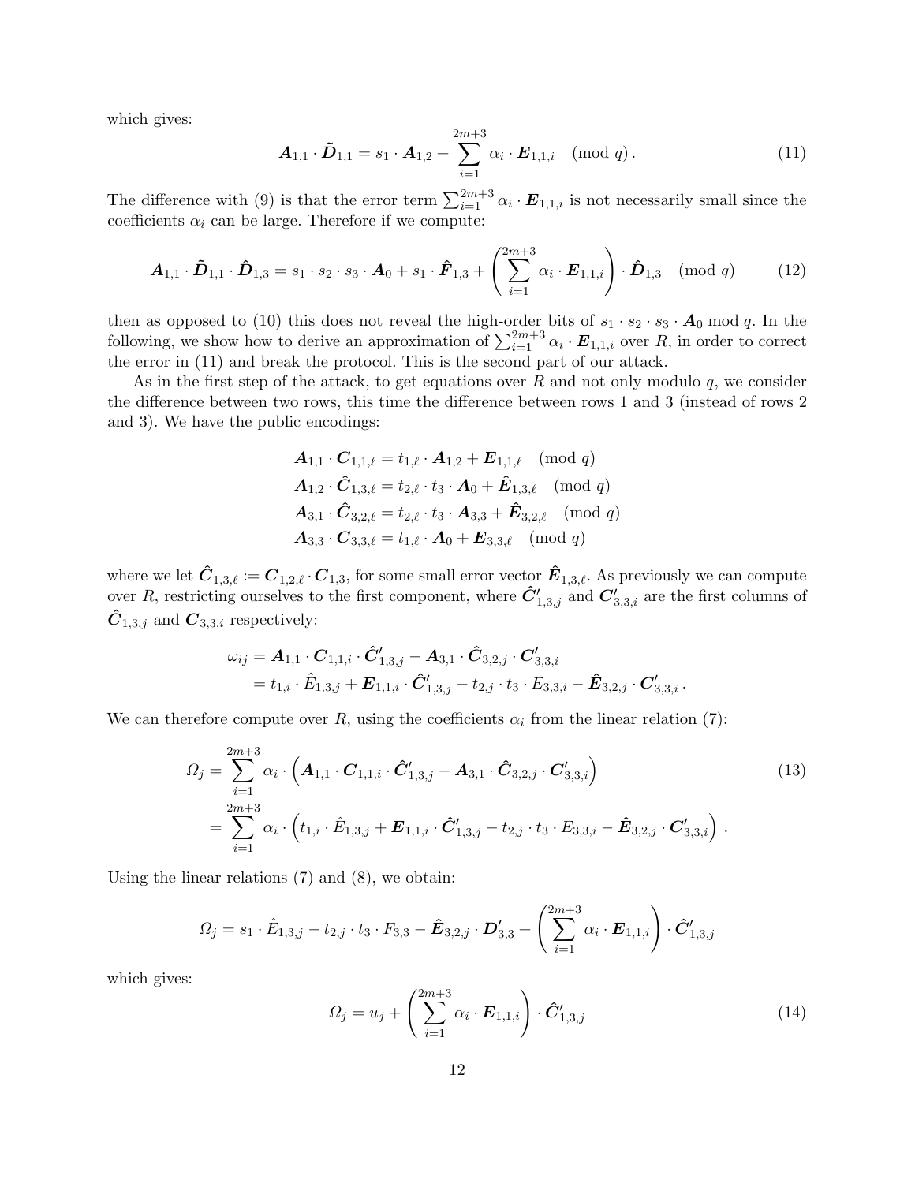which gives:

$$\boldsymbol{A}_{1,1} \cdot \tilde{\boldsymbol{D}}_{1,1} = s_1 \cdot \boldsymbol{A}_{1,2} + \sum_{i=1}^{2m+3} \alpha_i \cdot \boldsymbol{E}_{1,1,i} \pmod{q}. \tag{11}$$

The difference with (9) is that the error term $\sum_{i=1}^{2m+3} \alpha_i \cdot \boldsymbol{E}_{1,1,i}$ is not necessarily small since the coefficients $\alpha_i$ can be large. Therefore if we compute:

$$\boldsymbol{A}_{1,1} \cdot \tilde{\boldsymbol{D}}_{1,1} \cdot \hat{\boldsymbol{D}}_{1,3} = s_1 \cdot s_2 \cdot s_3 \cdot \boldsymbol{A}_0 + s_1 \cdot \hat{\boldsymbol{F}}_{1,3} + \left( \sum_{i=1}^{2m+3} \alpha_i \cdot \boldsymbol{E}_{1,1,i} \right) \cdot \hat{\boldsymbol{D}}_{1,3} \pmod{q} \tag{12}$$

then as opposed to (10) this does not reveal the high-order bits of $s_1 \cdot s_2 \cdot s_3 \cdot \boldsymbol{A}_0 \bmod q$. In the following, we show how to derive an approximation of $\sum_{i=1}^{2m+3} \alpha_i \cdot \boldsymbol{E}_{1,1,i}$ over $R$, in order to correct the error in (11) and break the protocol. This is the second part of our attack.

As in the first step of the attack, to get equations over $R$ and not only modulo $q$, we consider the difference between two rows, this time the difference between rows 1 and 3 (instead of rows 2 and 3). We have the public encodings:

$$\begin{aligned}
\boldsymbol{A}_{1,1} \cdot \boldsymbol{C}_{1,1,\ell} &= t_{1,\ell} \cdot \boldsymbol{A}_{1,2} + \boldsymbol{E}_{1,1,\ell} \pmod{q} \\
\boldsymbol{A}_{1,2} \cdot \hat{\boldsymbol{C}}_{1,3,\ell} &= t_{2,\ell} \cdot t_3 \cdot \boldsymbol{A}_0 + \hat{\boldsymbol{E}}_{1,3,\ell} \pmod{q} \\
\boldsymbol{A}_{3,1} \cdot \hat{\boldsymbol{C}}_{3,2,\ell} &= t_{2,\ell} \cdot t_3 \cdot \boldsymbol{A}_{3,3} + \hat{\boldsymbol{E}}_{3,2,\ell} \pmod{q} \\
\boldsymbol{A}_{3,3} \cdot \boldsymbol{C}_{3,3,\ell} &= t_{1,\ell} \cdot \boldsymbol{A}_0 + \boldsymbol{E}_{3,3,\ell} \pmod{q}
\end{aligned}$$

where we let $\hat{\boldsymbol{C}}_{1,3,\ell} := \boldsymbol{C}_{1,2,\ell} \cdot \boldsymbol{C}_{1,3}$, for some small error vector $\hat{\boldsymbol{E}}_{1,3,\ell}$. As previously we can compute over $R$, restricting ourselves to the first component, where $\hat{\boldsymbol{C}}'_{1,3,j}$ and $\boldsymbol{C}'_{3,3,i}$ are the first columns of $\hat{\boldsymbol{C}}_{1,3,j}$ and $\boldsymbol{C}_{3,3,i}$ respectively:

$$\begin{aligned}
\omega_{ij} &= \boldsymbol{A}_{1,1} \cdot \boldsymbol{C}_{1,1,i} \cdot \hat{\boldsymbol{C}}'_{1,3,j} - \boldsymbol{A}_{3,1} \cdot \hat{\boldsymbol{C}}_{3,2,j} \cdot \boldsymbol{C}'_{3,3,i} \\
&= t_{1,i} \cdot \hat{E}_{1,3,j} + \boldsymbol{E}_{1,1,i} \cdot \hat{\boldsymbol{C}}'_{1,3,j} - t_{2,j} \cdot t_3 \cdot E_{3,3,i} - \hat{\boldsymbol{E}}_{3,2,j} \cdot \boldsymbol{C}'_{3,3,i}.
\end{aligned}$$

We can therefore compute over $R$, using the coefficients $\alpha_i$ from the linear relation (7):

$$\begin{aligned}
\Omega_j &= \sum_{i=1}^{2m+3} \alpha_i \cdot \left( \boldsymbol{A}_{1,1} \cdot \boldsymbol{C}_{1,1,i} \cdot \hat{\boldsymbol{C}}'_{1,3,j} - \boldsymbol{A}_{3,1} \cdot \hat{\boldsymbol{C}}_{3,2,j} \cdot \boldsymbol{C}'_{3,3,i} \right) \\
&= \sum_{i=1}^{2m+3} \alpha_i \cdot \left( t_{1,i} \cdot \hat{E}_{1,3,j} + \boldsymbol{E}_{1,1,i} \cdot \hat{\boldsymbol{C}}'_{1,3,j} - t_{2,j} \cdot t_3 \cdot E_{3,3,i} - \hat{\boldsymbol{E}}_{3,2,j} \cdot \boldsymbol{C}'_{3,3,i} \right).
\end{aligned} \tag{13}$$

Using the linear relations (7) and (8), we obtain:

$$\Omega_j = s_1 \cdot \hat{E}_{1,3,j} - t_{2,j} \cdot t_3 \cdot F_{3,3} - \hat{\boldsymbol{E}}_{3,2,j} \cdot \boldsymbol{D}'_{3,3} + \left( \sum_{i=1}^{2m+3} \alpha_i \cdot \boldsymbol{E}_{1,1,i} \right) \cdot \hat{\boldsymbol{C}}'_{1,3,j}$$

which gives:

$$\Omega_j = u_j + \left( \sum_{i=1}^{2m+3} \alpha_i \cdot \boldsymbol{E}_{1,1,i} \right) \cdot \hat{\boldsymbol{C}}'_{1,3,j} \tag{14}$$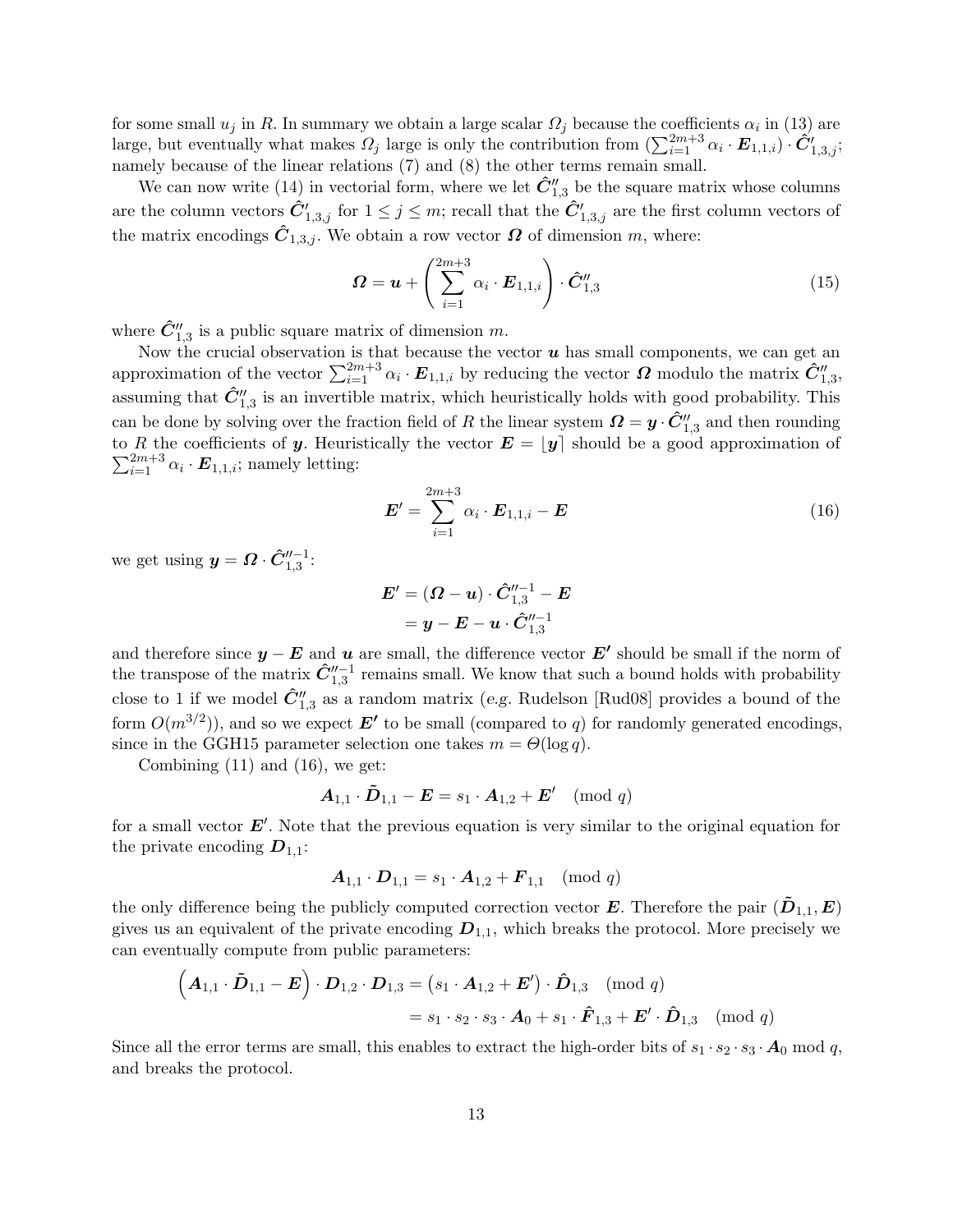for some small $u_j$ in $R$. In summary we obtain a large scalar $\Omega_j$ because the coefficients $\alpha_i$ in (13) are large, but eventually what makes $\Omega_j$ large is only the contribution from $(\sum_{i=1}^{2m+3} \alpha_i \cdot \boldsymbol{E}_{1,1,i}) \cdot \hat{\boldsymbol{C}}'_{1,3,j}$; namely because of the linear relations (7) and (8) the other terms remain small.

We can now write (14) in vectorial form, where we let $\hat{\boldsymbol{C}}''_{1,3}$ be the square matrix whose columns are the column vectors $\hat{\boldsymbol{C}}'_{1,3,j}$ for $1 \leq j \leq m$; recall that the $\hat{\boldsymbol{C}}'_{1,3,j}$ are the first column vectors of the matrix encodings $\hat{\boldsymbol{C}}_{1,3,j}$. We obtain a row vector $\boldsymbol{\Omega}$ of dimension $m$, where:

$$\boldsymbol{\Omega} = \boldsymbol{u} + \left( \sum_{i=1}^{2m+3} \alpha_i \cdot \boldsymbol{E}_{1,1,i} \right) \cdot \hat{\boldsymbol{C}}''_{1,3} \tag{15}$$

where $\hat{\boldsymbol{C}}''_{1,3}$ is a public square matrix of dimension $m$.

Now the crucial observation is that because the vector $\boldsymbol{u}$ has small components, we can get an approximation of the vector $\sum_{i=1}^{2m+3} \alpha_i \cdot \boldsymbol{E}_{1,1,i}$ by reducing the vector $\boldsymbol{\Omega}$ modulo the matrix $\hat{\boldsymbol{C}}''_{1,3}$, assuming that $\hat{\boldsymbol{C}}''_{1,3}$ is an invertible matrix, which heuristically holds with good probability. This can be done by solving over the fraction field of $R$ the linear system $\boldsymbol{\Omega} = \boldsymbol{y} \cdot \hat{\boldsymbol{C}}''_{1,3}$ and then rounding to $R$ the coefficients of $\boldsymbol{y}$. Heuristically the vector $\boldsymbol{E} = \lfloor \boldsymbol{y} \rceil$ should be a good approximation of $\sum_{i=1}^{2m+3} \alpha_i \cdot \boldsymbol{E}_{1,1,i}$; namely letting:

$$\boldsymbol{E}' = \sum_{i=1}^{2m+3} \alpha_i \cdot \boldsymbol{E}_{1,1,i} - \boldsymbol{E} \tag{16}$$

we get using $\boldsymbol{y} = \boldsymbol{\Omega} \cdot \hat{\boldsymbol{C}}''^{-1}_{1,3}$:

$$\begin{aligned} \boldsymbol{E}' &= (\boldsymbol{\Omega} - \boldsymbol{u}) \cdot \hat{\boldsymbol{C}}''^{-1}_{1,3} - \boldsymbol{E} \\ &= \boldsymbol{y} - \boldsymbol{E} - \boldsymbol{u} \cdot \hat{\boldsymbol{C}}''^{-1}_{1,3} \end{aligned}$$

and therefore since $\boldsymbol{y} - \boldsymbol{E}$ and $\boldsymbol{u}$ are small, the difference vector $\boldsymbol{E'}$ should be small if the norm of the transpose of the matrix $\hat{\boldsymbol{C}}''^{-1}_{1,3}$ remains small. We know that such a bound holds with probability close to 1 if we model $\hat{\boldsymbol{C}}''_{1,3}$ as a random matrix (*e.g.* Rudelson [Rud08] provides a bound of the form $O(m^{3/2})$), and so we expect $\boldsymbol{E'}$ to be small (compared to $q$) for randomly generated encodings, since in the GGH15 parameter selection one takes $m = \Theta(\log q)$.

Combining (11) and (16), we get:

$$\boldsymbol{A}_{1,1} \cdot \tilde{\boldsymbol{D}}_{1,1} - \boldsymbol{E} = s_1 \cdot \boldsymbol{A}_{1,2} + \boldsymbol{E}' \pmod q$$

for a small vector $\boldsymbol{E}'$. Note that the previous equation is very similar to the original equation for the private encoding $\boldsymbol{D}_{1,1}$:

$$\boldsymbol{A}_{1,1} \cdot \boldsymbol{D}_{1,1} = s_1 \cdot \boldsymbol{A}_{1,2} + \boldsymbol{F}_{1,1} \pmod q$$

the only difference being the publicly computed correction vector $\boldsymbol{E}$. Therefore the pair $(\tilde{\boldsymbol{D}}_{1,1}, \boldsymbol{E})$ gives us an equivalent of the private encoding $\boldsymbol{D}_{1,1}$, which breaks the protocol. More precisely we can eventually compute from public parameters:

$$\begin{aligned} \left( \boldsymbol{A}_{1,1} \cdot \tilde{\boldsymbol{D}}_{1,1} - \boldsymbol{E} \right) \cdot \boldsymbol{D}_{1,2} \cdot \boldsymbol{D}_{1,3} &= \left( s_1 \cdot \boldsymbol{A}_{1,2} + \boldsymbol{E}' \right) \cdot \hat{\boldsymbol{D}}_{1,3} \pmod q \\ &= s_1 \cdot s_2 \cdot s_3 \cdot \boldsymbol{A}_0 + s_1 \cdot \hat{\boldsymbol{F}}_{1,3} + \boldsymbol{E}' \cdot \hat{\boldsymbol{D}}_{1,3} \pmod q \end{aligned}$$

Since all the error terms are small, this enables to extract the high-order bits of $s_1 \cdot s_2 \cdot s_3 \cdot \boldsymbol{A}_0 \bmod q$, and breaks the protocol.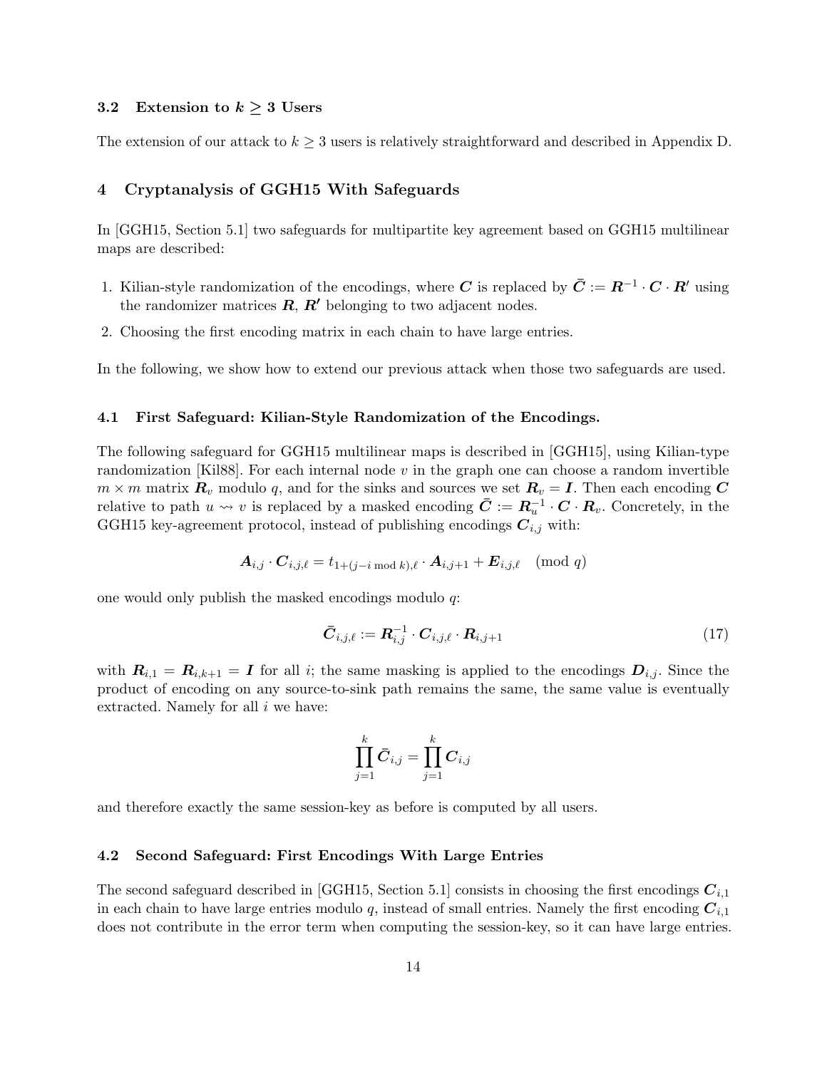### 3.2 Extension to $k \geq 3$ Users

The extension of our attack to $k \geq 3$ users is relatively straightforward and described in Appendix D.

## 4 Cryptanalysis of GGH15 With Safeguards

In [GGH15, Section 5.1] two safeguards for multipartite key agreement based on GGH15 multilinear maps are described:

1. Kilian-style randomization of the encodings, where $\boldsymbol{C}$ is replaced by $\bar{\boldsymbol{C}} := \boldsymbol{R}^{-1} \cdot \boldsymbol{C} \cdot \boldsymbol{R}'$ using the randomizer matrices $\boldsymbol{R}$, $\boldsymbol{R}'$ belonging to two adjacent nodes.
2. Choosing the first encoding matrix in each chain to have large entries.

In the following, we show how to extend our previous attack when those two safeguards are used.

### 4.1 First Safeguard: Kilian-Style Randomization of the Encodings.

The following safeguard for GGH15 multilinear maps is described in [GGH15], using Kilian-type randomization [Kil88]. For each internal node $v$ in the graph one can choose a random invertible $m \times m$ matrix $\boldsymbol{R}_v$ modulo $q$, and for the sinks and sources we set $\boldsymbol{R}_v = \boldsymbol{I}$. Then each encoding $\boldsymbol{C}$ relative to path $u \rightsquigarrow v$ is replaced by a masked encoding $\bar{\boldsymbol{C}} := \boldsymbol{R}_u^{-1} \cdot \boldsymbol{C} \cdot \boldsymbol{R}_v$. Concretely, in the GGH15 key-agreement protocol, instead of publishing encodings $\boldsymbol{C}_{i,j}$ with:

$$\boldsymbol{A}_{i,j} \cdot \boldsymbol{C}_{i,j,\ell} = t_{1+(j-i \bmod k),\ell} \cdot \boldsymbol{A}_{i,j+1} + \boldsymbol{E}_{i,j,\ell} \pmod q$$

one would only publish the masked encodings modulo $q$:

$$\bar{\boldsymbol{C}}_{i,j,\ell} := \boldsymbol{R}_{i,j}^{-1} \cdot \boldsymbol{C}_{i,j,\ell} \cdot \boldsymbol{R}_{i,j+1} \tag{17}$$

with $\boldsymbol{R}_{i,1} = \boldsymbol{R}_{i,k+1} = \boldsymbol{I}$ for all $i$; the same masking is applied to the encodings $\boldsymbol{D}_{i,j}$. Since the product of encoding on any source-to-sink path remains the same, the same value is eventually extracted. Namely for all $i$ we have:

$$\prod_{j=1}^{k} \bar{\boldsymbol{C}}_{i,j} = \prod_{j=1}^{k} \boldsymbol{C}_{i,j}$$

and therefore exactly the same session-key as before is computed by all users.

### 4.2 Second Safeguard: First Encodings With Large Entries

The second safeguard described in [GGH15, Section 5.1] consists in choosing the first encodings $\boldsymbol{C}_{i,1}$ in each chain to have large entries modulo $q$, instead of small entries. Namely the first encoding $\boldsymbol{C}_{i,1}$ does not contribute in the error term when computing the session-key, so it can have large entries.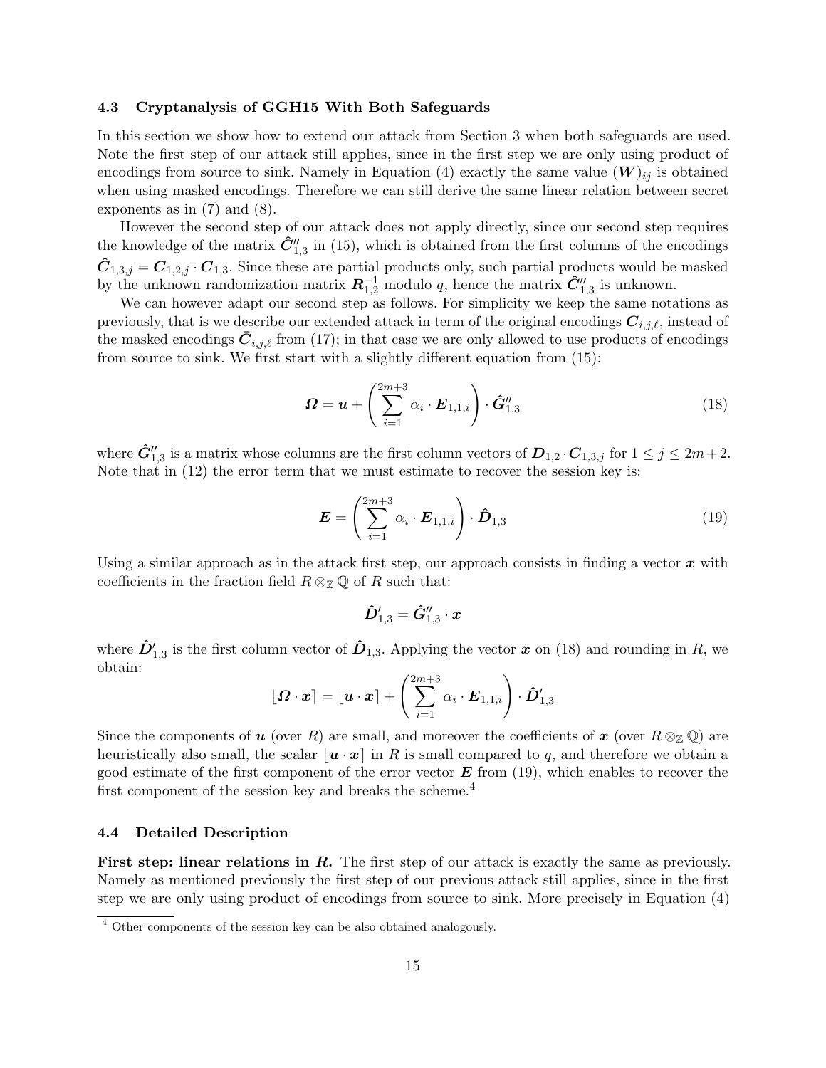### 4.3 Cryptanalysis of GGH15 With Both Safeguards

In this section we show how to extend our attack from Section 3 when both safeguards are used. Note the first step of our attack still applies, since in the first step we are only using product of encodings from source to sink. Namely in Equation (4) exactly the same value $(\boldsymbol{W})_{ij}$ is obtained when using masked encodings. Therefore we can still derive the same linear relation between secret exponents as in (7) and (8).

However the second step of our attack does not apply directly, since our second step requires the knowledge of the matrix $\hat{\boldsymbol{C}}''_{1,3}$ in (15), which is obtained from the first columns of the encodings $\hat{\boldsymbol{C}}_{1,3,j} = \boldsymbol{C}_{1,2,j} \cdot \boldsymbol{C}_{1,3}$. Since these are partial products only, such partial products would be masked by the unknown randomization matrix $\boldsymbol{R}_{1,2}^{-1}$ modulo $q$, hence the matrix $\hat{\boldsymbol{C}}''_{1,3}$ is unknown.

We can however adapt our second step as follows. For simplicity we keep the same notations as previously, that is we describe our extended attack in term of the original encodings $\boldsymbol{C}_{i,j,\ell}$, instead of the masked encodings $\bar{\boldsymbol{C}}_{i,j,\ell}$ from (17); in that case we are only allowed to use products of encodings from source to sink. We first start with a slightly different equation from (15):

$$\boldsymbol{\Omega} = \boldsymbol{u} + \left( \sum_{i=1}^{2m+3} \alpha_i \cdot \boldsymbol{E}_{1,1,i} \right) \cdot \hat{\boldsymbol{G}}''_{1,3} \tag{18}$$

where $\hat{\boldsymbol{G}}''_{1,3}$ is a matrix whose columns are the first column vectors of $\boldsymbol{D}_{1,2} \cdot \boldsymbol{C}_{1,3,j}$ for $1 \leq j \leq 2m+2$. Note that in (12) the error term that we must estimate to recover the session key is:

$$\boldsymbol{E} = \left( \sum_{i=1}^{2m+3} \alpha_i \cdot \boldsymbol{E}_{1,1,i} \right) \cdot \hat{\boldsymbol{D}}_{1,3} \tag{19}$$

Using a similar approach as in the attack first step, our approach consists in finding a vector $\boldsymbol{x}$ with coefficients in the fraction field $R \otimes_{\mathbb{Z}} \mathbb{Q}$ of $R$ such that:

$$\hat{\boldsymbol{D}}'_{1,3} = \hat{\boldsymbol{G}}''_{1,3} \cdot \boldsymbol{x}$$

where $\hat{\boldsymbol{D}}'_{1,3}$ is the first column vector of $\hat{\boldsymbol{D}}_{1,3}$. Applying the vector $\boldsymbol{x}$ on (18) and rounding in $R$, we obtain:

$$\lfloor \boldsymbol{\Omega} \cdot \boldsymbol{x} \rceil = \lfloor \boldsymbol{u} \cdot \boldsymbol{x} \rceil + \left( \sum_{i=1}^{2m+3} \alpha_i \cdot \boldsymbol{E}_{1,1,i} \right) \cdot \hat{\boldsymbol{D}}'_{1,3}$$

Since the components of $\boldsymbol{u}$ (over $R$) are small, and moreover the coefficients of $\boldsymbol{x}$ (over $R \otimes_{\mathbb{Z}} \mathbb{Q}$) are heuristically also small, the scalar $\lfloor \boldsymbol{u} \cdot \boldsymbol{x} \rceil$ in $R$ is small compared to $q$, and therefore we obtain a good estimate of the first component of the error vector $\boldsymbol{E}$ from (19), which enables to recover the first component of the session key and breaks the scheme.[4]

### 4.4 Detailed Description

**First step: linear relations in $R$.** The first step of our attack is exactly the same as previously. Namely as mentioned previously the first step of our previous attack still applies, since in the first step we are only using product of encodings from source to sink. More precisely in Equation (4)

[4] Other components of the session key can be also obtained analogously.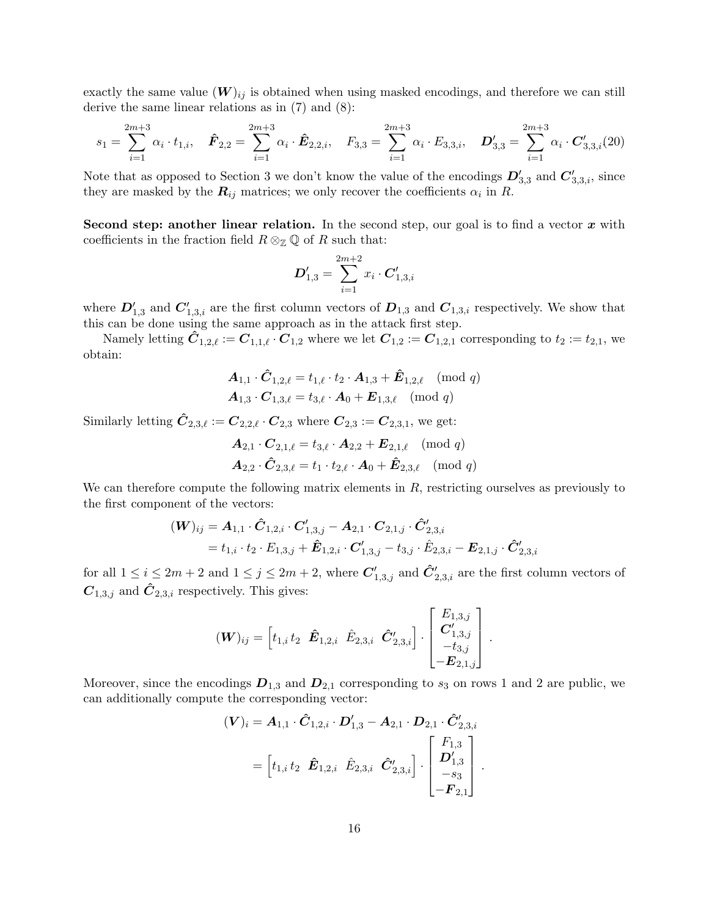exactly the same value $(\boldsymbol{W})_{ij}$ is obtained when using masked encodings, and therefore we can still derive the same linear relations as in (7) and (8):

$$s_1 = \sum_{i=1}^{2m+3} \alpha_i \cdot t_{1,i}, \quad \hat{\boldsymbol{F}}_{2,2} = \sum_{i=1}^{2m+3} \alpha_i \cdot \hat{\boldsymbol{E}}_{2,2,i}, \quad F_{3,3} = \sum_{i=1}^{2m+3} \alpha_i \cdot E_{3,3,i}, \quad \boldsymbol{D}'_{3,3} = \sum_{i=1}^{2m+3} \alpha_i \cdot \boldsymbol{C}'_{3,3,i} \tag{20}$$

Note that as opposed to Section 3 we don't know the value of the encodings $\boldsymbol{D}'_{3,3}$ and $\boldsymbol{C}'_{3,3,i}$, since they are masked by the $\boldsymbol{R}_{ij}$ matrices; we only recover the coefficients $\alpha_i$ in $R$.

**Second step: another linear relation.** In the second step, our goal is to find a vector $\boldsymbol{x}$ with coefficients in the fraction field $R \otimes_{\mathbb{Z}} \mathbb{Q}$ of $R$ such that:

$$\boldsymbol{D}'_{1,3} = \sum_{i=1}^{2m+2} x_i \cdot \boldsymbol{C}'_{1,3,i}$$

where $\boldsymbol{D}'_{1,3}$ and $\boldsymbol{C}'_{1,3,i}$ are the first column vectors of $\boldsymbol{D}_{1,3}$ and $\boldsymbol{C}_{1,3,i}$ respectively. We show that this can be done using the same approach as in the attack first step.

Namely letting $\hat{\boldsymbol{C}}_{1,2,\ell} := \boldsymbol{C}_{1,1,\ell} \cdot \boldsymbol{C}_{1,2}$ where we let $\boldsymbol{C}_{1,2} := \boldsymbol{C}_{1,2,1}$ corresponding to $t_2 := t_{2,1}$, we obtain:

$$\begin{aligned}
\boldsymbol{A}_{1,1} \cdot \hat{\boldsymbol{C}}_{1,2,\ell} &= t_{1,\ell} \cdot t_2 \cdot \boldsymbol{A}_{1,3} + \hat{\boldsymbol{E}}_{1,2,\ell} \pmod{q} \\
\boldsymbol{A}_{1,3} \cdot \boldsymbol{C}_{1,3,\ell} &= t_{3,\ell} \cdot \boldsymbol{A}_0 + \boldsymbol{E}_{1,3,\ell} \pmod{q}
\end{aligned}$$

Similarly letting $\hat{\boldsymbol{C}}_{2,3,\ell} := \boldsymbol{C}_{2,2,\ell} \cdot \boldsymbol{C}_{2,3}$ where $\boldsymbol{C}_{2,3} := \boldsymbol{C}_{2,3,1}$, we get:

$$\begin{aligned}
\boldsymbol{A}_{2,1} \cdot \boldsymbol{C}_{2,1,\ell} &= t_{3,\ell} \cdot \boldsymbol{A}_{2,2} + \boldsymbol{E}_{2,1,\ell} \pmod{q} \\
\boldsymbol{A}_{2,2} \cdot \hat{\boldsymbol{C}}_{2,3,\ell} &= t_1 \cdot t_{2,\ell} \cdot \boldsymbol{A}_0 + \hat{\boldsymbol{E}}_{2,3,\ell} \pmod{q}
\end{aligned}$$

We can therefore compute the following matrix elements in $R$, restricting ourselves as previously to the first component of the vectors:

$$\begin{aligned}
(\boldsymbol{W})_{ij} &= \boldsymbol{A}_{1,1} \cdot \hat{\boldsymbol{C}}_{1,2,i} \cdot \boldsymbol{C}'_{1,3,j} - \boldsymbol{A}_{2,1} \cdot \boldsymbol{C}_{2,1,j} \cdot \hat{\boldsymbol{C}}'_{2,3,i} \\
&= t_{1,i} \cdot t_2 \cdot E_{1,3,j} + \hat{\boldsymbol{E}}_{1,2,i} \cdot \boldsymbol{C}'_{1,3,j} - t_{3,j} \cdot \hat{E}_{2,3,i} - \boldsymbol{E}_{2,1,j} \cdot \hat{\boldsymbol{C}}'_{2,3,i}
\end{aligned}$$

for all $1 \leq i \leq 2m+2$ and $1 \leq j \leq 2m+2$, where $\boldsymbol{C}'_{1,3,j}$ and $\hat{\boldsymbol{C}}'_{2,3,i}$ are the first column vectors of $\boldsymbol{C}_{1,3,j}$ and $\hat{\boldsymbol{C}}_{2,3,i}$ respectively. This gives:

$$(\boldsymbol{W})_{ij} = \begin{bmatrix} t_{1,i}\, t_2 & \hat{\boldsymbol{E}}_{1,2,i} & \hat{E}_{2,3,i} & \hat{\boldsymbol{C}}'_{2,3,i} \end{bmatrix} \cdot \begin{bmatrix} E_{1,3,j} \\ \boldsymbol{C}'_{1,3,j} \\ -t_{3,j} \\ -\boldsymbol{E}_{2,1,j} \end{bmatrix}.$$

Moreover, since the encodings $\boldsymbol{D}_{1,3}$ and $\boldsymbol{D}_{2,1}$ corresponding to $s_3$ on rows 1 and 2 are public, we can additionally compute the corresponding vector:

$$\begin{aligned}
(\boldsymbol{V})_i &= \boldsymbol{A}_{1,1} \cdot \hat{\boldsymbol{C}}_{1,2,i} \cdot \boldsymbol{D}'_{1,3} - \boldsymbol{A}_{2,1} \cdot \boldsymbol{D}_{2,1} \cdot \hat{\boldsymbol{C}}'_{2,3,i} \\
&= \begin{bmatrix} t_{1,i}\, t_2 & \hat{\boldsymbol{E}}_{1,2,i} & \hat{E}_{2,3,i} & \hat{\boldsymbol{C}}'_{2,3,i} \end{bmatrix} \cdot \begin{bmatrix} F_{1,3} \\ \boldsymbol{D}'_{1,3} \\ -s_3 \\ -\boldsymbol{F}_{2,1} \end{bmatrix}.
\end{aligned}$$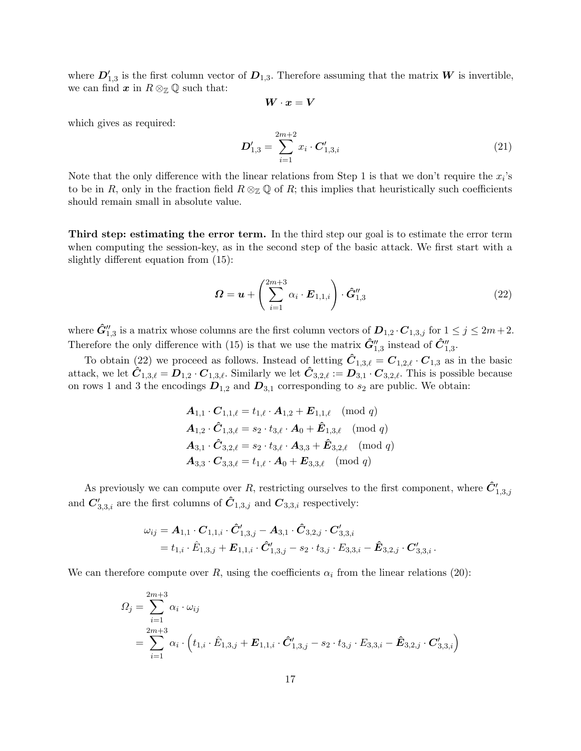where $\boldsymbol{D}'_{1,3}$ is the first column vector of $\boldsymbol{D}_{1,3}$. Therefore assuming that the matrix $\boldsymbol{W}$ is invertible, we can find $\boldsymbol{x}$ in $R \otimes_{\mathbb{Z}} \mathbb{Q}$ such that:

$$\boldsymbol{W} \cdot \boldsymbol{x} = \boldsymbol{V}$$

which gives as required:

$$\boldsymbol{D}'_{1,3} = \sum_{i=1}^{2m+2} x_i \cdot \boldsymbol{C}'_{1,3,i} \tag{21}$$

Note that the only difference with the linear relations from Step 1 is that we don't require the $x_i$'s to be in $R$, only in the fraction field $R \otimes_{\mathbb{Z}} \mathbb{Q}$ of $R$; this implies that heuristically such coefficients should remain small in absolute value.

**Third step: estimating the error term.** In the third step our goal is to estimate the error term when computing the session-key, as in the second step of the basic attack. We first start with a slightly different equation from (15):

$$\boldsymbol{\Omega} = \boldsymbol{u} + \left( \sum_{i=1}^{2m+3} \alpha_i \cdot \boldsymbol{E}_{1,1,i} \right) \cdot \hat{\boldsymbol{G}}''_{1,3} \tag{22}$$

where $\hat{\boldsymbol{G}}''_{1,3}$ is a matrix whose columns are the first column vectors of $\boldsymbol{D}_{1,2} \cdot \boldsymbol{C}_{1,3,j}$ for $1 \leq j \leq 2m+2$. Therefore the only difference with (15) is that we use the matrix $\hat{\boldsymbol{G}}''_{1,3}$ instead of $\hat{\boldsymbol{C}}''_{1,3}$.

To obtain (22) we proceed as follows. Instead of letting $\hat{\boldsymbol{C}}_{1,3,\ell} = \boldsymbol{C}_{1,2,\ell} \cdot \boldsymbol{C}_{1,3}$ as in the basic attack, we let $\hat{\boldsymbol{C}}_{1,3,\ell} = \boldsymbol{D}_{1,2} \cdot \boldsymbol{C}_{1,3,\ell}$. Similarly we let $\hat{\boldsymbol{C}}_{3,2,\ell} := \boldsymbol{D}_{3,1} \cdot \boldsymbol{C}_{3,2,\ell}$. This is possible because on rows 1 and 3 the encodings $\boldsymbol{D}_{1,2}$ and $\boldsymbol{D}_{3,1}$ corresponding to $s_2$ are public. We obtain:

$$\begin{aligned}
\boldsymbol{A}_{1,1} \cdot \boldsymbol{C}_{1,1,\ell} &= t_{1,\ell} \cdot \boldsymbol{A}_{1,2} + \boldsymbol{E}_{1,1,\ell} \pmod q \\
\boldsymbol{A}_{1,2} \cdot \hat{\boldsymbol{C}}_{1,3,\ell} &= s_2 \cdot t_{3,\ell} \cdot \boldsymbol{A}_0 + \hat{\boldsymbol{E}}_{1,3,\ell} \pmod q \\
\boldsymbol{A}_{3,1} \cdot \hat{\boldsymbol{C}}_{3,2,\ell} &= s_2 \cdot t_{3,\ell} \cdot \boldsymbol{A}_{3,3} + \hat{\boldsymbol{E}}_{3,2,\ell} \pmod q \\
\boldsymbol{A}_{3,3} \cdot \boldsymbol{C}_{3,3,\ell} &= t_{1,\ell} \cdot \boldsymbol{A}_0 + \boldsymbol{E}_{3,3,\ell} \pmod q
\end{aligned}$$

As previously we can compute over $R$, restricting ourselves to the first component, where $\hat{\boldsymbol{C}}'_{1,3,j}$ and $\boldsymbol{C}'_{3,3,i}$ are the first columns of $\hat{\boldsymbol{C}}_{1,3,j}$ and $\boldsymbol{C}_{3,3,i}$ respectively:

$$\begin{aligned}
\omega_{ij} &= \boldsymbol{A}_{1,1} \cdot \boldsymbol{C}_{1,1,i} \cdot \hat{\boldsymbol{C}}'_{1,3,j} - \boldsymbol{A}_{3,1} \cdot \hat{\boldsymbol{C}}_{3,2,j} \cdot \boldsymbol{C}'_{3,3,i} \\
&= t_{1,i} \cdot \hat{E}_{1,3,j} + \boldsymbol{E}_{1,1,i} \cdot \hat{\boldsymbol{C}}'_{1,3,j} - s_2 \cdot t_{3,j} \cdot E_{3,3,i} - \hat{\boldsymbol{E}}_{3,2,j} \cdot \boldsymbol{C}'_{3,3,i} \,.
\end{aligned}$$

We can therefore compute over $R$, using the coefficients $\alpha_i$ from the linear relations (20):

$$\begin{aligned}
\Omega_j &= \sum_{i=1}^{2m+3} \alpha_i \cdot \omega_{ij} \\
&= \sum_{i=1}^{2m+3} \alpha_i \cdot \left( t_{1,i} \cdot \hat{E}_{1,3,j} + \boldsymbol{E}_{1,1,i} \cdot \hat{\boldsymbol{C}}'_{1,3,j} - s_2 \cdot t_{3,j} \cdot E_{3,3,i} - \hat{\boldsymbol{E}}_{3,2,j} \cdot \boldsymbol{C}'_{3,3,i} \right)
\end{aligned}$$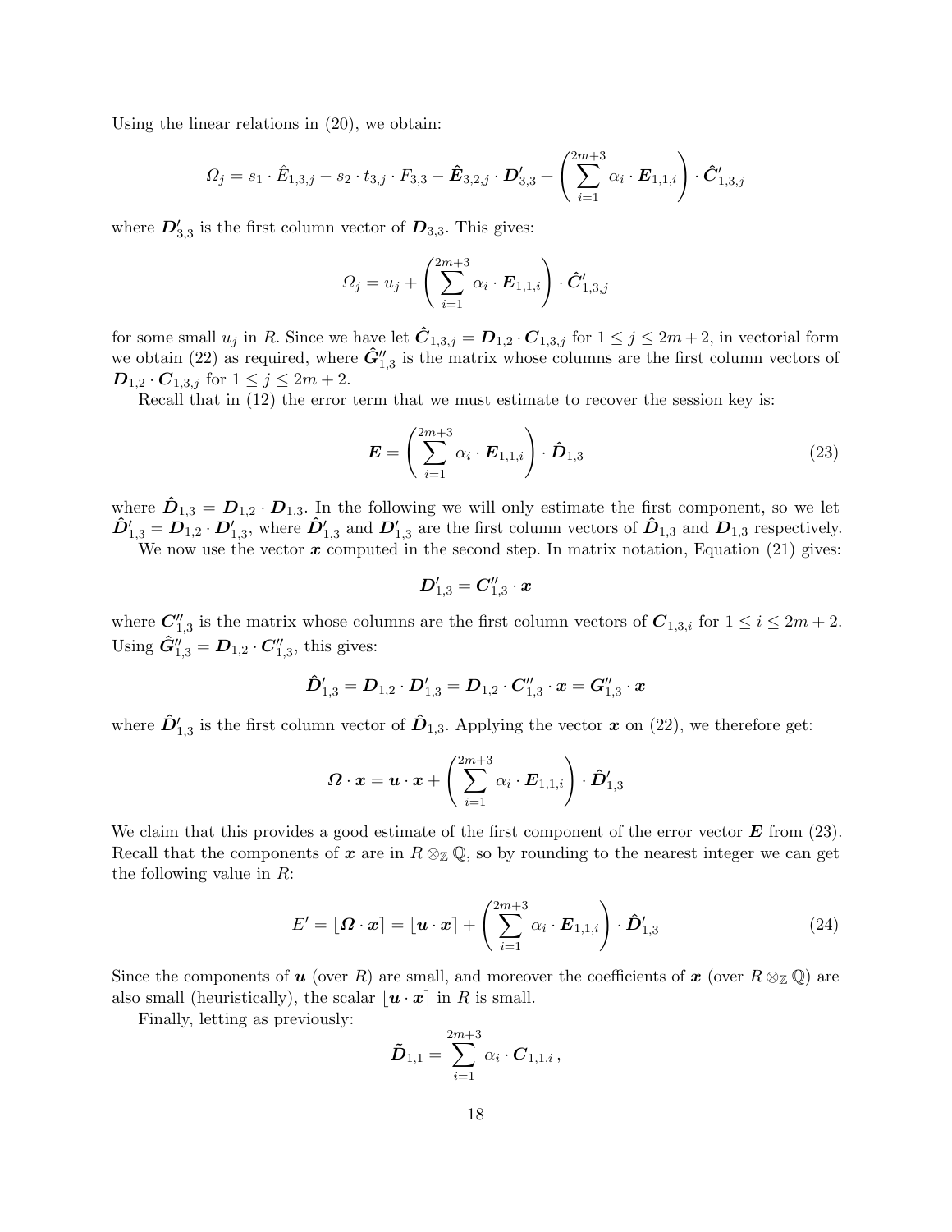Using the linear relations in (20), we obtain:

$$\Omega_j = s_1 \cdot \hat{E}_{1,3,j} - s_2 \cdot t_{3,j} \cdot F_{3,3} - \hat{\boldsymbol{E}}_{3,2,j} \cdot \boldsymbol{D}'_{3,3} + \left( \sum_{i=1}^{2m+3} \alpha_i \cdot \boldsymbol{E}_{1,1,i} \right) \cdot \hat{\boldsymbol{C}}'_{1,3,j}$$

where $\boldsymbol{D}'_{3,3}$ is the first column vector of $\boldsymbol{D}_{3,3}$. This gives:

$$\Omega_j = u_j + \left( \sum_{i=1}^{2m+3} \alpha_i \cdot \boldsymbol{E}_{1,1,i} \right) \cdot \hat{\boldsymbol{C}}'_{1,3,j}$$

for some small $u_j$ in $R$. Since we have let $\hat{\boldsymbol{C}}_{1,3,j} = \boldsymbol{D}_{1,2} \cdot \boldsymbol{C}_{1,3,j}$ for $1 \le j \le 2m+2$, in vectorial form we obtain (22) as required, where $\hat{\boldsymbol{G}}''_{1,3}$ is the matrix whose columns are the first column vectors of $\boldsymbol{D}_{1,2} \cdot \boldsymbol{C}_{1,3,j}$ for $1 \le j \le 2m+2$.

Recall that in (12) the error term that we must estimate to recover the session key is:

$$\boldsymbol{E} = \left( \sum_{i=1}^{2m+3} \alpha_i \cdot \boldsymbol{E}_{1,1,i} \right) \cdot \hat{\boldsymbol{D}}_{1,3} \tag{23}$$

where $\hat{\boldsymbol{D}}_{1,3} = \boldsymbol{D}_{1,2} \cdot \boldsymbol{D}_{1,3}$. In the following we will only estimate the first component, so we let $\hat{\boldsymbol{D}}'_{1,3} = \boldsymbol{D}_{1,2} \cdot \boldsymbol{D}'_{1,3}$, where $\hat{\boldsymbol{D}}'_{1,3}$ and $\boldsymbol{D}'_{1,3}$ are the first column vectors of $\hat{\boldsymbol{D}}_{1,3}$ and $\boldsymbol{D}_{1,3}$ respectively.

We now use the vector $\boldsymbol{x}$ computed in the second step. In matrix notation, Equation (21) gives:

$$\boldsymbol{D}'_{1,3} = \boldsymbol{C}''_{1,3} \cdot \boldsymbol{x}$$

where $\boldsymbol{C}''_{1,3}$ is the matrix whose columns are the first column vectors of $\boldsymbol{C}_{1,3,i}$ for $1 \le i \le 2m+2$. Using $\hat{\boldsymbol{G}}''_{1,3} = \boldsymbol{D}_{1,2} \cdot \boldsymbol{C}''_{1,3}$, this gives:

$$\hat{\boldsymbol{D}}'_{1,3} = \boldsymbol{D}_{1,2} \cdot \boldsymbol{D}'_{1,3} = \boldsymbol{D}_{1,2} \cdot \boldsymbol{C}''_{1,3} \cdot \boldsymbol{x} = \boldsymbol{G}''_{1,3} \cdot \boldsymbol{x}$$

where $\hat{\boldsymbol{D}}'_{1,3}$ is the first column vector of $\hat{\boldsymbol{D}}_{1,3}$. Applying the vector $\boldsymbol{x}$ on (22), we therefore get:

$$\boldsymbol{\Omega} \cdot \boldsymbol{x} = \boldsymbol{u} \cdot \boldsymbol{x} + \left( \sum_{i=1}^{2m+3} \alpha_i \cdot \boldsymbol{E}_{1,1,i} \right) \cdot \hat{\boldsymbol{D}}'_{1,3}$$

We claim that this provides a good estimate of the first component of the error vector $\boldsymbol{E}$ from (23). Recall that the components of $\boldsymbol{x}$ are in $R \otimes_{\mathbb{Z}} \mathbb{Q}$, so by rounding to the nearest integer we can get the following value in $R$:

$$E' = \lfloor \boldsymbol{\Omega} \cdot \boldsymbol{x} \rceil = \lfloor \boldsymbol{u} \cdot \boldsymbol{x} \rceil + \left( \sum_{i=1}^{2m+3} \alpha_i \cdot \boldsymbol{E}_{1,1,i} \right) \cdot \hat{\boldsymbol{D}}'_{1,3} \tag{24}$$

Since the components of $\boldsymbol{u}$ (over $R$) are small, and moreover the coefficients of $\boldsymbol{x}$ (over $R \otimes_{\mathbb{Z}} \mathbb{Q}$) are also small (heuristically), the scalar $\lfloor \boldsymbol{u} \cdot \boldsymbol{x} \rceil$ in $R$ is small.

Finally, letting as previously:

$$\tilde{\boldsymbol{D}}_{1,1} = \sum_{i=1}^{2m+3} \alpha_i \cdot \boldsymbol{C}_{1,1,i} \, ,$$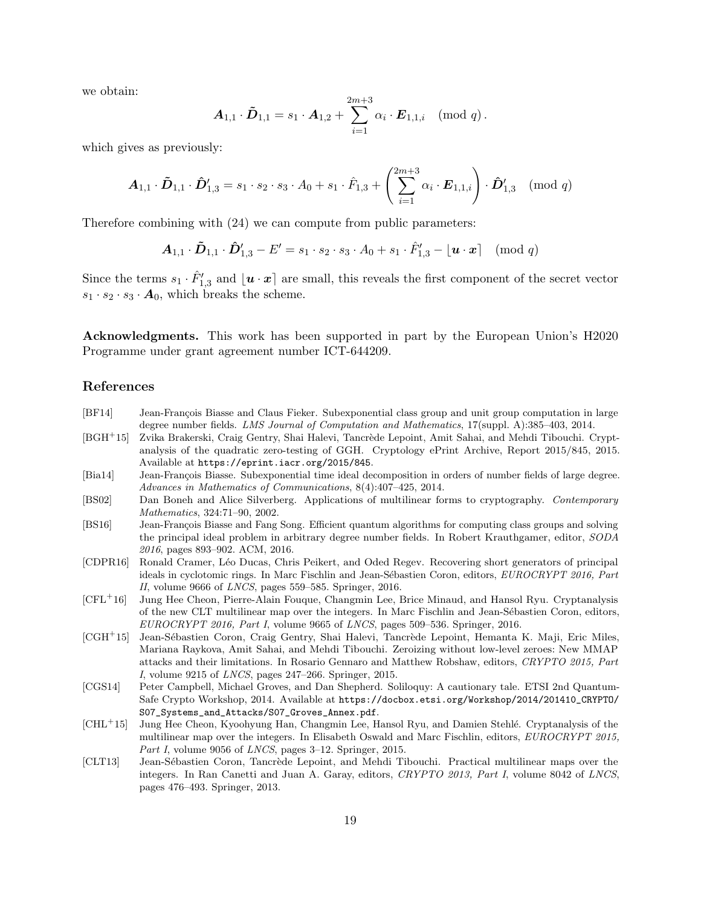we obtain:

$$\boldsymbol{A}_{1,1} \cdot \tilde{\boldsymbol{D}}_{1,1} = s_1 \cdot \boldsymbol{A}_{1,2} + \sum_{i=1}^{2m+3} \alpha_i \cdot \boldsymbol{E}_{1,1,i} \pmod q .$$

which gives as previously:

$$\boldsymbol{A}_{1,1} \cdot \tilde{\boldsymbol{D}}_{1,1} \cdot \hat{\boldsymbol{D}}'_{1,3} = s_1 \cdot s_2 \cdot s_3 \cdot A_0 + s_1 \cdot \hat{F}_{1,3} + \left( \sum_{i=1}^{2m+3} \alpha_i \cdot \boldsymbol{E}_{1,1,i} \right) \cdot \hat{\boldsymbol{D}}'_{1,3} \pmod q$$

Therefore combining with (24) we can compute from public parameters:

$$\boldsymbol{A}_{1,1} \cdot \tilde{\boldsymbol{D}}_{1,1} \cdot \hat{\boldsymbol{D}}'_{1,3} - E' = s_1 \cdot s_2 \cdot s_3 \cdot A_0 + s_1 \cdot \hat{F}'_{1,3} - \lfloor \boldsymbol{u} \cdot \boldsymbol{x} \rceil \pmod q$$

Since the terms $s_1 \cdot \hat{F}'_{1,3}$ and $\lfloor \boldsymbol{u} \cdot \boldsymbol{x} \rceil$ are small, this reveals the first component of the secret vector $s_1 \cdot s_2 \cdot s_3 \cdot \boldsymbol{A}_0$, which breaks the scheme.

**Acknowledgments.** This work has been supported in part by the European Union's H2020 Programme under grant agreement number ICT-644209.

## References

[BF14] Jean-François Biasse and Claus Fieker. Subexponential class group and unit group computation in large degree number fields. *LMS Journal of Computation and Mathematics*, 17(suppl. A):385–403, 2014.

[BGH+15] Zvika Brakerski, Craig Gentry, Shai Halevi, Tancrède Lepoint, Amit Sahai, and Mehdi Tibouchi. Cryptanalysis of the quadratic zero-testing of GGH. Cryptology ePrint Archive, Report 2015/845, 2015. Available at `https://eprint.iacr.org/2015/845`.

[Bia14] Jean-François Biasse. Subexponential time ideal decomposition in orders of number fields of large degree. *Advances in Mathematics of Communications*, 8(4):407–425, 2014.

[BS02] Dan Boneh and Alice Silverberg. Applications of multilinear forms to cryptography. *Contemporary Mathematics*, 324:71–90, 2002.

[BS16] Jean-François Biasse and Fang Song. Efficient quantum algorithms for computing class groups and solving the principal ideal problem in arbitrary degree number fields. In Robert Krauthgamer, editor, *SODA 2016*, pages 893–902. ACM, 2016.

[CDPR16] Ronald Cramer, Léo Ducas, Chris Peikert, and Oded Regev. Recovering short generators of principal ideals in cyclotomic rings. In Marc Fischlin and Jean-Sébastien Coron, editors, *EUROCRYPT 2016, Part II*, volume 9666 of *LNCS*, pages 559–585. Springer, 2016.

[CFL+16] Jung Hee Cheon, Pierre-Alain Fouque, Changmin Lee, Brice Minaud, and Hansol Ryu. Cryptanalysis of the new CLT multilinear map over the integers. In Marc Fischlin and Jean-Sébastien Coron, editors, *EUROCRYPT 2016, Part I*, volume 9665 of *LNCS*, pages 509–536. Springer, 2016.

[CGH+15] Jean-Sébastien Coron, Craig Gentry, Shai Halevi, Tancrède Lepoint, Hemanta K. Maji, Eric Miles, Mariana Raykova, Amit Sahai, and Mehdi Tibouchi. Zeroizing without low-level zeroes: New MMAP attacks and their limitations. In Rosario Gennaro and Matthew Robshaw, editors, *CRYPTO 2015, Part I*, volume 9215 of *LNCS*, pages 247–266. Springer, 2015.

[CGS14] Peter Campbell, Michael Groves, and Dan Shepherd. Soliloquy: A cautionary tale. ETSI 2nd Quantum-Safe Crypto Workshop, 2014. Available at `https://docbox.etsi.org/Workshop/2014/201410_CRYPTO/S07_Systems_and_Attacks/S07_Groves_Annex.pdf`.

[CHL+15] Jung Hee Cheon, Kyoohyung Han, Changmin Lee, Hansol Ryu, and Damien Stehlé. Cryptanalysis of the multilinear map over the integers. In Elisabeth Oswald and Marc Fischlin, editors, *EUROCRYPT 2015, Part I*, volume 9056 of *LNCS*, pages 3–12. Springer, 2015.

[CLT13] Jean-Sébastien Coron, Tancrède Lepoint, and Mehdi Tibouchi. Practical multilinear maps over the integers. In Ran Canetti and Juan A. Garay, editors, *CRYPTO 2013, Part I*, volume 8042 of *LNCS*, pages 476–493. Springer, 2013.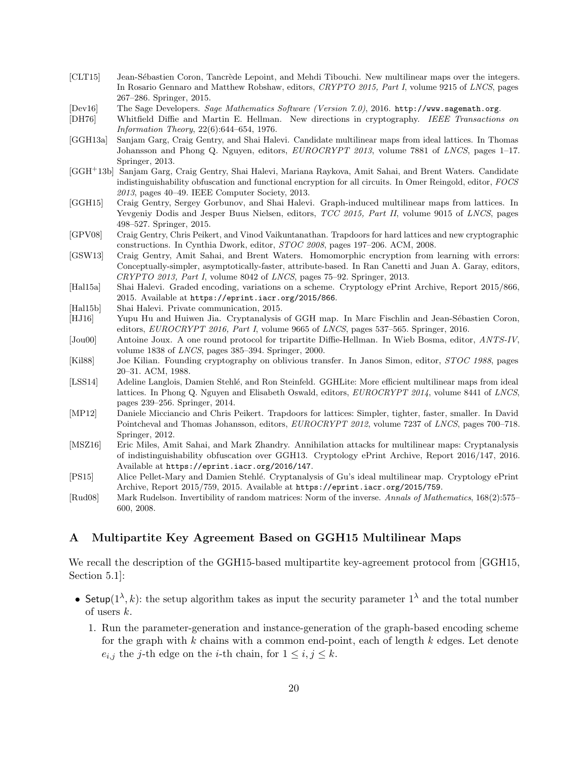[CLT15] Jean-Sébastien Coron, Tancrède Lepoint, and Mehdi Tibouchi. New multilinear maps over the integers. In Rosario Gennaro and Matthew Robshaw, editors, *CRYPTO 2015, Part I*, volume 9215 of *LNCS*, pages 267–286. Springer, 2015.

[Dev16] The Sage Developers. *Sage Mathematics Software (Version 7.0)*, 2016. http://www.sagemath.org.

[DH76] Whitfield Diffie and Martin E. Hellman. New directions in cryptography. *IEEE Transactions on Information Theory*, 22(6):644–654, 1976.

[GGH13a] Sanjam Garg, Craig Gentry, and Shai Halevi. Candidate multilinear maps from ideal lattices. In Thomas Johansson and Phong Q. Nguyen, editors, *EUROCRYPT 2013*, volume 7881 of *LNCS*, pages 1–17. Springer, 2013.

[GGH+13b] Sanjam Garg, Craig Gentry, Shai Halevi, Mariana Raykova, Amit Sahai, and Brent Waters. Candidate indistinguishability obfuscation and functional encryption for all circuits. In Omer Reingold, editor, *FOCS 2013*, pages 40–49. IEEE Computer Society, 2013.

[GGH15] Craig Gentry, Sergey Gorbunov, and Shai Halevi. Graph-induced multilinear maps from lattices. In Yevgeniy Dodis and Jesper Buus Nielsen, editors, *TCC 2015, Part II*, volume 9015 of *LNCS*, pages 498–527. Springer, 2015.

[GPV08] Craig Gentry, Chris Peikert, and Vinod Vaikuntanathan. Trapdoors for hard lattices and new cryptographic constructions. In Cynthia Dwork, editor, *STOC 2008*, pages 197–206. ACM, 2008.

[GSW13] Craig Gentry, Amit Sahai, and Brent Waters. Homomorphic encryption from learning with errors: Conceptually-simpler, asymptotically-faster, attribute-based. In Ran Canetti and Juan A. Garay, editors, *CRYPTO 2013, Part I*, volume 8042 of *LNCS*, pages 75–92. Springer, 2013.

[Hal15a] Shai Halevi. Graded encoding, variations on a scheme. Cryptology ePrint Archive, Report 2015/866, 2015. Available at https://eprint.iacr.org/2015/866.

[Hal15b] Shai Halevi. Private communication, 2015.

[HJ16] Yupu Hu and Huiwen Jia. Cryptanalysis of GGH map. In Marc Fischlin and Jean-Sébastien Coron, editors, *EUROCRYPT 2016, Part I*, volume 9665 of *LNCS*, pages 537–565. Springer, 2016.

[Jou00] Antoine Joux. A one round protocol for tripartite Diffie-Hellman. In Wieb Bosma, editor, *ANTS-IV*, volume 1838 of *LNCS*, pages 385–394. Springer, 2000.

[Kil88] Joe Kilian. Founding cryptography on oblivious transfer. In Janos Simon, editor, *STOC 1988*, pages 20–31. ACM, 1988.

[LSS14] Adeline Langlois, Damien Stehlé, and Ron Steinfeld. GGHLite: More efficient multilinear maps from ideal lattices. In Phong Q. Nguyen and Elisabeth Oswald, editors, *EUROCRYPT 2014*, volume 8441 of *LNCS*, pages 239–256. Springer, 2014.

[MP12] Daniele Micciancio and Chris Peikert. Trapdoors for lattices: Simpler, tighter, faster, smaller. In David Pointcheval and Thomas Johansson, editors, *EUROCRYPT 2012*, volume 7237 of *LNCS*, pages 700–718. Springer, 2012.

[MSZ16] Eric Miles, Amit Sahai, and Mark Zhandry. Annihilation attacks for multilinear maps: Cryptanalysis of indistinguishability obfuscation over GGH13. Cryptology ePrint Archive, Report 2016/147, 2016. Available at https://eprint.iacr.org/2016/147.

[PS15] Alice Pellet-Mary and Damien Stehlé. Cryptanalysis of Gu's ideal multilinear map. Cryptology ePrint Archive, Report 2015/759, 2015. Available at https://eprint.iacr.org/2015/759.

[Rud08] Mark Rudelson. Invertibility of random matrices: Norm of the inverse. *Annals of Mathematics*, 168(2):575–600, 2008.

## A Multipartite Key Agreement Based on GGH15 Multilinear Maps

We recall the description of the GGH15-based multipartite key-agreement protocol from [GGH15, Section 5.1]:

- $\mathsf{Setup}(1^\lambda, k)$: the setup algorithm takes as input the security parameter $1^\lambda$ and the total number of users $k$.
  1. Run the parameter-generation and instance-generation of the graph-based encoding scheme for the graph with $k$ chains with a common end-point, each of length $k$ edges. Let denote $e_{i,j}$ the $j$-th edge on the $i$-th chain, for $1 \leq i, j \leq k$.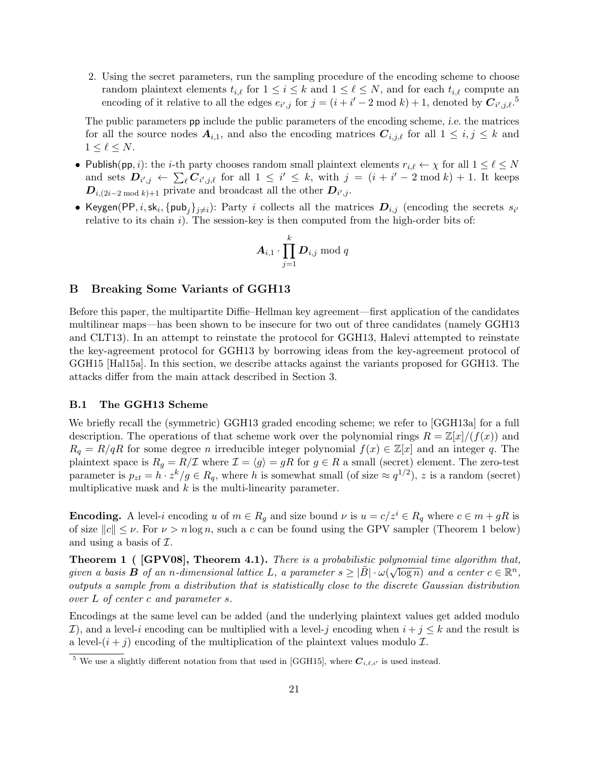2. Using the secret parameters, run the sampling procedure of the encoding scheme to choose random plaintext elements $t_{i,\ell}$ for $1 \leq i \leq k$ and $1 \leq \ell \leq N$, and for each $t_{i,\ell}$ compute an encoding of it relative to all the edges $e_{i',j}$ for $j = (i + i' - 2 \bmod k) + 1$, denoted by $\boldsymbol{C}_{i',j,\ell}$.[5]

The public parameters $\mathsf{pp}$ include the public parameters of the encoding scheme, *i.e.* the matrices for all the source nodes $\boldsymbol{A}_{i,1}$, and also the encoding matrices $\boldsymbol{C}_{i,j,\ell}$ for all $1 \leq i, j \leq k$ and $1 \leq \ell \leq N$.

- $\mathsf{Publish}(\mathsf{pp}, i)$: the $i$-th party chooses random small plaintext elements $r_{i,\ell} \leftarrow \chi$ for all $1 \leq \ell \leq N$ and sets $\boldsymbol{D}_{i',j} \leftarrow \sum_\ell \boldsymbol{C}_{i',j,\ell}$ for all $1 \leq i' \leq k$, with $j = (i + i' - 2 \bmod k) + 1$. It keeps $\boldsymbol{D}_{i,(2i-2 \bmod k)+1}$ private and broadcast all the other $\boldsymbol{D}_{i',j}$.
- $\mathsf{Keygen}(\mathsf{PP}, i, \mathsf{sk}_i, \{\mathsf{pub}_j\}_{j \neq i})$: Party $i$ collects all the matrices $\boldsymbol{D}_{i,j}$ (encoding the secrets $s_{i'}$ relative to its chain $i$). The session-key is then computed from the high-order bits of:

$$\boldsymbol{A}_{i,1} \cdot \prod_{j=1}^{k} \boldsymbol{D}_{i,j} \bmod q$$

## B Breaking Some Variants of GGH13

Before this paper, the multipartite Diffie–Hellman key agreement—first application of the candidates multilinear maps—has been shown to be insecure for two out of three candidates (namely GGH13 and CLT13). In an attempt to reinstate the protocol for GGH13, Halevi attempted to reinstate the key-agreement protocol for GGH13 by borrowing ideas from the key-agreement protocol of GGH15 [Hal15a]. In this section, we describe attacks against the variants proposed for GGH13. The attacks differ from the main attack described in Section 3.

### B.1 The GGH13 Scheme

We briefly recall the (symmetric) GGH13 graded encoding scheme; we refer to [GGH13a] for a full description. The operations of that scheme work over the polynomial rings $R = \mathbb{Z}[x]/(f(x))$ and $R_q = R/qR$ for some degree $n$ irreducible integer polynomial $f(x) \in \mathbb{Z}[x]$ and an integer $q$. The plaintext space is $R_g = R/\mathcal{I}$ where $\mathcal{I} = \langle g \rangle = gR$ for $g \in R$ a small (secret) element. The zero-test parameter is $p_{zt} = h \cdot z^k/g \in R_q$, where $h$ is somewhat small (of size $\approx q^{1/2}$), $z$ is a random (secret) multiplicative mask and $k$ is the multi-linearity parameter.

**Encoding.** A level-$i$ encoding $u$ of $m \in R_g$ and size bound $\nu$ is $u = c/z^i \in R_q$ where $c \in m + gR$ is of size $\|c\| \leq \nu$. For $\nu > n \log n$, such a $c$ can be found using the GPV sampler (Theorem 1 below) and using a basis of $\mathcal{I}$.

**Theorem 1 ( [GPV08], Theorem 4.1).** *There is a probabilistic polynomial time algorithm that, given a basis $\boldsymbol{B}$ of an $n$-dimensional lattice $L$, a parameter $s \geq |\tilde{B}| \cdot \omega(\sqrt{\log n})$ and a center $c \in \mathbb{R}^n$, outputs a sample from a distribution that is statistically close to the discrete Gaussian distribution over $L$ of center $c$ and parameter $s$.*

Encodings at the same level can be added (and the underlying plaintext values get added modulo $\mathcal{I}$), and a level-$i$ encoding can be multiplied with a level-$j$ encoding when $i + j \leq k$ and the result is a level-$(i + j)$ encoding of the multiplication of the plaintext values modulo $\mathcal{I}$.

[5] We use a slightly different notation from that used in [GGH15], where $\boldsymbol{C}_{i,\ell,i'}$ is used instead.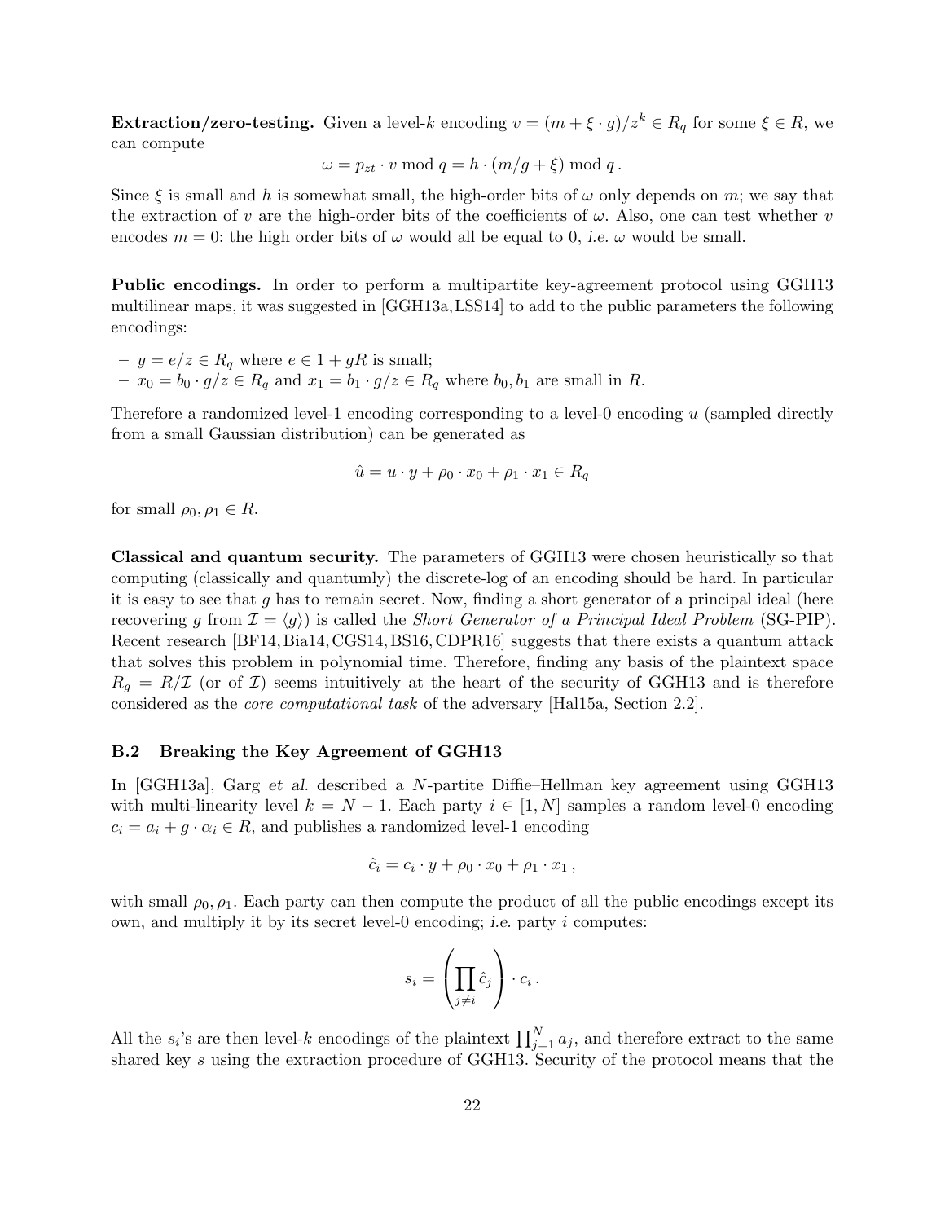**Extraction/zero-testing.** Given a level-$k$ encoding $v = (m + \xi \cdot g)/z^k \in R_q$ for some $\xi \in R$, we can compute

$$\omega = p_{zt} \cdot v \bmod q = h \cdot (m/g + \xi) \bmod q\,.$$

Since $\xi$ is small and $h$ is somewhat small, the high-order bits of $\omega$ only depends on $m$; we say that the extraction of $v$ are the high-order bits of the coefficients of $\omega$. Also, one can test whether $v$ encodes $m = 0$: the high order bits of $\omega$ would all be equal to 0, *i.e.* $\omega$ would be small.

**Public encodings.** In order to perform a multipartite key-agreement protocol using GGH13 multilinear maps, it was suggested in [GGH13a, LSS14] to add to the public parameters the following encodings:

- $y = e/z \in R_q$ where $e \in 1 + gR$ is small;
- $x_0 = b_0 \cdot g/z \in R_q$ and $x_1 = b_1 \cdot g/z \in R_q$ where $b_0, b_1$ are small in $R$.

Therefore a randomized level-1 encoding corresponding to a level-0 encoding $u$ (sampled directly from a small Gaussian distribution) can be generated as

$$\hat{u} = u \cdot y + \rho_0 \cdot x_0 + \rho_1 \cdot x_1 \in R_q$$

for small $\rho_0, \rho_1 \in R$.

**Classical and quantum security.** The parameters of GGH13 were chosen heuristically so that computing (classically and quantumly) the discrete-log of an encoding should be hard. In particular it is easy to see that $g$ has to remain secret. Now, finding a short generator of a principal ideal (here recovering $g$ from $\mathcal{I} = \langle g \rangle$) is called the *Short Generator of a Principal Ideal Problem* (SG-PIP). Recent research [BF14, Bia14, CGS14, BS16, CDPR16] suggests that there exists a quantum attack that solves this problem in polynomial time. Therefore, finding any basis of the plaintext space $R_g = R/\mathcal{I}$ (or of $\mathcal{I}$) seems intuitively at the heart of the security of GGH13 and is therefore considered as the *core computational task* of the adversary [Hal15a, Section 2.2].

### B.2 Breaking the Key Agreement of GGH13

In [GGH13a], Garg *et al.* described a $N$-partite Diffie–Hellman key agreement using GGH13 with multi-linearity level $k = N - 1$. Each party $i \in [1, N]$ samples a random level-0 encoding $c_i = a_i + g \cdot \alpha_i \in R$, and publishes a randomized level-1 encoding

$$\hat{c}_i = c_i \cdot y + \rho_0 \cdot x_0 + \rho_1 \cdot x_1\,,$$

with small $\rho_0, \rho_1$. Each party can then compute the product of all the public encodings except its own, and multiply it by its secret level-0 encoding; *i.e.* party $i$ computes:

$$s_i = \left( \prod_{j \neq i} \hat{c}_j \right) \cdot c_i\,.$$

All the $s_i$'s are then level-$k$ encodings of the plaintext $\prod_{j=1}^{N} a_j$, and therefore extract to the same shared key $s$ using the extraction procedure of GGH13. Security of the protocol means that the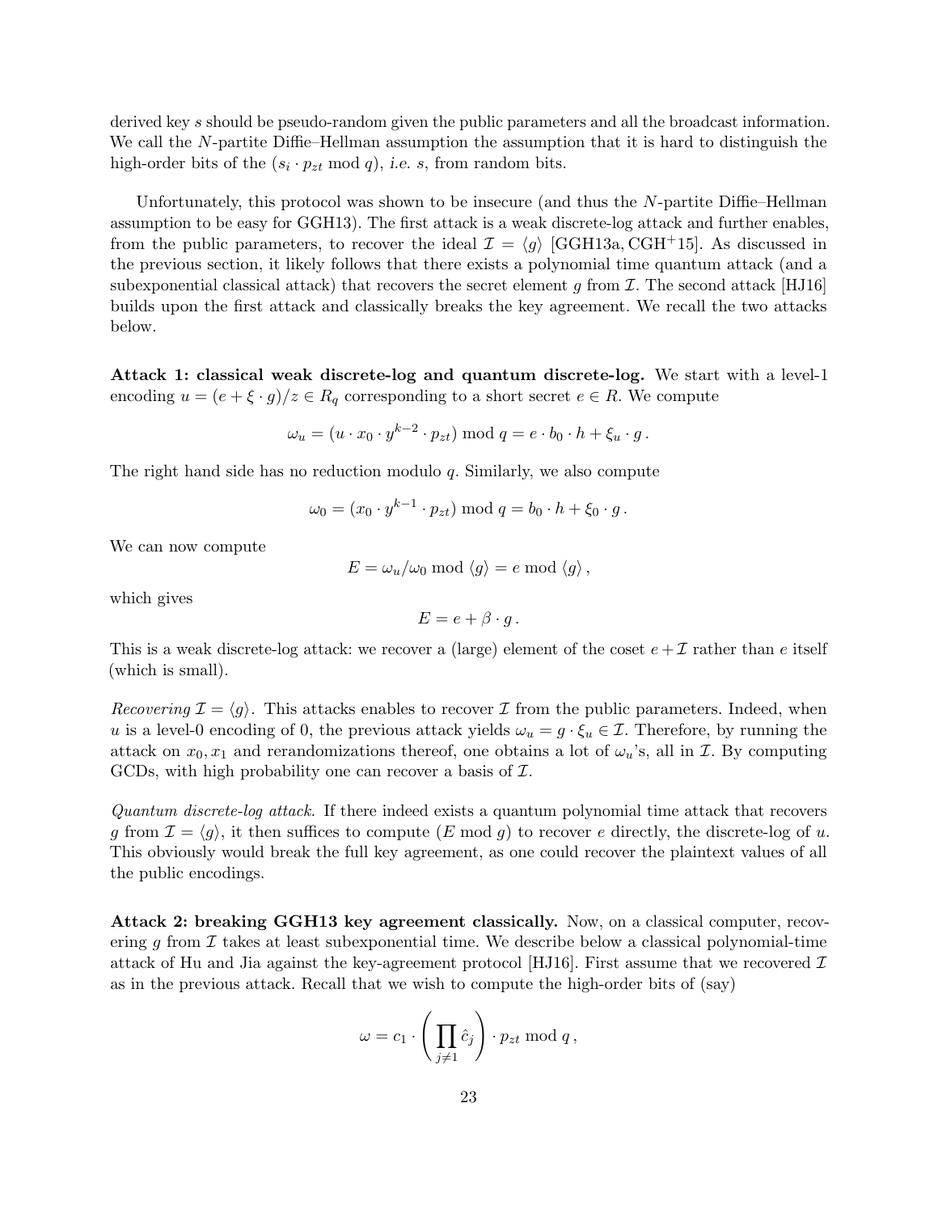derived key $s$ should be pseudo-random given the public parameters and all the broadcast information. We call the $N$-partite Diffie–Hellman assumption the assumption that it is hard to distinguish the high-order bits of the $(s_i \cdot p_{zt} \bmod q)$, *i.e.* $s$, from random bits.

Unfortunately, this protocol was shown to be insecure (and thus the $N$-partite Diffie–Hellman assumption to be easy for GGH13). The first attack is a weak discrete-log attack and further enables, from the public parameters, to recover the ideal $\mathcal{I} = \langle g \rangle$ [GGH13a, CGH+15]. As discussed in the previous section, it likely follows that there exists a polynomial time quantum attack (and a subexponential classical attack) that recovers the secret element $g$ from $\mathcal{I}$. The second attack [HJ16] builds upon the first attack and classically breaks the key agreement. We recall the two attacks below.

**Attack 1: classical weak discrete-log and quantum discrete-log.** We start with a level-1 encoding $u = (e + \xi \cdot g)/z \in R_q$ corresponding to a short secret $e \in R$. We compute

$$\omega_u = (u \cdot x_0 \cdot y^{k-2} \cdot p_{zt}) \bmod q = e \cdot b_0 \cdot h + \xi_u \cdot g \,.$$

The right hand side has no reduction modulo $q$. Similarly, we also compute

$$\omega_0 = (x_0 \cdot y^{k-1} \cdot p_{zt}) \bmod q = b_0 \cdot h + \xi_0 \cdot g \,.$$

We can now compute

$$E = \omega_u / \omega_0 \bmod \langle g \rangle = e \bmod \langle g \rangle \,,$$

which gives

$$E = e + \beta \cdot g \,.$$

This is a weak discrete-log attack: we recover a (large) element of the coset $e + \mathcal{I}$ rather than $e$ itself (which is small).

*Recovering $\mathcal{I} = \langle g \rangle$.* This attacks enables to recover $\mathcal{I}$ from the public parameters. Indeed, when $u$ is a level-0 encoding of 0, the previous attack yields $\omega_u = g \cdot \xi_u \in \mathcal{I}$. Therefore, by running the attack on $x_0, x_1$ and rerandomizations thereof, one obtains a lot of $\omega_u$'s, all in $\mathcal{I}$. By computing GCDs, with high probability one can recover a basis of $\mathcal{I}$.

*Quantum discrete-log attack.* If there indeed exists a quantum polynomial time attack that recovers $g$ from $\mathcal{I} = \langle g \rangle$, it then suffices to compute $(E \bmod g)$ to recover $e$ directly, the discrete-log of $u$. This obviously would break the full key agreement, as one could recover the plaintext values of all the public encodings.

**Attack 2: breaking GGH13 key agreement classically.** Now, on a classical computer, recovering $g$ from $\mathcal{I}$ takes at least subexponential time. We describe below a classical polynomial-time attack of Hu and Jia against the key-agreement protocol [HJ16]. First assume that we recovered $\mathcal{I}$ as in the previous attack. Recall that we wish to compute the high-order bits of (say)

$$\omega = c_1 \cdot \left( \prod_{j \neq 1} \hat{c}_j \right) \cdot p_{zt} \bmod q \,,$$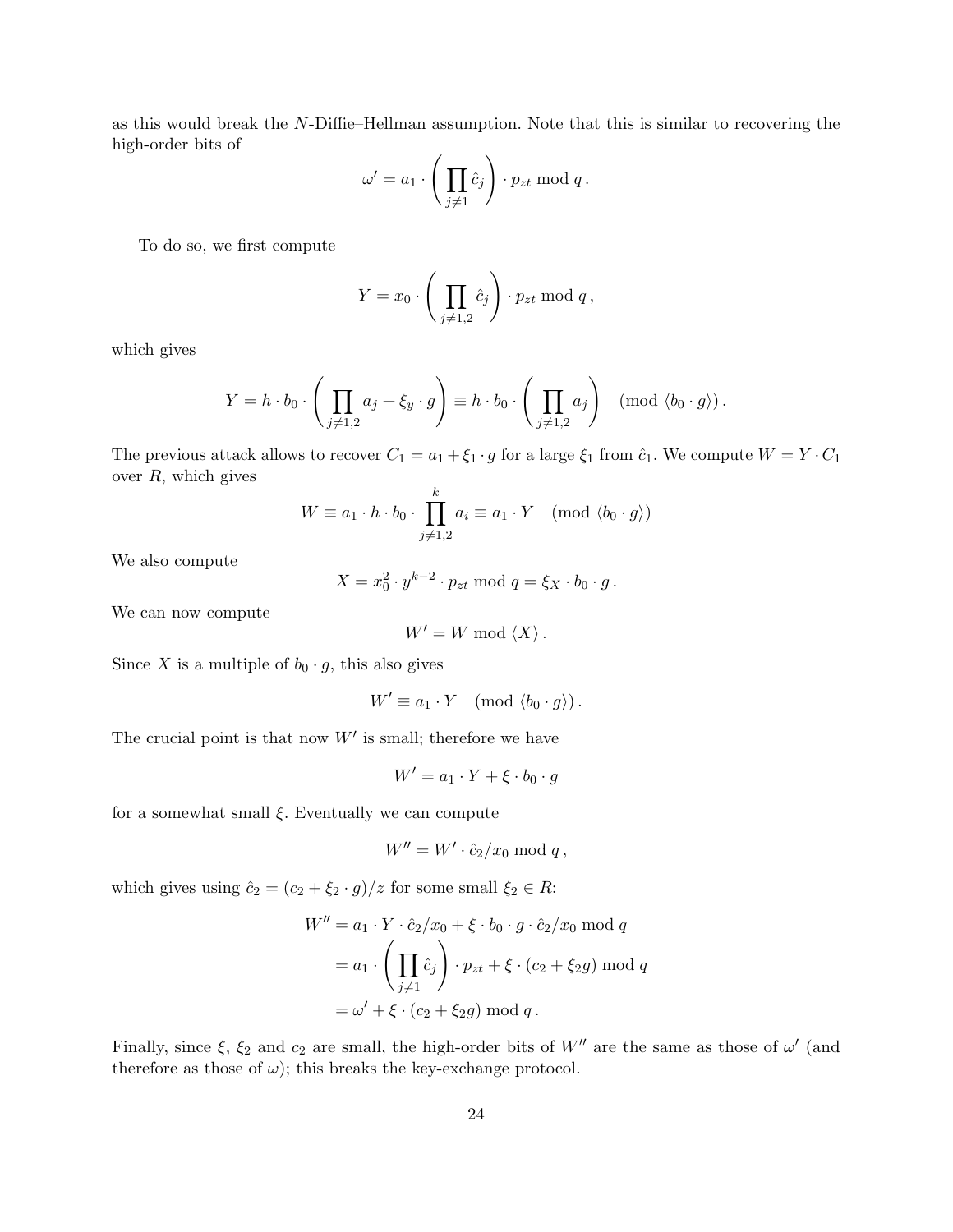as this would break the $N$-Diffie–Hellman assumption. Note that this is similar to recovering the high-order bits of

$$\omega' = a_1 \cdot \left( \prod_{j \neq 1} \hat{c}_j \right) \cdot p_{zt} \bmod q \, .$$

To do so, we first compute

$$Y = x_0 \cdot \left( \prod_{j \neq 1,2} \hat{c}_j \right) \cdot p_{zt} \bmod q \, ,$$

which gives

$$Y = h \cdot b_0 \cdot \left( \prod_{j \neq 1,2} a_j + \xi_y \cdot g \right) \equiv h \cdot b_0 \cdot \left( \prod_{j \neq 1,2} a_j \right) \pmod{\langle b_0 \cdot g \rangle} .$$

The previous attack allows to recover $C_1 = a_1 + \xi_1 \cdot g$ for a large $\xi_1$ from $\hat{c}_1$. We compute $W = Y \cdot C_1$ over $R$, which gives

$$W \equiv a_1 \cdot h \cdot b_0 \cdot \prod_{j \neq 1,2}^{k} a_i \equiv a_1 \cdot Y \pmod{\langle b_0 \cdot g \rangle}$$

We also compute

$$X = x_0^2 \cdot y^{k-2} \cdot p_{zt} \bmod q = \xi_X \cdot b_0 \cdot g \, .$$

We can now compute

$$W' = W \bmod \langle X \rangle \, .$$

Since $X$ is a multiple of $b_0 \cdot g$, this also gives

$$W' \equiv a_1 \cdot Y \pmod{\langle b_0 \cdot g \rangle} .$$

The crucial point is that now $W'$ is small; therefore we have

$$W' = a_1 \cdot Y + \xi \cdot b_0 \cdot g$$

for a somewhat small $\xi$. Eventually we can compute

$$W'' = W' \cdot \hat{c}_2 / x_0 \bmod q \, ,$$

which gives using $\hat{c}_2 = (c_2 + \xi_2 \cdot g)/z$ for some small $\xi_2 \in R$:

$$\begin{aligned} W'' &= a_1 \cdot Y \cdot \hat{c}_2 / x_0 + \xi \cdot b_0 \cdot g \cdot \hat{c}_2 / x_0 \bmod q \\ &= a_1 \cdot \left( \prod_{j \neq 1} \hat{c}_j \right) \cdot p_{zt} + \xi \cdot (c_2 + \xi_2 g) \bmod q \\ &= \omega' + \xi \cdot (c_2 + \xi_2 g) \bmod q \, . \end{aligned}$$

Finally, since $\xi$, $\xi_2$ and $c_2$ are small, the high-order bits of $W''$ are the same as those of $\omega'$ (and therefore as those of $\omega$); this breaks the key-exchange protocol.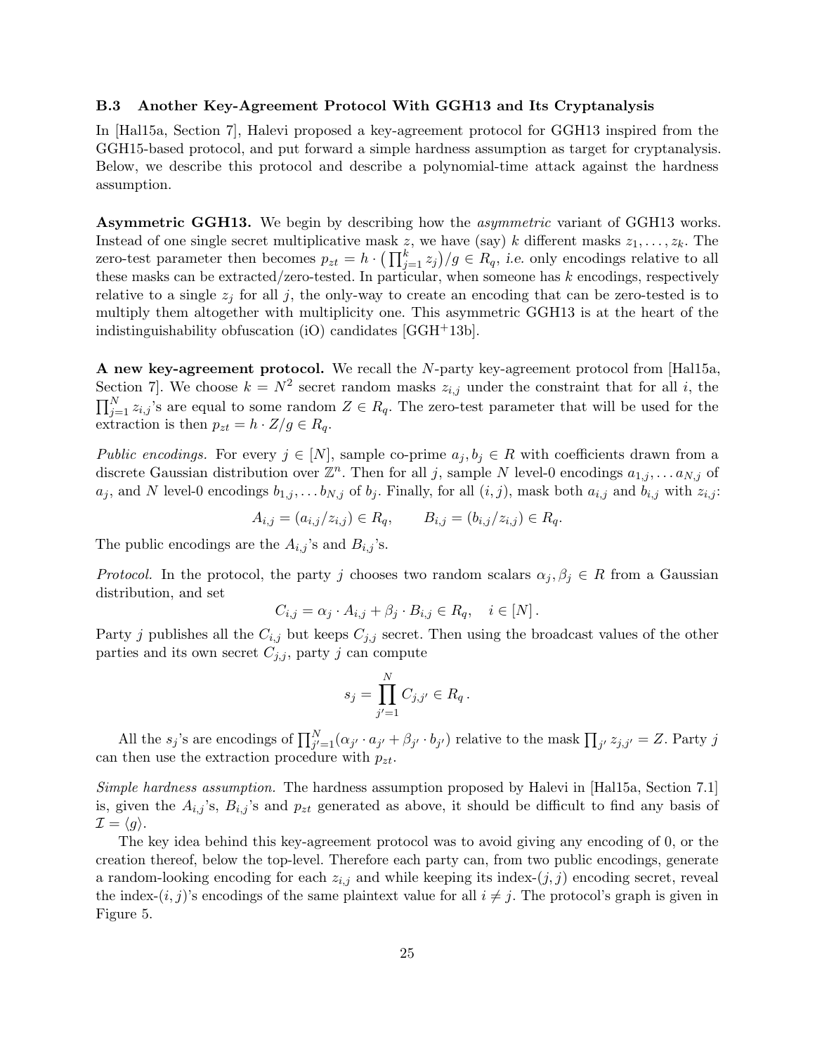### B.3 Another Key-Agreement Protocol With GGH13 and Its Cryptanalysis

In [Hal15a, Section 7], Halevi proposed a key-agreement protocol for GGH13 inspired from the GGH15-based protocol, and put forward a simple hardness assumption as target for cryptanalysis. Below, we describe this protocol and describe a polynomial-time attack against the hardness assumption.

**Asymmetric GGH13.** We begin by describing how the *asymmetric* variant of GGH13 works. Instead of one single secret multiplicative mask $z$, we have (say) $k$ different masks $z_1, \dots, z_k$. The zero-test parameter then becomes $p_{zt} = h \cdot \left(\prod_{j=1}^{k} z_j\right)/g \in R_q$, *i.e.* only encodings relative to all these masks can be extracted/zero-tested. In particular, when someone has $k$ encodings, respectively relative to a single $z_j$ for all $j$, the only-way to create an encoding that can be zero-tested is to multiply them altogether with multiplicity one. This asymmetric GGH13 is at the heart of the indistinguishability obfuscation (iO) candidates [GGH+13b].

**A new key-agreement protocol.** We recall the $N$-party key-agreement protocol from [Hal15a, Section 7]. We choose $k = N^2$ secret random masks $z_{i,j}$ under the constraint that for all $i$, the $\prod_{j=1}^{N} z_{i,j}$'s are equal to some random $Z \in R_q$. The zero-test parameter that will be used for the extraction is then $p_{zt} = h \cdot Z/g \in R_q$.

*Public encodings.* For every $j \in [N]$, sample co-prime $a_j, b_j \in R$ with coefficients drawn from a discrete Gaussian distribution over $\mathbb{Z}^n$. Then for all $j$, sample $N$ level-0 encodings $a_{1,j}, \dots a_{N,j}$ of $a_j$, and $N$ level-0 encodings $b_{1,j}, \dots b_{N,j}$ of $b_j$. Finally, for all $(i,j)$, mask both $a_{i,j}$ and $b_{i,j}$ with $z_{i,j}$:

$$A_{i,j} = (a_{i,j}/z_{i,j}) \in R_q, \qquad B_{i,j} = (b_{i,j}/z_{i,j}) \in R_q.$$

The public encodings are the $A_{i,j}$'s and $B_{i,j}$'s.

*Protocol.* In the protocol, the party $j$ chooses two random scalars $\alpha_j, \beta_j \in R$ from a Gaussian distribution, and set

$$C_{i,j} = \alpha_j \cdot A_{i,j} + \beta_j \cdot B_{i,j} \in R_q, \quad i \in [N]\,.$$

Party $j$ publishes all the $C_{i,j}$ but keeps $C_{j,j}$ secret. Then using the broadcast values of the other parties and its own secret $C_{j,j}$, party $j$ can compute

$$s_j = \prod_{j'=1}^{N} C_{j,j'} \in R_q\,.$$

All the $s_j$'s are encodings of $\prod_{j'=1}^{N}(\alpha_{j'} \cdot a_{j'} + \beta_{j'} \cdot b_{j'})$ relative to the mask $\prod_{j'} z_{j,j'} = Z$. Party $j$ can then use the extraction procedure with $p_{zt}$.

*Simple hardness assumption.* The hardness assumption proposed by Halevi in [Hal15a, Section 7.1] is, given the $A_{i,j}$'s, $B_{i,j}$'s and $p_{zt}$ generated as above, it should be difficult to find any basis of $\mathcal{I} = \langle g \rangle$.

The key idea behind this key-agreement protocol was to avoid giving any encoding of 0, or the creation thereof, below the top-level. Therefore each party can, from two public encodings, generate a random-looking encoding for each $z_{i,j}$ and while keeping its index-$(j,j)$ encoding secret, reveal the index-$(i,j)$'s encodings of the same plaintext value for all $i \neq j$. The protocol's graph is given in Figure 5.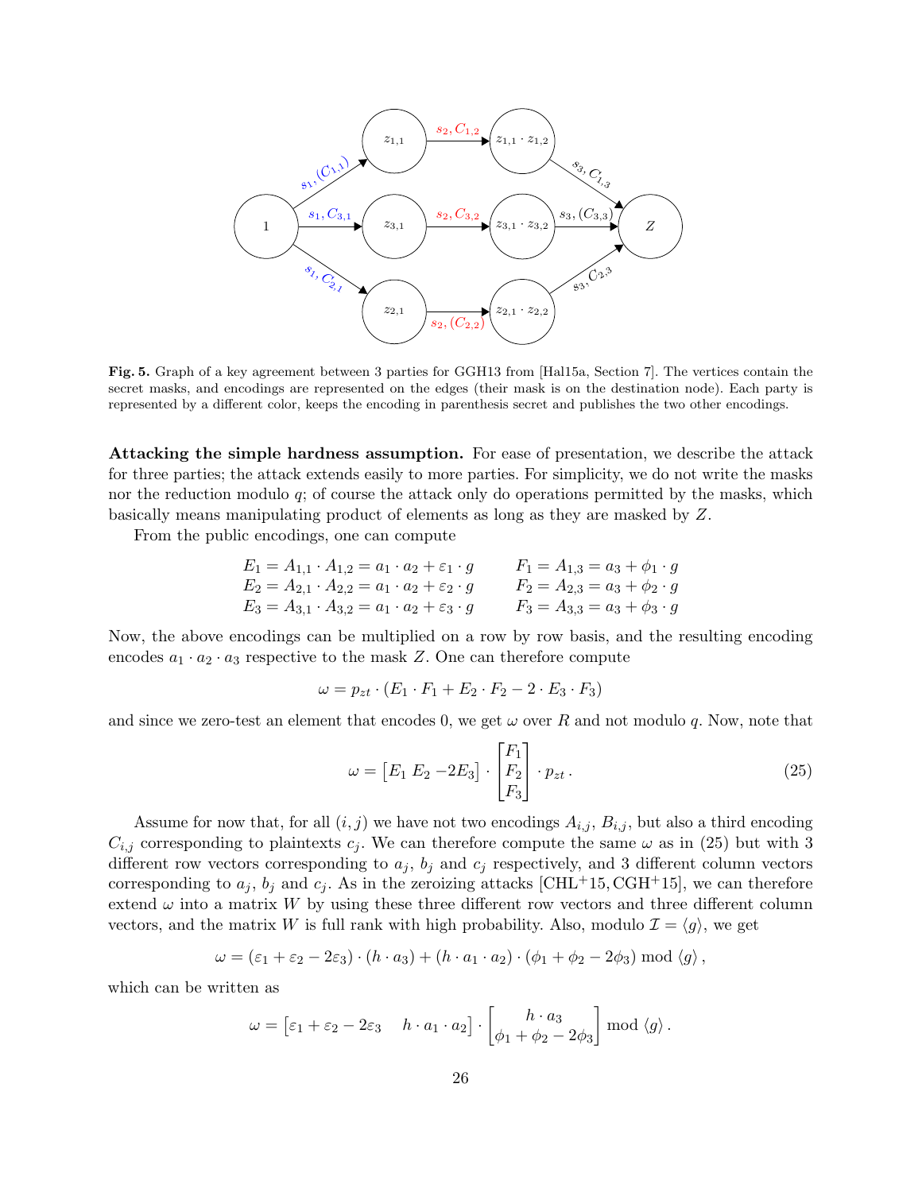**Fig. 5.** Graph of a key agreement between 3 parties for GGH13 from [Hal15a, Section 7]. The vertices contain the secret masks, and encodings are represented on the edges (their mask is on the destination node). Each party is represented by a different color, keeps the encoding in parenthesis secret and publishes the two other encodings.

**Attacking the simple hardness assumption.** For ease of presentation, we describe the attack for three parties; the attack extends easily to more parties. For simplicity, we do not write the masks nor the reduction modulo $q$; of course the attack only do operations permitted by the masks, which basically means manipulating product of elements as long as they are masked by $Z$.

From the public encodings, one can compute

$$\begin{aligned} E_1 &= A_{1,1} \cdot A_{1,2} = a_1 \cdot a_2 + \varepsilon_1 \cdot g \qquad & F_1 &= A_{1,3} = a_3 + \phi_1 \cdot g \\ E_2 &= A_{2,1} \cdot A_{2,2} = a_1 \cdot a_2 + \varepsilon_2 \cdot g \qquad & F_2 &= A_{2,3} = a_3 + \phi_2 \cdot g \\ E_3 &= A_{3,1} \cdot A_{3,2} = a_1 \cdot a_2 + \varepsilon_3 \cdot g \qquad & F_3 &= A_{3,3} = a_3 + \phi_3 \cdot g \end{aligned}$$

Now, the above encodings can be multiplied on a row by row basis, and the resulting encoding encodes $a_1 \cdot a_2 \cdot a_3$ respective to the mask $Z$. One can therefore compute

$$\omega = p_{zt} \cdot (E_1 \cdot F_1 + E_2 \cdot F_2 - 2 \cdot E_3 \cdot F_3)$$

and since we zero-test an element that encodes 0, we get $\omega$ over $R$ and not modulo $q$. Now, note that

$$\omega = \begin{bmatrix} E_1 & E_2 & -2E_3 \end{bmatrix} \cdot \begin{bmatrix} F_1 \\ F_2 \\ F_3 \end{bmatrix} \cdot p_{zt} \,. \tag{25}$$

Assume for now that, for all $(i, j)$ we have not two encodings $A_{i,j}$, $B_{i,j}$, but also a third encoding $C_{i,j}$ corresponding to plaintexts $c_j$. We can therefore compute the same $\omega$ as in (25) but with 3 different row vectors corresponding to $a_j$, $b_j$ and $c_j$ respectively, and 3 different column vectors corresponding to $a_j$, $b_j$ and $c_j$. As in the zeroizing attacks [CHL+15, CGH+15], we can therefore extend $\omega$ into a matrix $W$ by using these three different row vectors and three different column vectors, and the matrix $W$ is full rank with high probability. Also, modulo $\mathcal{I} = \langle g \rangle$, we get

$$\omega = (\varepsilon_1 + \varepsilon_2 - 2\varepsilon_3) \cdot (h \cdot a_3) + (h \cdot a_1 \cdot a_2) \cdot (\phi_1 + \phi_2 - 2\phi_3) \bmod \langle g \rangle \,,$$

which can be written as

$$\omega = \begin{bmatrix} \varepsilon_1 + \varepsilon_2 - 2\varepsilon_3 & h \cdot a_1 \cdot a_2 \end{bmatrix} \cdot \begin{bmatrix} h \cdot a_3 \\ \phi_1 + \phi_2 - 2\phi_3 \end{bmatrix} \bmod \langle g \rangle \,.$$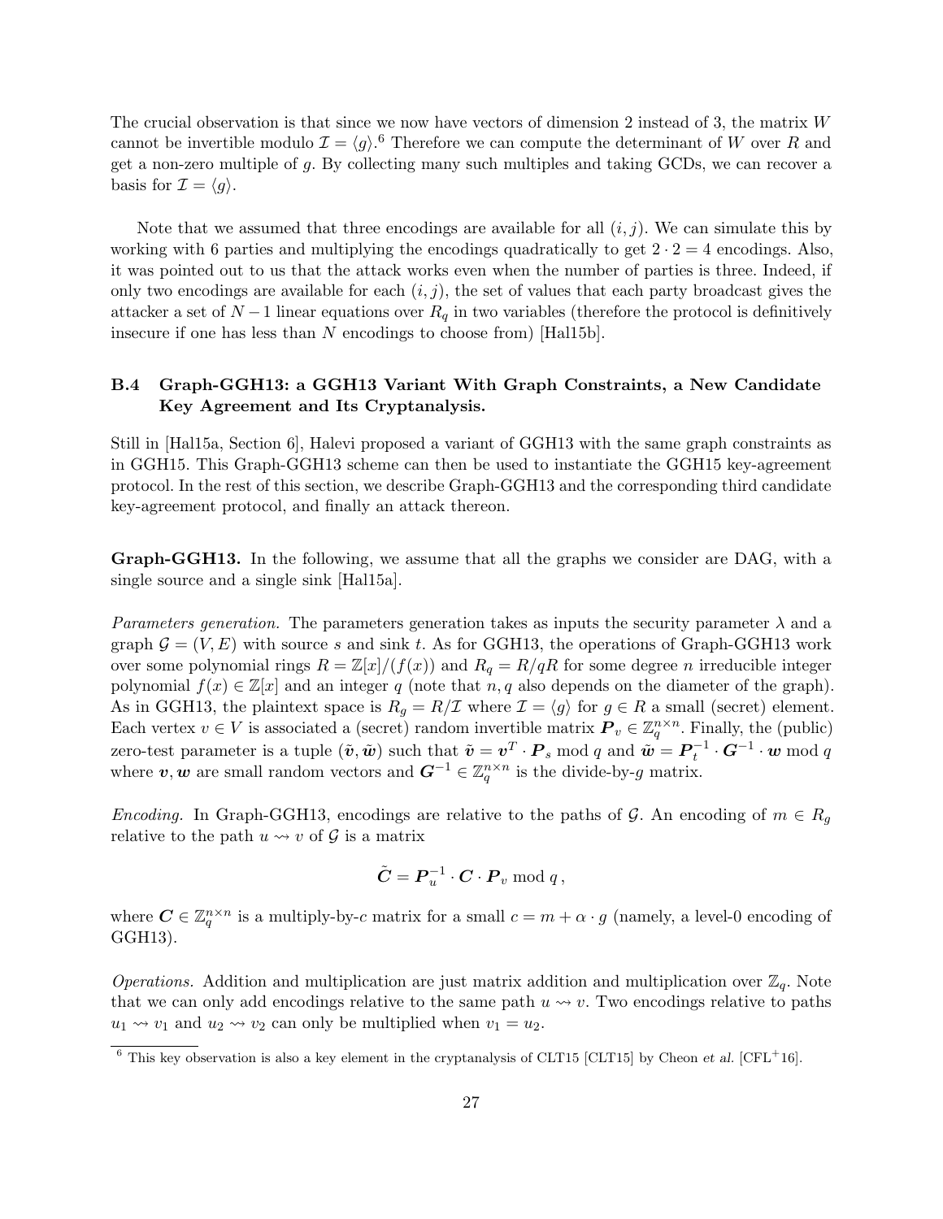The crucial observation is that since we now have vectors of dimension 2 instead of 3, the matrix $W$ cannot be invertible modulo $\mathcal{I} = \langle g \rangle$.[6] Therefore we can compute the determinant of $W$ over $R$ and get a non-zero multiple of $g$. By collecting many such multiples and taking GCDs, we can recover a basis for $\mathcal{I} = \langle g \rangle$.

Note that we assumed that three encodings are available for all $(i, j)$. We can simulate this by working with 6 parties and multiplying the encodings quadratically to get $2 \cdot 2 = 4$ encodings. Also, it was pointed out to us that the attack works even when the number of parties is three. Indeed, if only two encodings are available for each $(i, j)$, the set of values that each party broadcast gives the attacker a set of $N - 1$ linear equations over $R_q$ in two variables (therefore the protocol is definitively insecure if one has less than $N$ encodings to choose from) [Hal15b].

### B.4 Graph-GGH13: a GGH13 Variant With Graph Constraints, a New Candidate Key Agreement and Its Cryptanalysis.

Still in [Hal15a, Section 6], Halevi proposed a variant of GGH13 with the same graph constraints as in GGH15. This Graph-GGH13 scheme can then be used to instantiate the GGH15 key-agreement protocol. In the rest of this section, we describe Graph-GGH13 and the corresponding third candidate key-agreement protocol, and finally an attack thereon.

**Graph-GGH13.** In the following, we assume that all the graphs we consider are DAG, with a single source and a single sink [Hal15a].

*Parameters generation.* The parameters generation takes as inputs the security parameter $\lambda$ and a graph $\mathcal{G} = (V, E)$ with source $s$ and sink $t$. As for GGH13, the operations of Graph-GGH13 work over some polynomial rings $R = \mathbb{Z}[x]/(f(x))$ and $R_q = R/qR$ for some degree $n$ irreducible integer polynomial $f(x) \in \mathbb{Z}[x]$ and an integer $q$ (note that $n, q$ also depends on the diameter of the graph). As in GGH13, the plaintext space is $R_g = R/\mathcal{I}$ where $\mathcal{I} = \langle g \rangle$ for $g \in R$ a small (secret) element. Each vertex $v \in V$ is associated a (secret) random invertible matrix $\boldsymbol{P}_v \in \mathbb{Z}_q^{n \times n}$. Finally, the (public) zero-test parameter is a tuple $(\tilde{\boldsymbol{v}}, \tilde{\boldsymbol{w}})$ such that $\tilde{\boldsymbol{v}} = \boldsymbol{v}^T \cdot \boldsymbol{P}_s \bmod q$ and $\tilde{\boldsymbol{w}} = \boldsymbol{P}_t^{-1} \cdot \boldsymbol{G}^{-1} \cdot \boldsymbol{w} \bmod q$ where $\boldsymbol{v}, \boldsymbol{w}$ are small random vectors and $\boldsymbol{G}^{-1} \in \mathbb{Z}_q^{n \times n}$ is the divide-by-$g$ matrix.

*Encoding.* In Graph-GGH13, encodings are relative to the paths of $\mathcal{G}$. An encoding of $m \in R_g$ relative to the path $u \rightsquigarrow v$ of $\mathcal{G}$ is a matrix

$$\tilde{\boldsymbol{C}} = \boldsymbol{P}_u^{-1} \cdot \boldsymbol{C} \cdot \boldsymbol{P}_v \bmod q \,,$$

where $\boldsymbol{C} \in \mathbb{Z}_q^{n \times n}$ is a multiply-by-$c$ matrix for a small $c = m + \alpha \cdot g$ (namely, a level-0 encoding of GGH13).

*Operations.* Addition and multiplication are just matrix addition and multiplication over $\mathbb{Z}_q$. Note that we can only add encodings relative to the same path $u \rightsquigarrow v$. Two encodings relative to paths $u_1 \rightsquigarrow v_1$ and $u_2 \rightsquigarrow v_2$ can only be multiplied when $v_1 = u_2$.

[6] This key observation is also a key element in the cryptanalysis of CLT15 [CLT15] by Cheon *et al.* [CFL+16].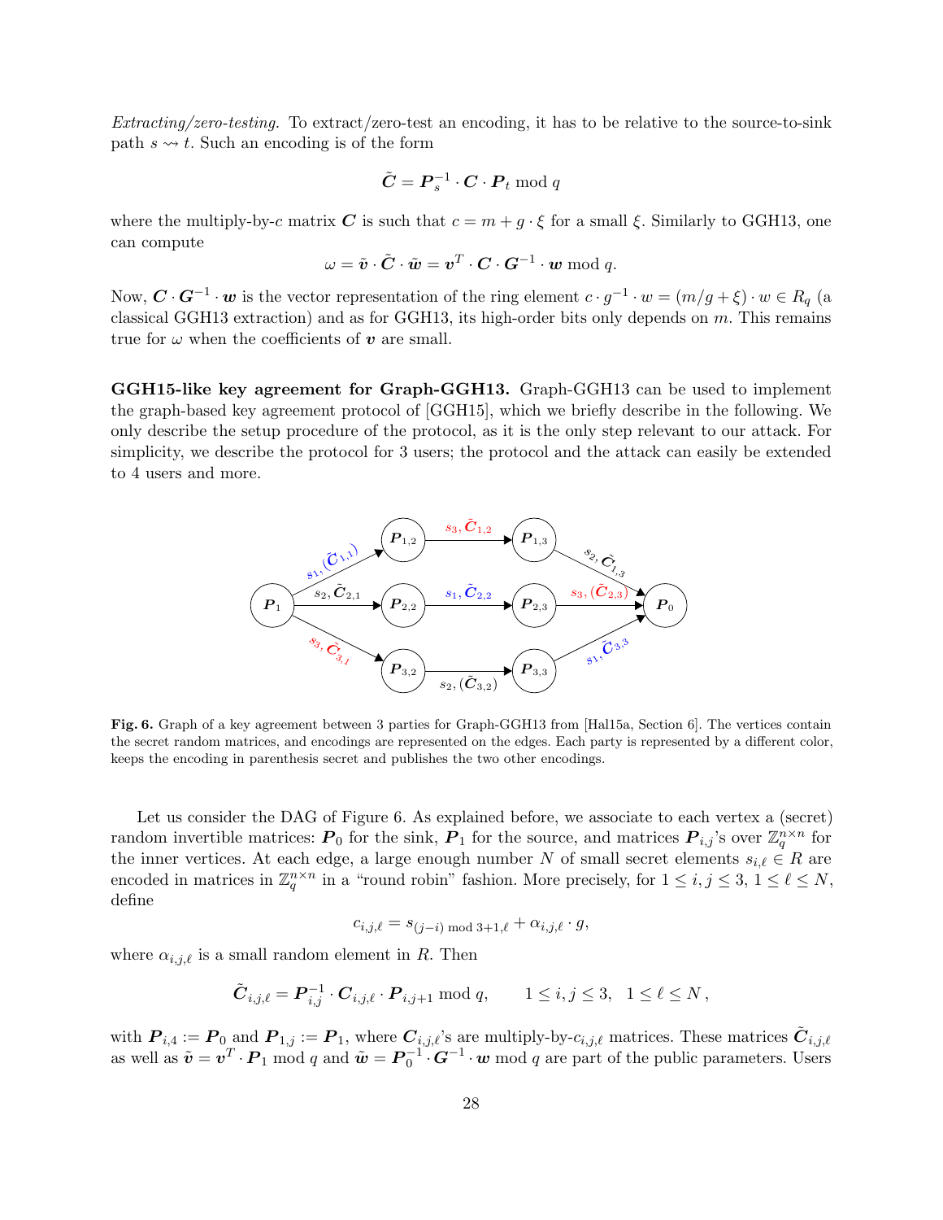*Extracting/zero-testing.* To extract/zero-test an encoding, it has to be relative to the source-to-sink path $s \rightsquigarrow t$. Such an encoding is of the form

$$\tilde{\boldsymbol{C}} = \boldsymbol{P}_s^{-1} \cdot \boldsymbol{C} \cdot \boldsymbol{P}_t \bmod q$$

where the multiply-by-$c$ matrix $\boldsymbol{C}$ is such that $c = m + g \cdot \xi$ for a small $\xi$. Similarly to GGH13, one can compute

$$\omega = \tilde{\boldsymbol{v}} \cdot \tilde{\boldsymbol{C}} \cdot \tilde{\boldsymbol{w}} = \boldsymbol{v}^T \cdot \boldsymbol{C} \cdot \boldsymbol{G}^{-1} \cdot \boldsymbol{w} \bmod q.$$

Now, $\boldsymbol{C} \cdot \boldsymbol{G}^{-1} \cdot \boldsymbol{w}$ is the vector representation of the ring element $c \cdot g^{-1} \cdot w = (m/g + \xi) \cdot w \in R_q$ (a classical GGH13 extraction) and as for GGH13, its high-order bits only depends on $m$. This remains true for $\omega$ when the coefficients of $\boldsymbol{v}$ are small.

**GGH15-like key agreement for Graph-GGH13.** Graph-GGH13 can be used to implement the graph-based key agreement protocol of [GGH15], which we briefly describe in the following. We only describe the setup procedure of the protocol, as it is the only step relevant to our attack. For simplicity, we describe the protocol for 3 users; the protocol and the attack can easily be extended to 4 users and more.

**Fig. 6.** Graph of a key agreement between 3 parties for Graph-GGH13 from [Hal15a, Section 6]. The vertices contain the secret random matrices, and encodings are represented on the edges. Each party is represented by a different color, keeps the encoding in parenthesis secret and publishes the two other encodings.

Let us consider the DAG of Figure 6. As explained before, we associate to each vertex a (secret) random invertible matrices: $\boldsymbol{P}_0$ for the sink, $\boldsymbol{P}_1$ for the source, and matrices $\boldsymbol{P}_{i,j}$'s over $\mathbb{Z}_q^{n \times n}$ for the inner vertices. At each edge, a large enough number $N$ of small secret elements $s_{i,\ell} \in R$ are encoded in matrices in $\mathbb{Z}_q^{n \times n}$ in a "round robin" fashion. More precisely, for $1 \le i, j \le 3$, $1 \le \ell \le N$, define

$$c_{i,j,\ell} = s_{(j-i) \bmod 3+1,\ell} + \alpha_{i,j,\ell} \cdot g,$$

where $\alpha_{i,j,\ell}$ is a small random element in $R$. Then

$$\tilde{\boldsymbol{C}}_{i,j,\ell} = \boldsymbol{P}_{i,j}^{-1} \cdot \boldsymbol{C}_{i,j,\ell} \cdot \boldsymbol{P}_{i,j+1} \bmod q, \qquad 1 \le i, j \le 3, \quad 1 \le \ell \le N\,,$$

with $\boldsymbol{P}_{i,4} := \boldsymbol{P}_0$ and $\boldsymbol{P}_{1,j} := \boldsymbol{P}_1$, where $\boldsymbol{C}_{i,j,\ell}$'s are multiply-by-$c_{i,j,\ell}$ matrices. These matrices $\tilde{\boldsymbol{C}}_{i,j,\ell}$ as well as $\tilde{\boldsymbol{v}} = \boldsymbol{v}^T \cdot \boldsymbol{P}_1 \bmod q$ and $\tilde{\boldsymbol{w}} = \boldsymbol{P}_0^{-1} \cdot \boldsymbol{G}^{-1} \cdot \boldsymbol{w} \bmod q$ are part of the public parameters. Users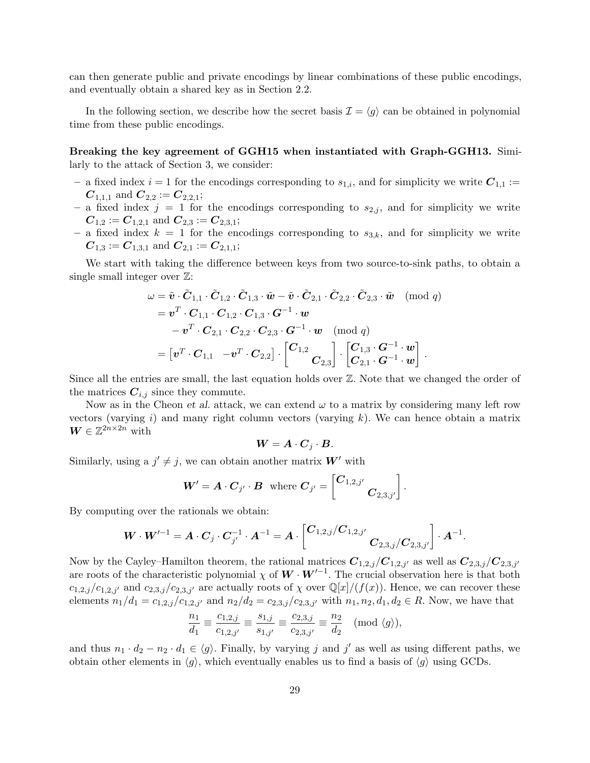can then generate public and private encodings by linear combinations of these public encodings, and eventually obtain a shared key as in Section 2.2.

In the following section, we describe how the secret basis $\mathcal{I} = \langle g \rangle$ can be obtained in polynomial time from these public encodings.

**Breaking the key agreement of GGH15 when instantiated with Graph-GGH13.** Similarly to the attack of Section 3, we consider:

- a fixed index $i = 1$ for the encodings corresponding to $s_{1,i}$, and for simplicity we write $\boldsymbol{C}_{1,1} := \boldsymbol{C}_{1,1,1}$ and $\boldsymbol{C}_{2,2} := \boldsymbol{C}_{2,2,1}$;
- a fixed index $j = 1$ for the encodings corresponding to $s_{2,j}$, and for simplicity we write $\boldsymbol{C}_{1,2} := \boldsymbol{C}_{1,2,1}$ and $\boldsymbol{C}_{2,3} := \boldsymbol{C}_{2,3,1}$;
- a fixed index $k = 1$ for the encodings corresponding to $s_{3,k}$, and for simplicity we write $\boldsymbol{C}_{1,3} := \boldsymbol{C}_{1,3,1}$ and $\boldsymbol{C}_{2,1} := \boldsymbol{C}_{2,1,1}$;

We start with taking the difference between keys from two source-to-sink paths, to obtain a single small integer over $\mathbb{Z}$:

$$
\begin{aligned}
\omega &= \tilde{\boldsymbol{v}} \cdot \tilde{\boldsymbol{C}}_{1,1} \cdot \tilde{\boldsymbol{C}}_{1,2} \cdot \tilde{\boldsymbol{C}}_{1,3} \cdot \tilde{\boldsymbol{w}} - \tilde{\boldsymbol{v}} \cdot \tilde{\boldsymbol{C}}_{2,1} \cdot \tilde{\boldsymbol{C}}_{2,2} \cdot \tilde{\boldsymbol{C}}_{2,3} \cdot \tilde{\boldsymbol{w}} \pmod q \\
&= \boldsymbol{v}^T \cdot \boldsymbol{C}_{1,1} \cdot \boldsymbol{C}_{1,2} \cdot \boldsymbol{C}_{1,3} \cdot \boldsymbol{G}^{-1} \cdot \boldsymbol{w} \\
&\quad - \boldsymbol{v}^T \cdot \boldsymbol{C}_{2,1} \cdot \boldsymbol{C}_{2,2} \cdot \boldsymbol{C}_{2,3} \cdot \boldsymbol{G}^{-1} \cdot \boldsymbol{w} \pmod q \\
&= \begin{bmatrix} \boldsymbol{v}^T \cdot \boldsymbol{C}_{1,1} & -\boldsymbol{v}^T \cdot \boldsymbol{C}_{2,2} \end{bmatrix} \cdot \begin{bmatrix} \boldsymbol{C}_{1,2} & \\ & \boldsymbol{C}_{2,3} \end{bmatrix} \cdot \begin{bmatrix} \boldsymbol{C}_{1,3} \cdot \boldsymbol{G}^{-1} \cdot \boldsymbol{w} \\ \boldsymbol{C}_{2,1} \cdot \boldsymbol{G}^{-1} \cdot \boldsymbol{w} \end{bmatrix}.
\end{aligned}
$$

Since all the entries are small, the last equation holds over $\mathbb{Z}$. Note that we changed the order of the matrices $\boldsymbol{C}_{i,j}$ since they commute.

Now as in the Cheon *et al.* attack, we can extend $\omega$ to a matrix by considering many left row vectors (varying $i$) and many right column vectors (varying $k$). We can hence obtain a matrix $\boldsymbol{W} \in \mathbb{Z}^{2n \times 2n}$ with

$$
\boldsymbol{W} = \boldsymbol{A} \cdot \boldsymbol{C}_j \cdot \boldsymbol{B}.
$$

Similarly, using a $j' \neq j$, we can obtain another matrix $\boldsymbol{W'}$ with

$$
\boldsymbol{W'} = \boldsymbol{A} \cdot \boldsymbol{C}_{j'} \cdot \boldsymbol{B} \quad \text{where } \boldsymbol{C}_{j'} = \begin{bmatrix} \boldsymbol{C}_{1,2,j'} & \\ & \boldsymbol{C}_{2,3,j'} \end{bmatrix}.
$$

By computing over the rationals we obtain:

$$
\boldsymbol{W} \cdot \boldsymbol{W'}^{-1} = \boldsymbol{A} \cdot \boldsymbol{C}_j \cdot \boldsymbol{C}_{j'}^{-1} \cdot \boldsymbol{A}^{-1} = \boldsymbol{A} \cdot \begin{bmatrix} \boldsymbol{C}_{1,2,j}/\boldsymbol{C}_{1,2,j'} & \\ & \boldsymbol{C}_{2,3,j}/\boldsymbol{C}_{2,3,j'} \end{bmatrix} \cdot \boldsymbol{A}^{-1}.
$$

Now by the Cayley–Hamilton theorem, the rational matrices $\boldsymbol{C}_{1,2,j}/\boldsymbol{C}_{1,2,j'}$ as well as $\boldsymbol{C}_{2,3,j}/\boldsymbol{C}_{2,3,j'}$ are roots of the characteristic polynomial $\chi$ of $\boldsymbol{W} \cdot \boldsymbol{W'}^{-1}$. The crucial observation here is that both $c_{1,2,j}/c_{1,2,j'}$ and $c_{2,3,j}/c_{2,3,j'}$ are actually roots of $\chi$ over $\mathbb{Q}[x]/(f(x))$. Hence, we can recover these elements $n_1/d_1 = c_{1,2,j}/c_{1,2,j'}$ and $n_2/d_2 = c_{2,3,j}/c_{2,3,j'}$ with $n_1, n_2, d_1, d_2 \in R$. Now, we have that

$$
\frac{n_1}{d_1} \equiv \frac{c_{1,2,j}}{c_{1,2,j'}} \equiv \frac{s_{1,j}}{s_{1,j'}} \equiv \frac{c_{2,3,j}}{c_{2,3,j'}} \equiv \frac{n_2}{d_2} \pmod{\langle g \rangle},
$$

and thus $n_1 \cdot d_2 - n_2 \cdot d_1 \in \langle g \rangle$. Finally, by varying $j$ and $j'$ as well as using different paths, we obtain other elements in $\langle g \rangle$, which eventually enables us to find a basis of $\langle g \rangle$ using GCDs.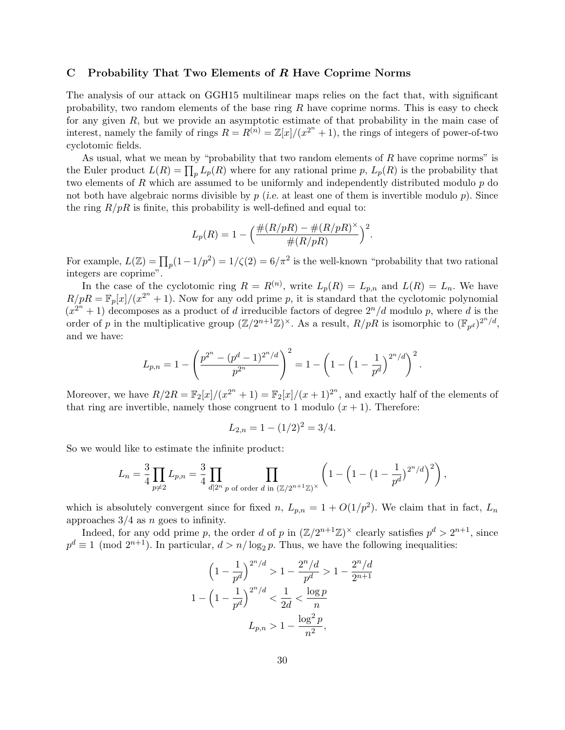## C Probability That Two Elements of $R$ Have Coprime Norms

The analysis of our attack on GGH15 multilinear maps relies on the fact that, with significant probability, two random elements of the base ring $R$ have coprime norms. This is easy to check for any given $R$, but we provide an asymptotic estimate of that probability in the main case of interest, namely the family of rings $R = R^{(n)} = \mathbb{Z}[x]/(x^{2^n}+1)$, the rings of integers of power-of-two cyclotomic fields.

As usual, what we mean by "probability that two random elements of $R$ have coprime norms" is the Euler product $L(R) = \prod_p L_p(R)$ where for any rational prime $p$, $L_p(R)$ is the probability that two elements of $R$ which are assumed to be uniformly and independently distributed modulo $p$ do not both have algebraic norms divisible by $p$ (*i.e.* at least one of them is invertible modulo $p$). Since the ring $R/pR$ is finite, this probability is well-defined and equal to:

$$L_p(R) = 1 - \Big(\frac{\#(R/pR) - \#(R/pR)^\times}{\#(R/pR)}\Big)^2.$$

For example, $L(\mathbb{Z}) = \prod_p (1 - 1/p^2) = 1/\zeta(2) = 6/\pi^2$ is the well-known "probability that two rational integers are coprime".

In the case of the cyclotomic ring $R = R^{(n)}$, write $L_p(R) = L_{p,n}$ and $L(R) = L_n$. We have $R/pR = \mathbb{F}_p[x]/(x^{2^n}+1)$. Now for any odd prime $p$, it is standard that the cyclotomic polynomial $(x^{2^n}+1)$ decomposes as a product of $d$ irreducible factors of degree $2^n/d$ modulo $p$, where $d$ is the order of $p$ in the multiplicative group $(\mathbb{Z}/2^{n+1}\mathbb{Z})^\times$. As a result, $R/pR$ is isomorphic to $(\mathbb{F}_{p^d})^{2^n/d}$, and we have:

$$L_{p,n} = 1 - \left(\frac{p^{2^n} - (p^d-1)^{2^n/d}}{p^{2^n}}\right)^2 = 1 - \left(1 - \Big(1 - \frac{1}{p^d}\Big)^{2^n/d}\right)^2.$$

Moreover, we have $R/2R = \mathbb{F}_2[x]/(x^{2^n}+1) = \mathbb{F}_2[x]/(x+1)^{2^n}$, and exactly half of the elements of that ring are invertible, namely those congruent to 1 modulo $(x+1)$. Therefore:

$$L_{2,n} = 1 - (1/2)^2 = 3/4.$$

So we would like to estimate the infinite product:

$$L_n = \frac{3}{4}\prod_{p\neq 2} L_{p,n} = \frac{3}{4}\prod_{d\mid 2^n}\ \prod_{p \text{ of order } d \text{ in } (\mathbb{Z}/2^{n+1}\mathbb{Z})^\times}\left(1 - \Big(1 - \big(1 - \frac{1}{p^d}\big)^{2^n/d}\Big)^2\right),$$

which is absolutely convergent since for fixed $n$, $L_{p,n} = 1 + O(1/p^2)$. We claim that in fact, $L_n$ approaches $3/4$ as $n$ goes to infinity.

Indeed, for any odd prime $p$, the order $d$ of $p$ in $(\mathbb{Z}/2^{n+1}\mathbb{Z})^\times$ clearly satisfies $p^d > 2^{n+1}$, since $p^d \equiv 1 \pmod{2^{n+1}}$. In particular, $d > n/\log_2 p$. Thus, we have the following inequalities:

$$\Big(1 - \frac{1}{p^d}\Big)^{2^n/d} > 1 - \frac{2^n/d}{p^d} > 1 - \frac{2^n/d}{2^{n+1}}$$

$$1 - \Big(1 - \frac{1}{p^d}\Big)^{2^n/d} < \frac{1}{2d} < \frac{\log p}{n}$$

$$L_{p,n} > 1 - \frac{\log^2 p}{n^2},$$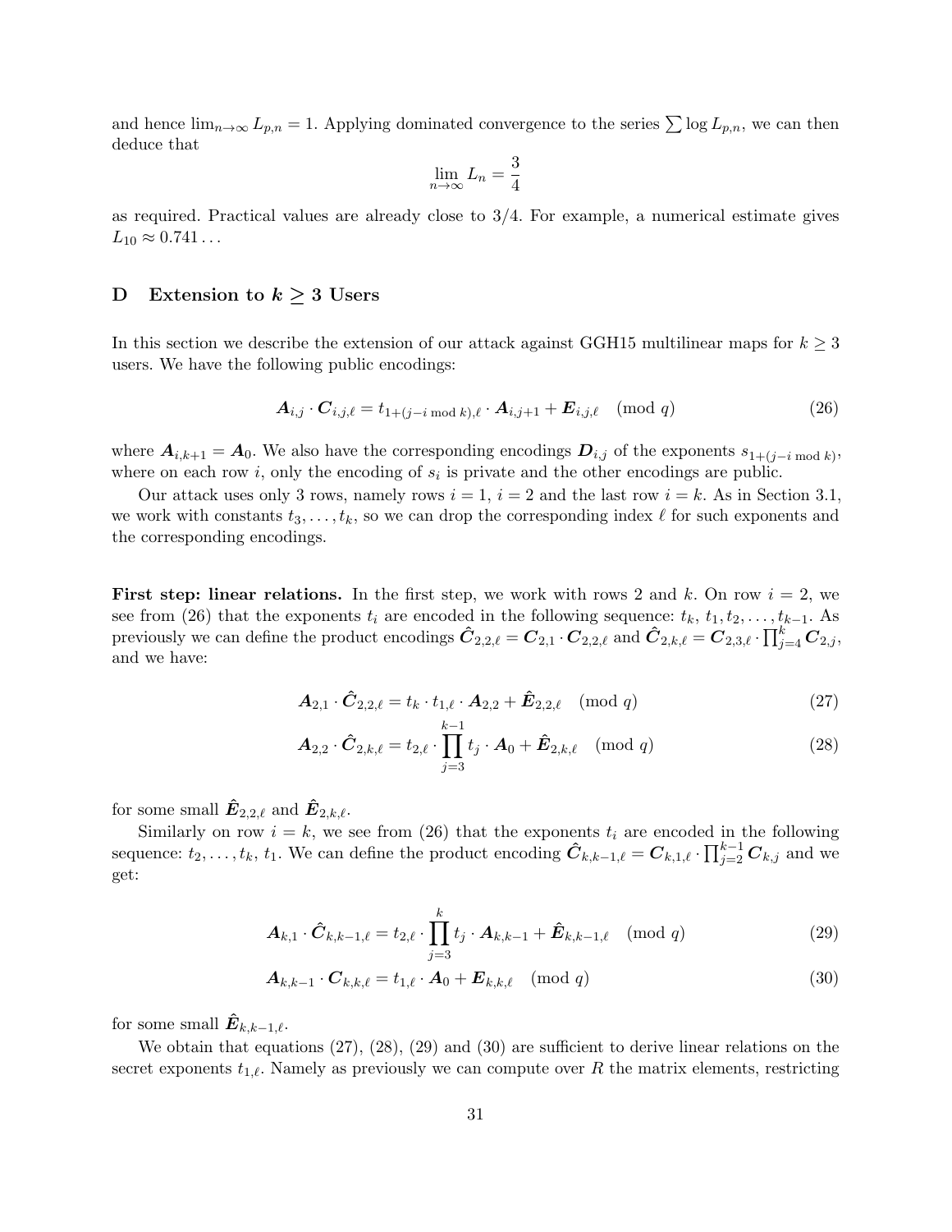and hence $\lim_{n\to\infty} L_{p,n} = 1$. Applying dominated convergence to the series $\sum \log L_{p,n}$, we can then deduce that

$$\lim_{n\to\infty} L_n = \frac{3}{4}$$

as required. Practical values are already close to 3/4. For example, a numerical estimate gives $L_{10} \approx 0.741\ldots$

## D Extension to $k \geq 3$ Users

In this section we describe the extension of our attack against GGH15 multilinear maps for $k \geq 3$ users. We have the following public encodings:

$$\boldsymbol{A}_{i,j} \cdot \boldsymbol{C}_{i,j,\ell} = t_{1+(j-i \bmod k),\ell} \cdot \boldsymbol{A}_{i,j+1} + \boldsymbol{E}_{i,j,\ell} \pmod q \tag{26}$$

where $\boldsymbol{A}_{i,k+1} = \boldsymbol{A}_0$. We also have the corresponding encodings $\boldsymbol{D}_{i,j}$ of the exponents $s_{1+(j-i \bmod k)}$, where on each row $i$, only the encoding of $s_i$ is private and the other encodings are public.

Our attack uses only 3 rows, namely rows $i = 1$, $i = 2$ and the last row $i = k$. As in Section 3.1, we work with constants $t_3, \ldots, t_k$, so we can drop the corresponding index $\ell$ for such exponents and the corresponding encodings.

**First step: linear relations.** In the first step, we work with rows 2 and $k$. On row $i = 2$, we see from (26) that the exponents $t_i$ are encoded in the following sequence: $t_k$, $t_1, t_2, \ldots, t_{k-1}$. As previously we can define the product encodings $\hat{\boldsymbol{C}}_{2,2,\ell} = \boldsymbol{C}_{2,1} \cdot \boldsymbol{C}_{2,2,\ell}$ and $\hat{\boldsymbol{C}}_{2,k,\ell} = \boldsymbol{C}_{2,3,\ell} \cdot \prod_{j=4}^{k} \boldsymbol{C}_{2,j}$, and we have:

$$\boldsymbol{A}_{2,1} \cdot \hat{\boldsymbol{C}}_{2,2,\ell} = t_k \cdot t_{1,\ell} \cdot \boldsymbol{A}_{2,2} + \hat{\boldsymbol{E}}_{2,2,\ell} \pmod q \tag{27}$$

$$\boldsymbol{A}_{2,2} \cdot \hat{\boldsymbol{C}}_{2,k,\ell} = t_{2,\ell} \cdot \prod_{j=3}^{k-1} t_j \cdot \boldsymbol{A}_0 + \hat{\boldsymbol{E}}_{2,k,\ell} \pmod q \tag{28}$$

for some small $\hat{\boldsymbol{E}}_{2,2,\ell}$ and $\hat{\boldsymbol{E}}_{2,k,\ell}$.

Similarly on row $i = k$, we see from (26) that the exponents $t_i$ are encoded in the following sequence: $t_2, \ldots, t_k$, $t_1$. We can define the product encoding $\hat{\boldsymbol{C}}_{k,k-1,\ell} = \boldsymbol{C}_{k,1,\ell} \cdot \prod_{j=2}^{k-1} \boldsymbol{C}_{k,j}$ and we get:

$$\boldsymbol{A}_{k,1} \cdot \hat{\boldsymbol{C}}_{k,k-1,\ell} = t_{2,\ell} \cdot \prod_{j=3}^{k} t_j \cdot \boldsymbol{A}_{k,k-1} + \hat{\boldsymbol{E}}_{k,k-1,\ell} \pmod q \tag{29}$$

$$\boldsymbol{A}_{k,k-1} \cdot \boldsymbol{C}_{k,k,\ell} = t_{1,\ell} \cdot \boldsymbol{A}_0 + \boldsymbol{E}_{k,k,\ell} \pmod q \tag{30}$$

for some small $\hat{\boldsymbol{E}}_{k,k-1,\ell}$.

We obtain that equations (27), (28), (29) and (30) are sufficient to derive linear relations on the secret exponents $t_{1,\ell}$. Namely as previously we can compute over $R$ the matrix elements, restricting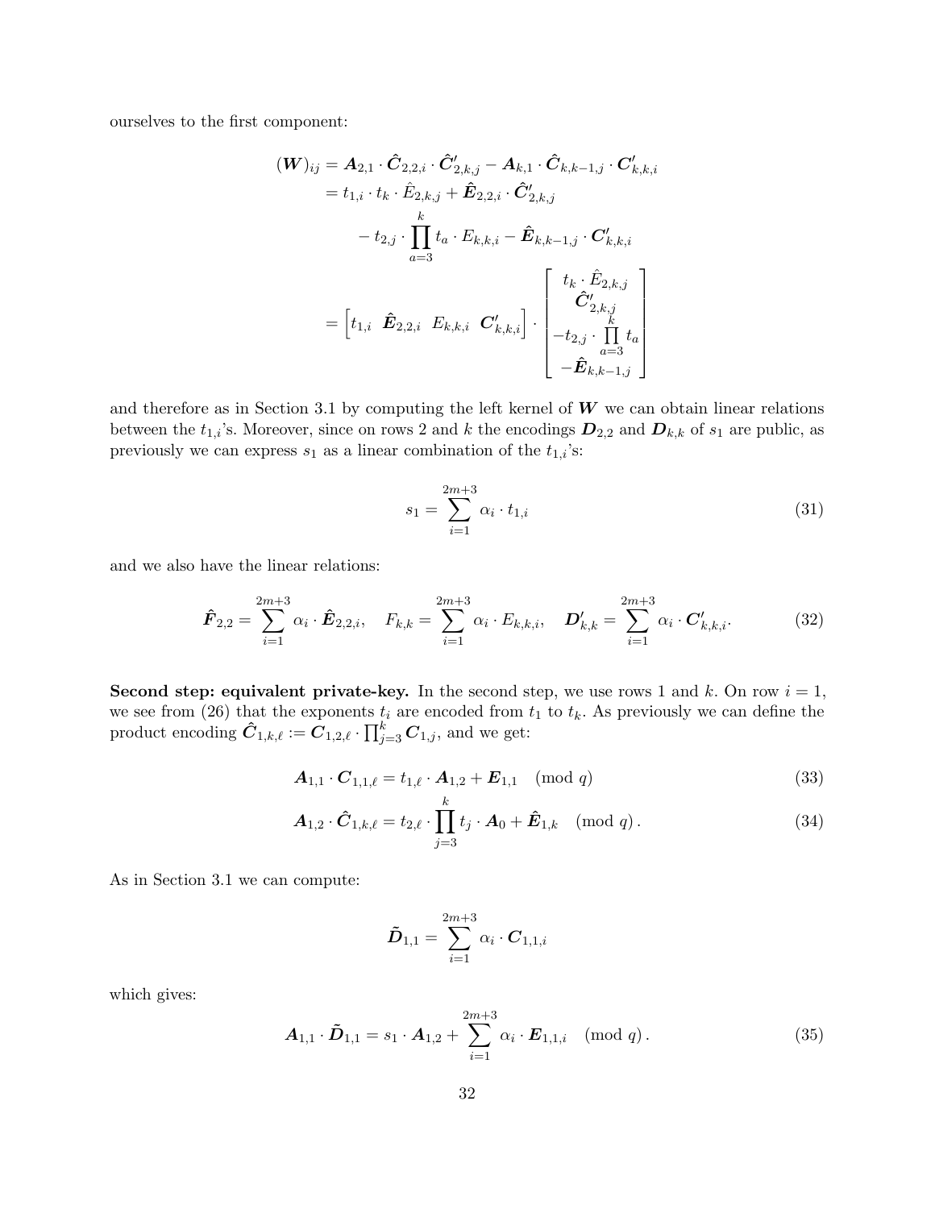ourselves to the first component:

$$
\begin{aligned}
(\boldsymbol{W})_{ij} &= \boldsymbol{A}_{2,1} \cdot \hat{\boldsymbol{C}}_{2,2,i} \cdot \hat{\boldsymbol{C}}'_{2,k,j} - \boldsymbol{A}_{k,1} \cdot \hat{\boldsymbol{C}}_{k,k-1,j} \cdot \boldsymbol{C}'_{k,k,i} \\
&= t_{1,i} \cdot t_k \cdot \hat{E}_{2,k,j} + \hat{\boldsymbol{E}}_{2,2,i} \cdot \hat{\boldsymbol{C}}'_{2,k,j} \\
&\quad - t_{2,j} \cdot \prod_{a=3}^{k} t_a \cdot E_{k,k,i} - \hat{\boldsymbol{E}}_{k,k-1,j} \cdot \boldsymbol{C}'_{k,k,i} \\
&= \begin{bmatrix} t_{1,i} & \hat{\boldsymbol{E}}_{2,2,i} & E_{k,k,i} & \boldsymbol{C}'_{k,k,i} \end{bmatrix} \cdot \begin{bmatrix} t_k \cdot \hat{E}_{2,k,j} \\ \hat{\boldsymbol{C}}'_{2,k,j} \\ -t_{2,j} \cdot \prod\limits_{a=3}^{k} t_a \\ -\hat{\boldsymbol{E}}_{k,k-1,j} \end{bmatrix}
\end{aligned}
$$

and therefore as in Section 3.1 by computing the left kernel of $\boldsymbol{W}$ we can obtain linear relations between the $t_{1,i}$'s. Moreover, since on rows 2 and $k$ the encodings $\boldsymbol{D}_{2,2}$ and $\boldsymbol{D}_{k,k}$ of $s_1$ are public, as previously we can express $s_1$ as a linear combination of the $t_{1,i}$'s:

$$
s_1 = \sum_{i=1}^{2m+3} \alpha_i \cdot t_{1,i} \tag{31}
$$

and we also have the linear relations:

$$
\hat{\boldsymbol{F}}_{2,2} = \sum_{i=1}^{2m+3} \alpha_i \cdot \hat{\boldsymbol{E}}_{2,2,i}, \quad F_{k,k} = \sum_{i=1}^{2m+3} \alpha_i \cdot E_{k,k,i}, \quad \boldsymbol{D}'_{k,k} = \sum_{i=1}^{2m+3} \alpha_i \cdot \boldsymbol{C}'_{k,k,i}. \tag{32}
$$

**Second step: equivalent private-key.** In the second step, we use rows 1 and $k$. On row $i = 1$, we see from (26) that the exponents $t_i$ are encoded from $t_1$ to $t_k$. As previously we can define the product encoding $\hat{\boldsymbol{C}}_{1,k,\ell} := \boldsymbol{C}_{1,2,\ell} \cdot \prod_{j=3}^{k} \boldsymbol{C}_{1,j}$, and we get:

$$
\boldsymbol{A}_{1,1} \cdot \boldsymbol{C}_{1,1,\ell} = t_{1,\ell} \cdot \boldsymbol{A}_{1,2} + \boldsymbol{E}_{1,1} \pmod{q} \tag{33}
$$

$$
\boldsymbol{A}_{1,2} \cdot \hat{\boldsymbol{C}}_{1,k,\ell} = t_{2,\ell} \cdot \prod_{j=3}^{k} t_j \cdot \boldsymbol{A}_0 + \hat{\boldsymbol{E}}_{1,k} \pmod{q}. \tag{34}
$$

As in Section 3.1 we can compute:

$$
\tilde{\boldsymbol{D}}_{1,1} = \sum_{i=1}^{2m+3} \alpha_i \cdot \boldsymbol{C}_{1,1,i}
$$

which gives:

$$
\boldsymbol{A}_{1,1} \cdot \tilde{\boldsymbol{D}}_{1,1} = s_1 \cdot \boldsymbol{A}_{1,2} + \sum_{i=1}^{2m+3} \alpha_i \cdot \boldsymbol{E}_{1,1,i} \pmod{q}. \tag{35}
$$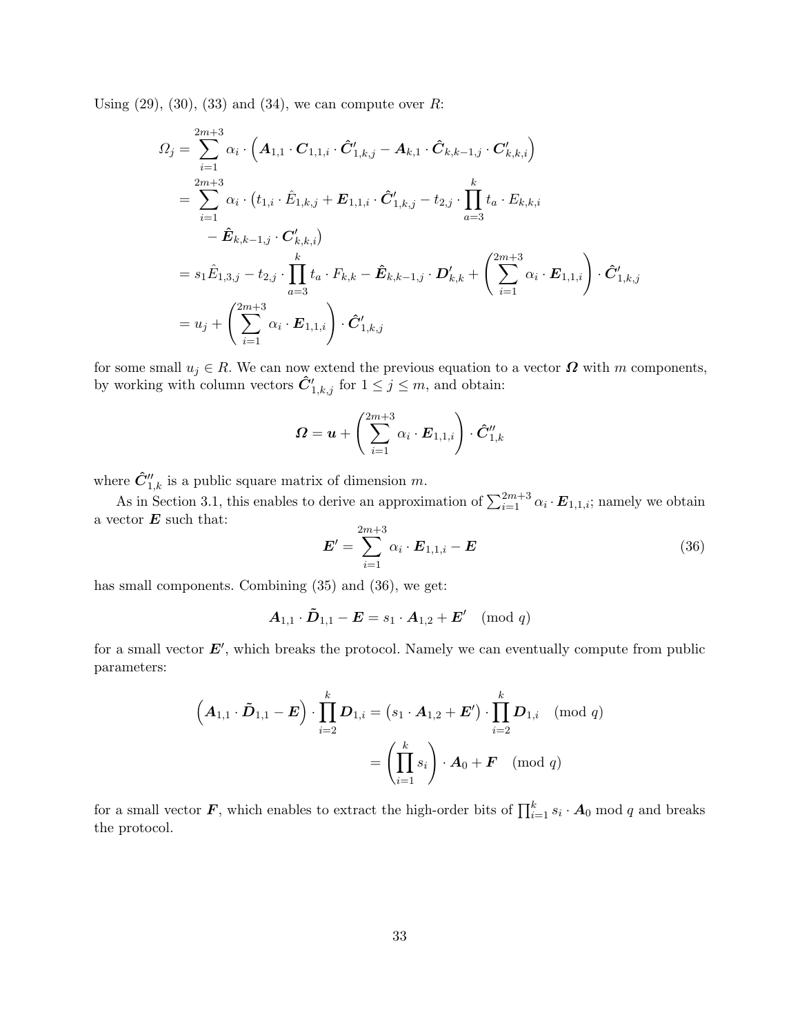Using (29), (30), (33) and (34), we can compute over $R$:

$$
\begin{aligned}
\varOmega_j &= \sum_{i=1}^{2m+3} \alpha_i \cdot \left( \boldsymbol{A}_{1,1} \cdot \boldsymbol{C}_{1,1,i} \cdot \hat{\boldsymbol{C}}'_{1,k,j} - \boldsymbol{A}_{k,1} \cdot \hat{\boldsymbol{C}}_{k,k-1,j} \cdot \boldsymbol{C}'_{k,k,i} \right) \\
&= \sum_{i=1}^{2m+3} \alpha_i \cdot \Big( t_{1,i} \cdot \hat{E}_{1,k,j} + \boldsymbol{E}_{1,1,i} \cdot \hat{\boldsymbol{C}}'_{1,k,j} - t_{2,j} \cdot \prod_{a=3}^{k} t_a \cdot E_{k,k,i} \\
&\qquad - \hat{\boldsymbol{E}}_{k,k-1,j} \cdot \boldsymbol{C}'_{k,k,i} \Big) \\
&= s_1 \hat{E}_{1,3,j} - t_{2,j} \cdot \prod_{a=3}^{k} t_a \cdot F_{k,k} - \hat{\boldsymbol{E}}_{k,k-1,j} \cdot \boldsymbol{D}'_{k,k} + \left( \sum_{i=1}^{2m+3} \alpha_i \cdot \boldsymbol{E}_{1,1,i} \right) \cdot \hat{\boldsymbol{C}}'_{1,k,j} \\
&= u_j + \left( \sum_{i=1}^{2m+3} \alpha_i \cdot \boldsymbol{E}_{1,1,i} \right) \cdot \hat{\boldsymbol{C}}'_{1,k,j}
\end{aligned}
$$

for some small $u_j \in R$. We can now extend the previous equation to a vector $\boldsymbol{\varOmega}$ with $m$ components, by working with column vectors $\hat{\boldsymbol{C}}'_{1,k,j}$ for $1 \le j \le m$, and obtain:

$$
\boldsymbol{\varOmega} = \boldsymbol{u} + \left( \sum_{i=1}^{2m+3} \alpha_i \cdot \boldsymbol{E}_{1,1,i} \right) \cdot \hat{\boldsymbol{C}}''_{1,k}
$$

where $\hat{\boldsymbol{C}}''_{1,k}$ is a public square matrix of dimension $m$.

As in Section 3.1, this enables to derive an approximation of $\sum_{i=1}^{2m+3} \alpha_i \cdot \boldsymbol{E}_{1,1,i}$; namely we obtain a vector $\boldsymbol{E}$ such that:

$$
\boldsymbol{E}' = \sum_{i=1}^{2m+3} \alpha_i \cdot \boldsymbol{E}_{1,1,i} - \boldsymbol{E} \tag{36}
$$

has small components. Combining (35) and (36), we get:

$$
\boldsymbol{A}_{1,1} \cdot \tilde{\boldsymbol{D}}_{1,1} - \boldsymbol{E} = s_1 \cdot \boldsymbol{A}_{1,2} + \boldsymbol{E}' \pmod q
$$

for a small vector $\boldsymbol{E}'$, which breaks the protocol. Namely we can eventually compute from public parameters:

$$
\begin{aligned}
\left( \boldsymbol{A}_{1,1} \cdot \tilde{\boldsymbol{D}}_{1,1} - \boldsymbol{E} \right) \cdot \prod_{i=2}^{k} \boldsymbol{D}_{1,i} &= \left( s_1 \cdot \boldsymbol{A}_{1,2} + \boldsymbol{E}' \right) \cdot \prod_{i=2}^{k} \boldsymbol{D}_{1,i} \pmod q \\
&= \left( \prod_{i=1}^{k} s_i \right) \cdot \boldsymbol{A}_0 + \boldsymbol{F} \pmod q
\end{aligned}
$$

for a small vector $\boldsymbol{F}$, which enables to extract the high-order bits of $\prod_{i=1}^{k} s_i \cdot \boldsymbol{A}_0 \bmod q$ and breaks the protocol.